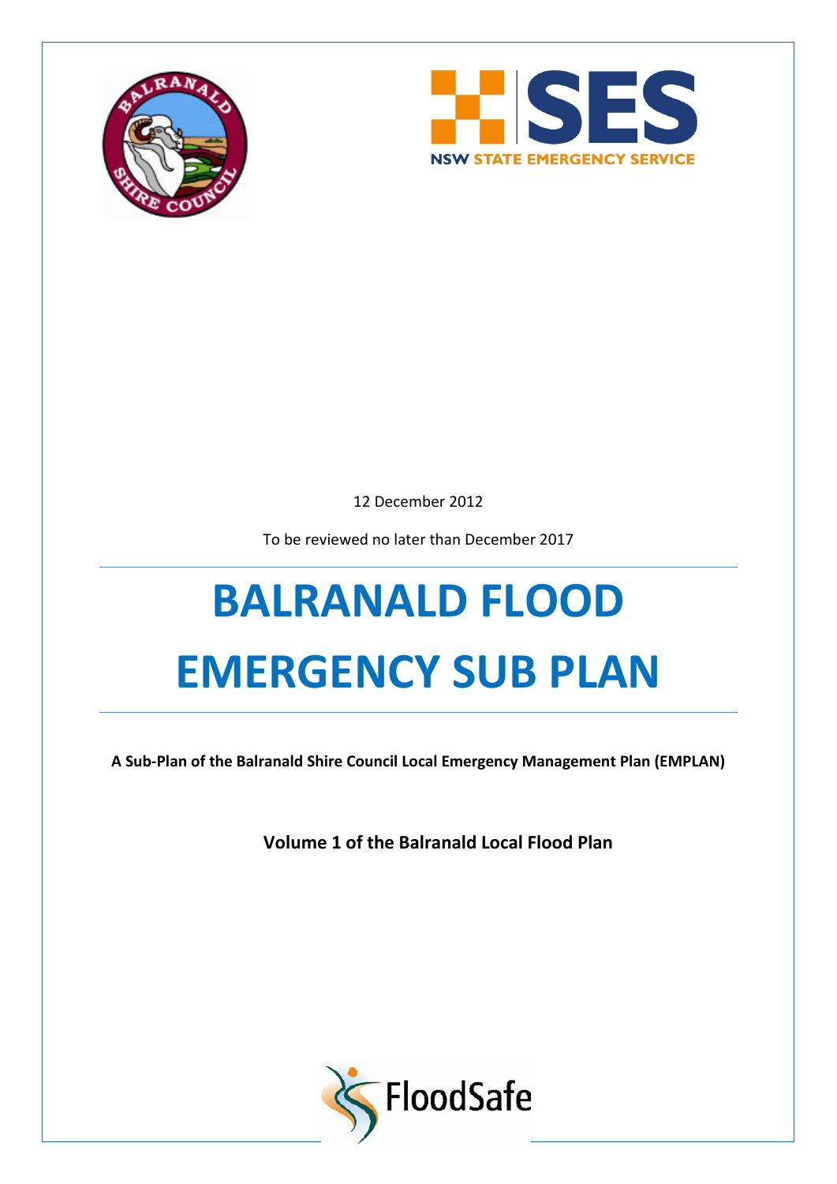12 December 2012

To be reviewed no later than December 2017

# BALRANALD FLOOD EMERGENCY SUB PLAN

**A Sub-Plan of the Balranald Shire Council Local Emergency Management Plan (EMPLAN)**

**Volume 1 of the Balranald Local Flood Plan**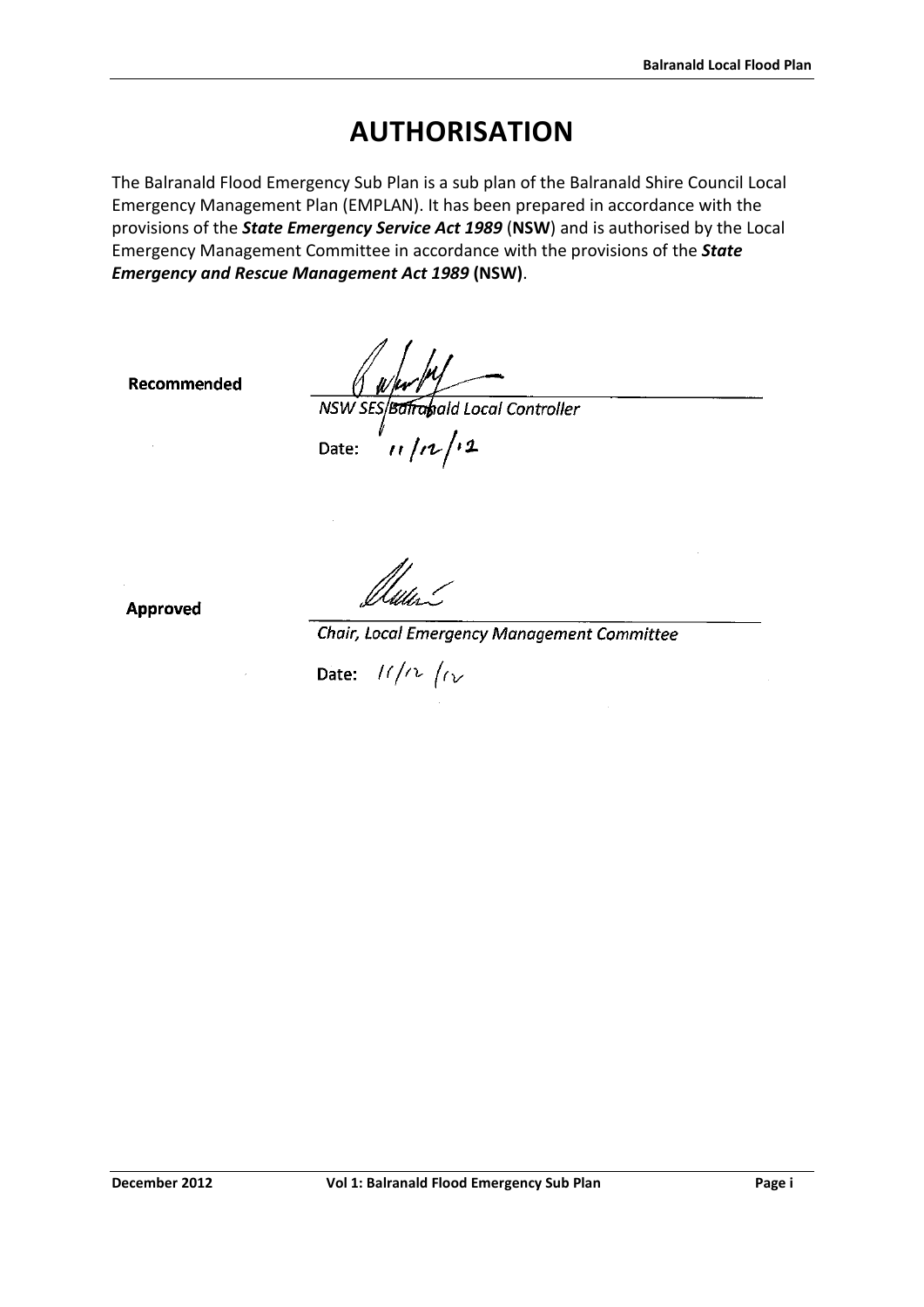# AUTHORISATION

The Balranald Flood Emergency Sub Plan is a sub plan of the Balranald Shire Council Local Emergency Management Plan (EMPLAN). It has been prepared in accordance with the provisions of the ***State Emergency Service Act 1989*** (**NSW**) and is authorised by the Local Emergency Management Committee in accordance with the provisions of the ***State Emergency and Rescue Management Act 1989*** **(NSW)**.

**Recommended**

*NSW SES Balranald Local Controller*

Date: 11/12/12

**Approved**

*Chair, Local Emergency Management Committee*

Date: 11/12/12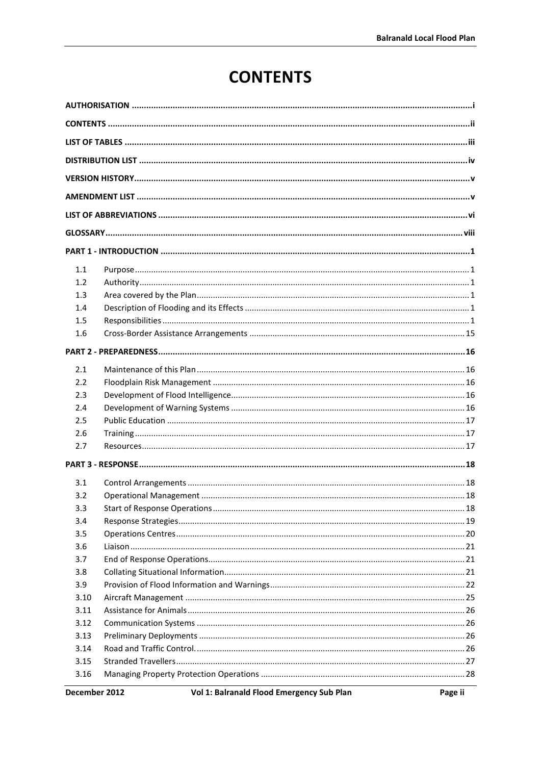# CONTENTS

| | | |
|---|---|---|
| **AUTHORISATION** | | **i** |
| **CONTENTS** | | **ii** |
| **LIST OF TABLES** | | **iii** |
| **DISTRIBUTION LIST** | | **iv** |
| **VERSION HISTORY** | | **v** |
| **AMENDMENT LIST** | | **v** |
| **LIST OF ABBREVIATIONS** | | **vi** |
| **GLOSSARY** | | **viii** |
| **PART 1 - INTRODUCTION** | | **1** |
| 1.1 | Purpose | 1 |
| 1.2 | Authority | 1 |
| 1.3 | Area covered by the Plan | 1 |
| 1.4 | Description of Flooding and its Effects | 1 |
| 1.5 | Responsibilities | 1 |
| 1.6 | Cross-Border Assistance Arrangements | 15 |
| **PART 2 - PREPAREDNESS** | | **16** |
| 2.1 | Maintenance of this Plan | 16 |
| 2.2 | Floodplain Risk Management | 16 |
| 2.3 | Development of Flood Intelligence | 16 |
| 2.4 | Development of Warning Systems | 16 |
| 2.5 | Public Education | 17 |
| 2.6 | Training | 17 |
| 2.7 | Resources | 17 |
| **PART 3 - RESPONSE** | | **18** |
| 3.1 | Control Arrangements | 18 |
| 3.2 | Operational Management | 18 |
| 3.3 | Start of Response Operations | 18 |
| 3.4 | Response Strategies | 19 |
| 3.5 | Operations Centres | 20 |
| 3.6 | Liaison | 21 |
| 3.7 | End of Response Operations | 21 |
| 3.8 | Collating Situational Information | 21 |
| 3.9 | Provision of Flood Information and Warnings | 22 |
| 3.10 | Aircraft Management | 25 |
| 3.11 | Assistance for Animals | 26 |
| 3.12 | Communication Systems | 26 |
| 3.13 | Preliminary Deployments | 26 |
| 3.14 | Road and Traffic Control. | 26 |
| 3.15 | Stranded Travellers | 27 |
| 3.16 | Managing Property Protection Operations | 28 |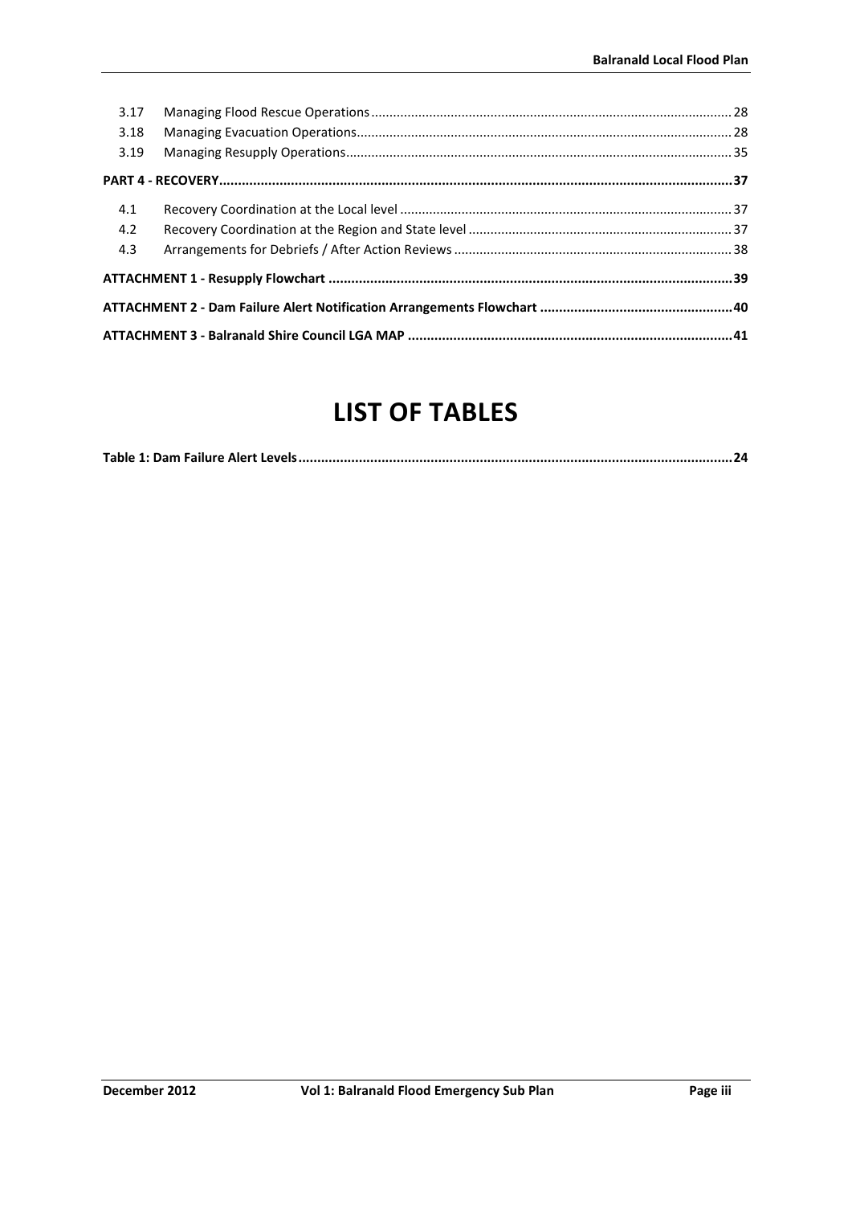| | | |
|---|---|---|
| 3.17 | Managing Flood Rescue Operations | 28 |
| 3.18 | Managing Evacuation Operations | 28 |
| 3.19 | Managing Resupply Operations | 35 |

**PART 4 - RECOVERY** .......... **37**

| | | |
|---|---|---|
| 4.1 | Recovery Coordination at the Local level | 37 |
| 4.2 | Recovery Coordination at the Region and State level | 37 |
| 4.3 | Arrangements for Debriefs / After Action Reviews | 38 |

**ATTACHMENT 1 - Resupply Flowchart** .......... **39**

**ATTACHMENT 2 - Dam Failure Alert Notification Arrangements Flowchart** .......... **40**

**ATTACHMENT 3 - Balranald Shire Council LGA MAP** .......... **41**

# LIST OF TABLES

**Table 1: Dam Failure Alert Levels** .......... **24**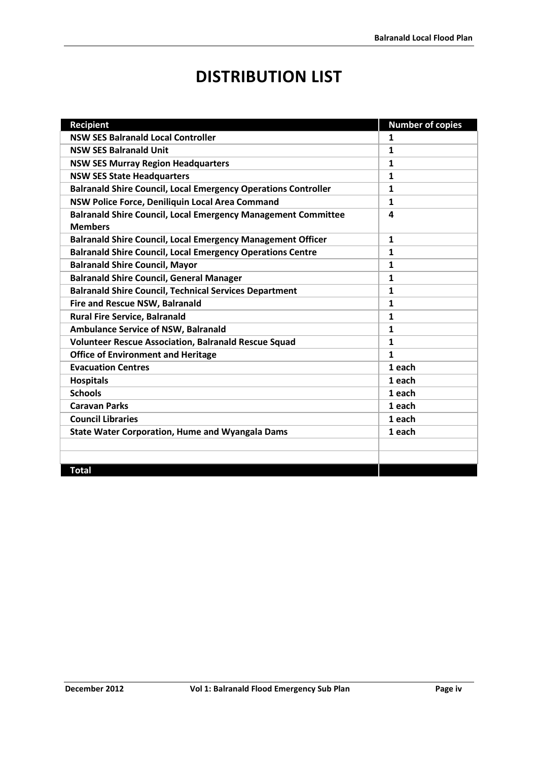# DISTRIBUTION LIST

| Recipient | Number of copies |
|---|---|
| **NSW SES Balranald Local Controller** | **1** |
| **NSW SES Balranald Unit** | **1** |
| **NSW SES Murray Region Headquarters** | **1** |
| **NSW SES State Headquarters** | **1** |
| **Balranald Shire Council, Local Emergency Operations Controller** | **1** |
| **NSW Police Force, Deniliquin Local Area Command** | **1** |
| **Balranald Shire Council, Local Emergency Management Committee Members** | **4** |
| **Balranald Shire Council, Local Emergency Management Officer** | **1** |
| **Balranald Shire Council, Local Emergency Operations Centre** | **1** |
| **Balranald Shire Council, Mayor** | **1** |
| **Balranald Shire Council, General Manager** | **1** |
| **Balranald Shire Council, Technical Services Department** | **1** |
| **Fire and Rescue NSW, Balranald** | **1** |
| **Rural Fire Service, Balranald** | **1** |
| **Ambulance Service of NSW, Balranald** | **1** |
| **Volunteer Rescue Association, Balranald Rescue Squad** | **1** |
| **Office of Environment and Heritage** | **1** |
| **Evacuation Centres** | **1 each** |
| **Hospitals** | **1 each** |
| **Schools** | **1 each** |
| **Caravan Parks** | **1 each** |
| **Council Libraries** | **1 each** |
| **State Water Corporation, Hume and Wyangala Dams** | **1 each** |
| | |
| | |
| **Total** | |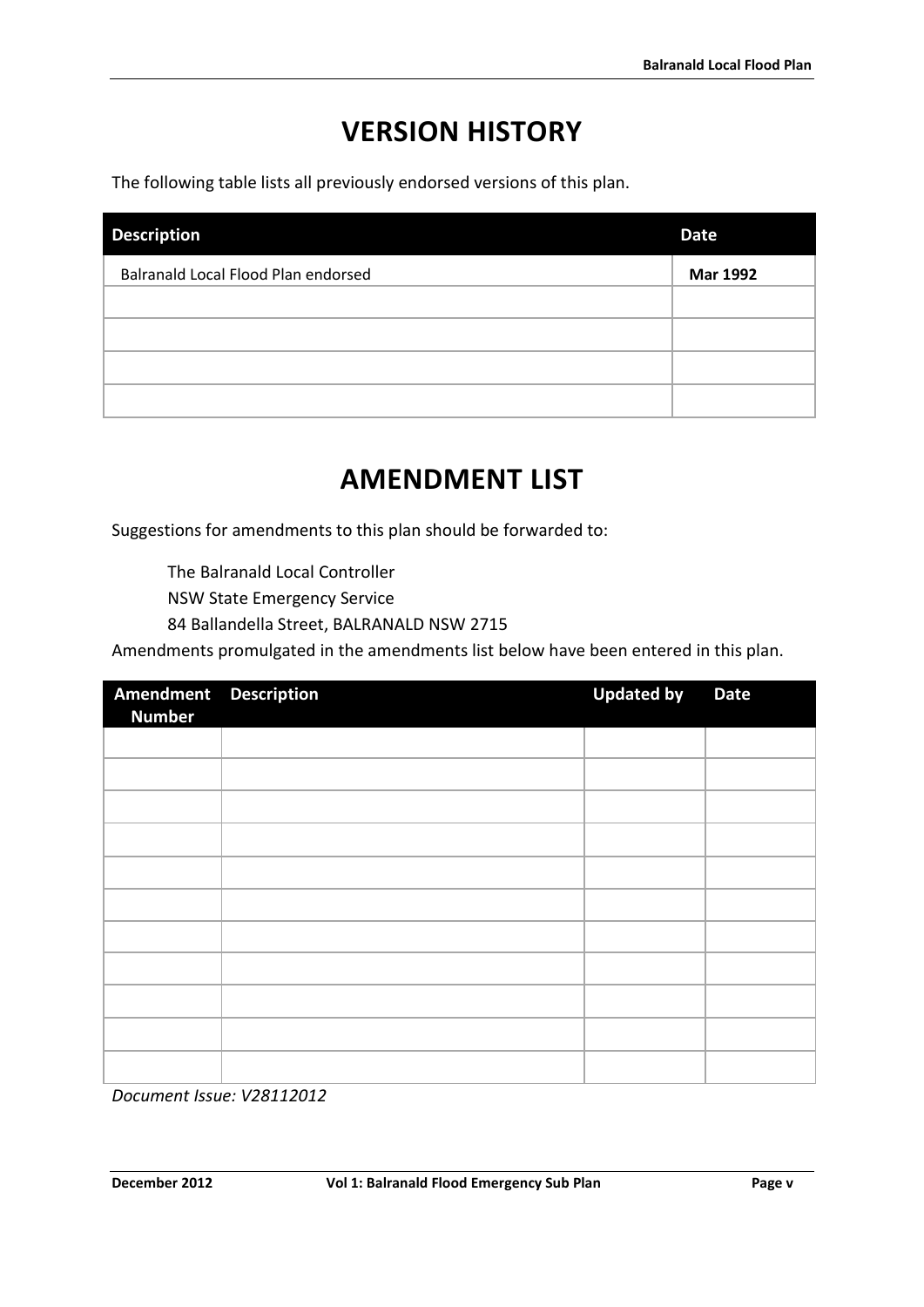# VERSION HISTORY

The following table lists all previously endorsed versions of this plan.

| Description | Date |
|---|---|
| Balranald Local Flood Plan endorsed | **Mar 1992** |
| | |
| | |
| | |
| | |

# AMENDMENT LIST

Suggestions for amendments to this plan should be forwarded to:

The Balranald Local Controller
NSW State Emergency Service
84 Ballandella Street, BALRANALD NSW 2715

Amendments promulgated in the amendments list below have been entered in this plan.

| Amendment Number | Description | Updated by | Date |
|---|---|---|---|
| | | | |
| | | | |
| | | | |
| | | | |
| | | | |
| | | | |
| | | | |
| | | | |
| | | | |
| | | | |
| | | | |

*Document Issue: V28112012*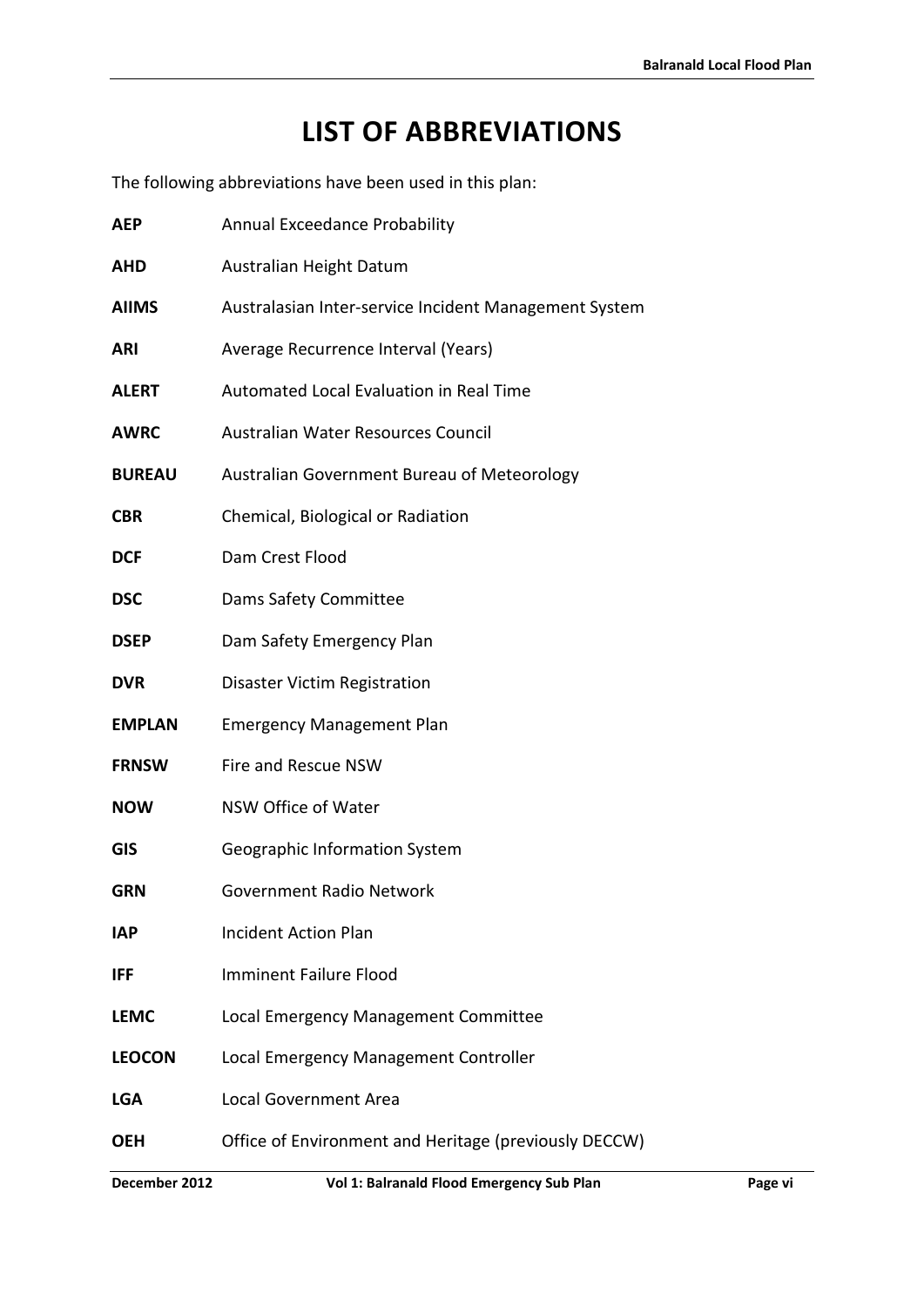# LIST OF ABBREVIATIONS

The following abbreviations have been used in this plan:

| | |
|---|---|
| **AEP** | Annual Exceedance Probability |
| **AHD** | Australian Height Datum |
| **AIIMS** | Australasian Inter-service Incident Management System |
| **ARI** | Average Recurrence Interval (Years) |
| **ALERT** | Automated Local Evaluation in Real Time |
| **AWRC** | Australian Water Resources Council |
| **BUREAU** | Australian Government Bureau of Meteorology |
| **CBR** | Chemical, Biological or Radiation |
| **DCF** | Dam Crest Flood |
| **DSC** | Dams Safety Committee |
| **DSEP** | Dam Safety Emergency Plan |
| **DVR** | Disaster Victim Registration |
| **EMPLAN** | Emergency Management Plan |
| **FRNSW** | Fire and Rescue NSW |
| **NOW** | NSW Office of Water |
| **GIS** | Geographic Information System |
| **GRN** | Government Radio Network |
| **IAP** | Incident Action Plan |
| **IFF** | Imminent Failure Flood |
| **LEMC** | Local Emergency Management Committee |
| **LEOCON** | Local Emergency Management Controller |
| **LGA** | Local Government Area |
| **OEH** | Office of Environment and Heritage (previously DECCW) |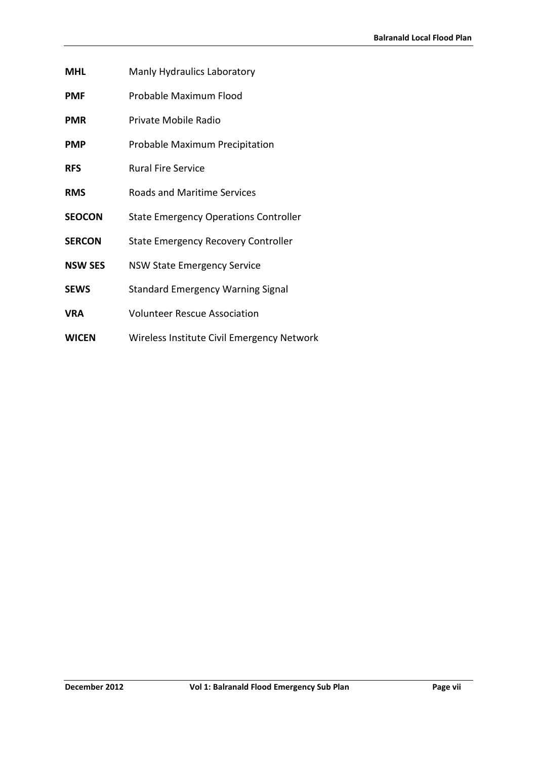**MHL** Manly Hydraulics Laboratory

**PMF** Probable Maximum Flood

**PMR** Private Mobile Radio

**PMP** Probable Maximum Precipitation

**RFS** Rural Fire Service

**RMS** Roads and Maritime Services

**SEOCON** State Emergency Operations Controller

**SERCON** State Emergency Recovery Controller

**NSW SES** NSW State Emergency Service

**SEWS** Standard Emergency Warning Signal

**VRA** Volunteer Rescue Association

**WICEN** Wireless Institute Civil Emergency Network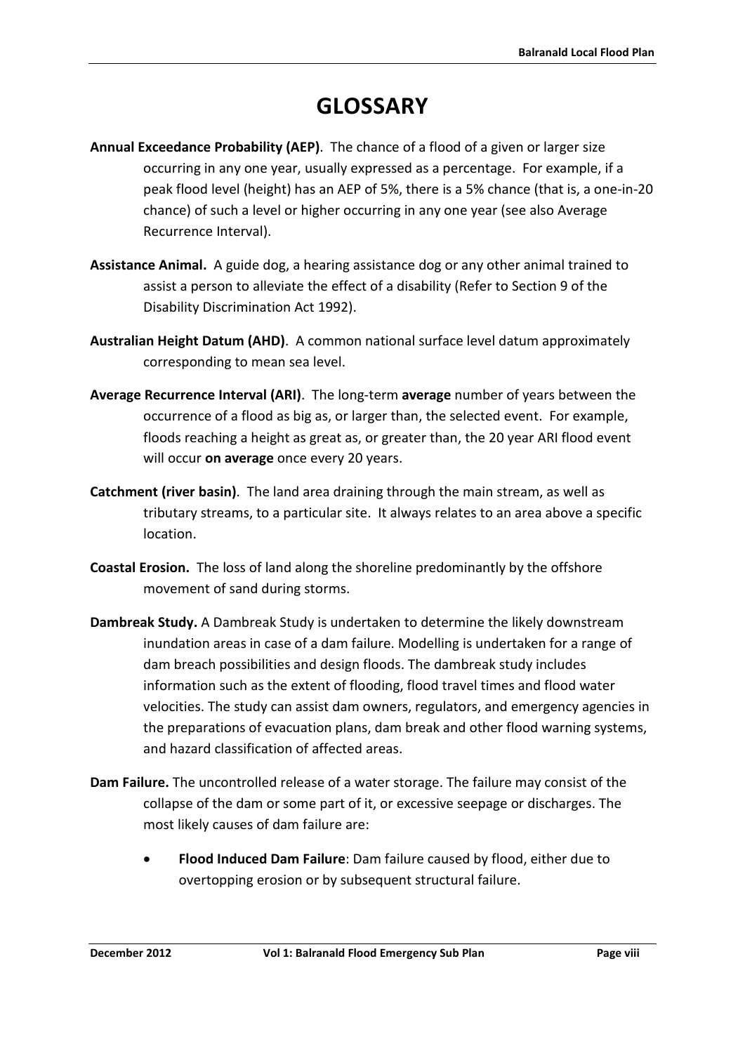# GLOSSARY

**Annual Exceedance Probability (AEP)**. The chance of a flood of a given or larger size occurring in any one year, usually expressed as a percentage. For example, if a peak flood level (height) has an AEP of 5%, there is a 5% chance (that is, a one-in-20 chance) of such a level or higher occurring in any one year (see also Average Recurrence Interval).

**Assistance Animal.** A guide dog, a hearing assistance dog or any other animal trained to assist a person to alleviate the effect of a disability (Refer to Section 9 of the Disability Discrimination Act 1992).

**Australian Height Datum (AHD)**. A common national surface level datum approximately corresponding to mean sea level.

**Average Recurrence Interval (ARI)**. The long-term **average** number of years between the occurrence of a flood as big as, or larger than, the selected event. For example, floods reaching a height as great as, or greater than, the 20 year ARI flood event will occur **on average** once every 20 years.

**Catchment (river basin)**. The land area draining through the main stream, as well as tributary streams, to a particular site. It always relates to an area above a specific location.

**Coastal Erosion.** The loss of land along the shoreline predominantly by the offshore movement of sand during storms.

**Dambreak Study.** A Dambreak Study is undertaken to determine the likely downstream inundation areas in case of a dam failure. Modelling is undertaken for a range of dam breach possibilities and design floods. The dambreak study includes information such as the extent of flooding, flood travel times and flood water velocities. The study can assist dam owners, regulators, and emergency agencies in the preparations of evacuation plans, dam break and other flood warning systems, and hazard classification of affected areas.

**Dam Failure.** The uncontrolled release of a water storage. The failure may consist of the collapse of the dam or some part of it, or excessive seepage or discharges. The most likely causes of dam failure are:

- **Flood Induced Dam Failure**: Dam failure caused by flood, either due to overtopping erosion or by subsequent structural failure.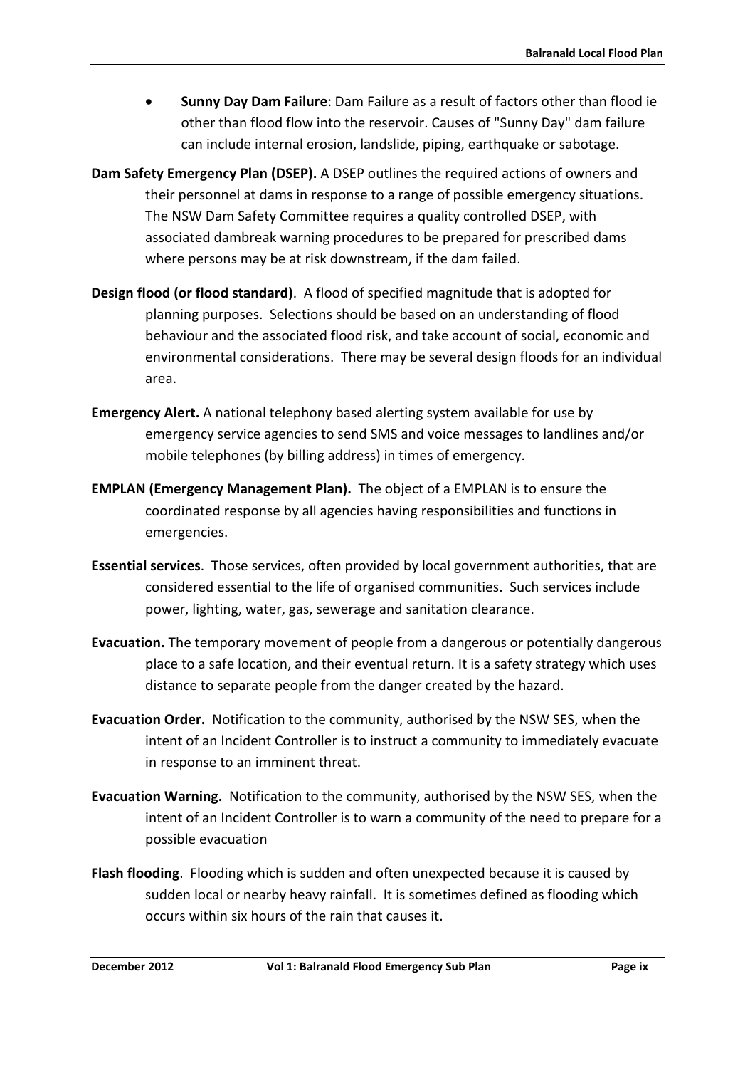- **Sunny Day Dam Failure**: Dam Failure as a result of factors other than flood ie other than flood flow into the reservoir. Causes of "Sunny Day" dam failure can include internal erosion, landslide, piping, earthquake or sabotage.

**Dam Safety Emergency Plan (DSEP).** A DSEP outlines the required actions of owners and their personnel at dams in response to a range of possible emergency situations. The NSW Dam Safety Committee requires a quality controlled DSEP, with associated dambreak warning procedures to be prepared for prescribed dams where persons may be at risk downstream, if the dam failed.

**Design flood (or flood standard)**. A flood of specified magnitude that is adopted for planning purposes. Selections should be based on an understanding of flood behaviour and the associated flood risk, and take account of social, economic and environmental considerations. There may be several design floods for an individual area.

**Emergency Alert.** A national telephony based alerting system available for use by emergency service agencies to send SMS and voice messages to landlines and/or mobile telephones (by billing address) in times of emergency.

**EMPLAN (Emergency Management Plan).** The object of a EMPLAN is to ensure the coordinated response by all agencies having responsibilities and functions in emergencies.

**Essential services**. Those services, often provided by local government authorities, that are considered essential to the life of organised communities. Such services include power, lighting, water, gas, sewerage and sanitation clearance.

**Evacuation.** The temporary movement of people from a dangerous or potentially dangerous place to a safe location, and their eventual return. It is a safety strategy which uses distance to separate people from the danger created by the hazard.

**Evacuation Order.** Notification to the community, authorised by the NSW SES, when the intent of an Incident Controller is to instruct a community to immediately evacuate in response to an imminent threat.

**Evacuation Warning.** Notification to the community, authorised by the NSW SES, when the intent of an Incident Controller is to warn a community of the need to prepare for a possible evacuation

**Flash flooding**. Flooding which is sudden and often unexpected because it is caused by sudden local or nearby heavy rainfall. It is sometimes defined as flooding which occurs within six hours of the rain that causes it.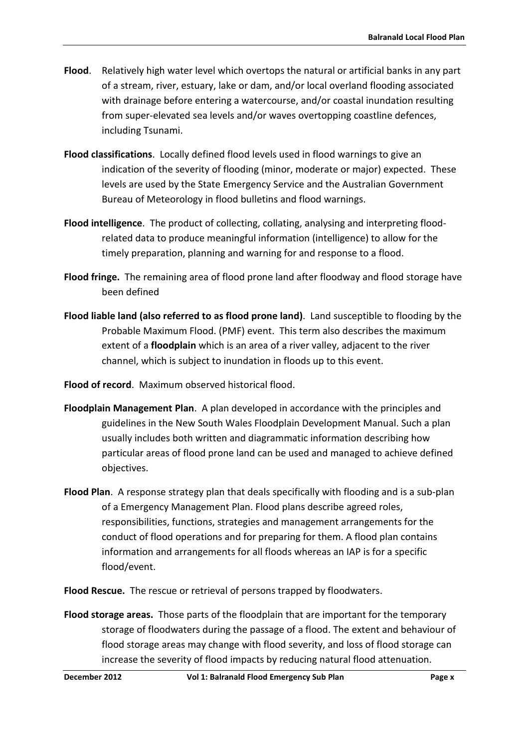**Flood**. Relatively high water level which overtops the natural or artificial banks in any part of a stream, river, estuary, lake or dam, and/or local overland flooding associated with drainage before entering a watercourse, and/or coastal inundation resulting from super-elevated sea levels and/or waves overtopping coastline defences, including Tsunami.

**Flood classifications**. Locally defined flood levels used in flood warnings to give an indication of the severity of flooding (minor, moderate or major) expected. These levels are used by the State Emergency Service and the Australian Government Bureau of Meteorology in flood bulletins and flood warnings.

**Flood intelligence**. The product of collecting, collating, analysing and interpreting flood-related data to produce meaningful information (intelligence) to allow for the timely preparation, planning and warning for and response to a flood.

**Flood fringe.** The remaining area of flood prone land after floodway and flood storage have been defined

**Flood liable land (also referred to as flood prone land)**. Land susceptible to flooding by the Probable Maximum Flood. (PMF) event. This term also describes the maximum extent of a **floodplain** which is an area of a river valley, adjacent to the river channel, which is subject to inundation in floods up to this event.

**Flood of record**. Maximum observed historical flood.

**Floodplain Management Plan**. A plan developed in accordance with the principles and guidelines in the New South Wales Floodplain Development Manual. Such a plan usually includes both written and diagrammatic information describing how particular areas of flood prone land can be used and managed to achieve defined objectives.

**Flood Plan**. A response strategy plan that deals specifically with flooding and is a sub-plan of a Emergency Management Plan. Flood plans describe agreed roles, responsibilities, functions, strategies and management arrangements for the conduct of flood operations and for preparing for them. A flood plan contains information and arrangements for all floods whereas an IAP is for a specific flood/event.

**Flood Rescue.** The rescue or retrieval of persons trapped by floodwaters.

**Flood storage areas.** Those parts of the floodplain that are important for the temporary storage of floodwaters during the passage of a flood. The extent and behaviour of flood storage areas may change with flood severity, and loss of flood storage can increase the severity of flood impacts by reducing natural flood attenuation.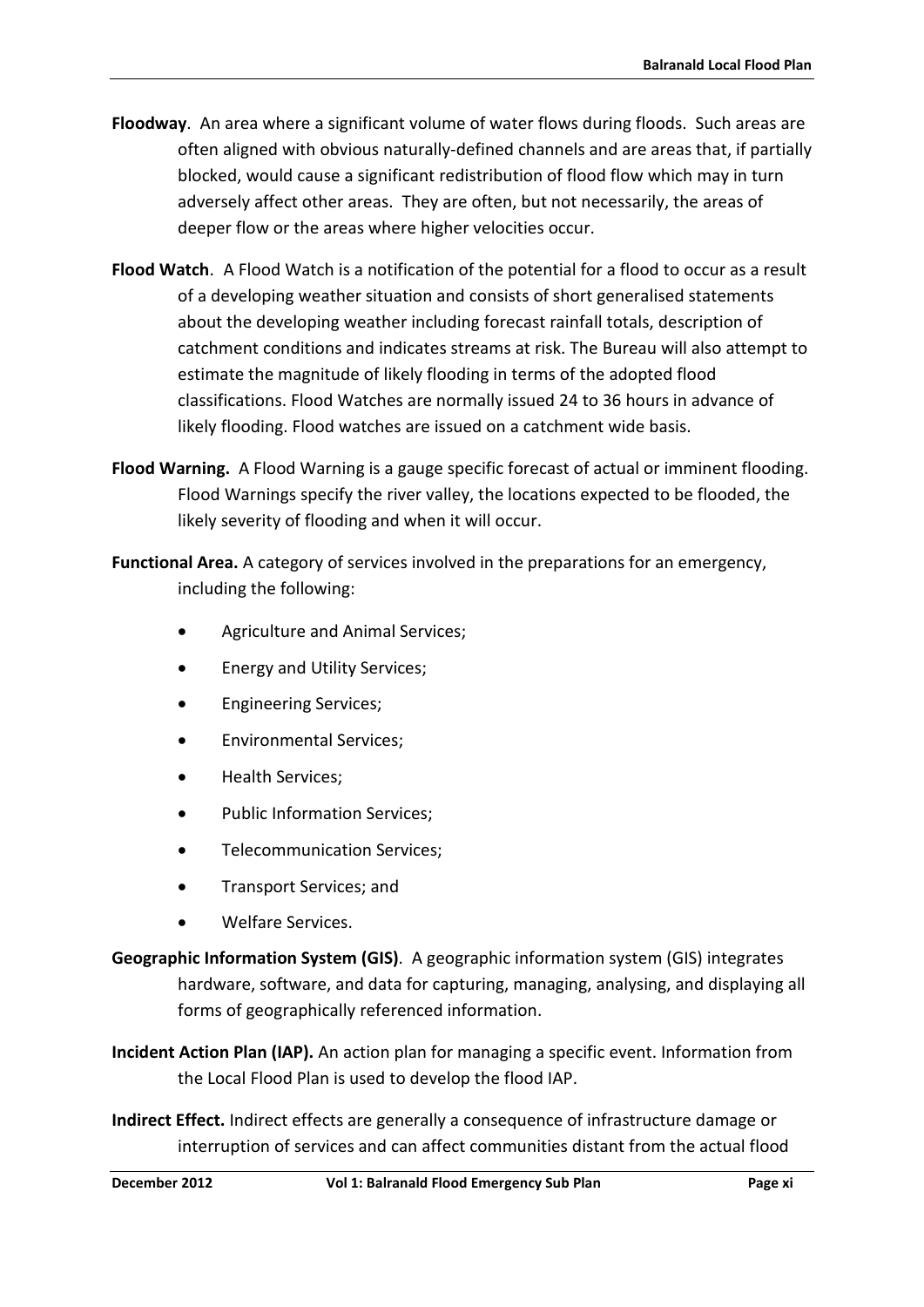**Floodway**. An area where a significant volume of water flows during floods. Such areas are often aligned with obvious naturally-defined channels and are areas that, if partially blocked, would cause a significant redistribution of flood flow which may in turn adversely affect other areas. They are often, but not necessarily, the areas of deeper flow or the areas where higher velocities occur.

**Flood Watch**. A Flood Watch is a notification of the potential for a flood to occur as a result of a developing weather situation and consists of short generalised statements about the developing weather including forecast rainfall totals, description of catchment conditions and indicates streams at risk. The Bureau will also attempt to estimate the magnitude of likely flooding in terms of the adopted flood classifications. Flood Watches are normally issued 24 to 36 hours in advance of likely flooding. Flood watches are issued on a catchment wide basis.

**Flood Warning.** A Flood Warning is a gauge specific forecast of actual or imminent flooding. Flood Warnings specify the river valley, the locations expected to be flooded, the likely severity of flooding and when it will occur.

**Functional Area.** A category of services involved in the preparations for an emergency, including the following:

- Agriculture and Animal Services;
- Energy and Utility Services;
- Engineering Services;
- Environmental Services;
- Health Services;
- Public Information Services;
- Telecommunication Services;
- Transport Services; and
- Welfare Services.

**Geographic Information System (GIS)**. A geographic information system (GIS) integrates hardware, software, and data for capturing, managing, analysing, and displaying all forms of geographically referenced information.

**Incident Action Plan (IAP).** An action plan for managing a specific event. Information from the Local Flood Plan is used to develop the flood IAP.

**Indirect Effect.** Indirect effects are generally a consequence of infrastructure damage or interruption of services and can affect communities distant from the actual flood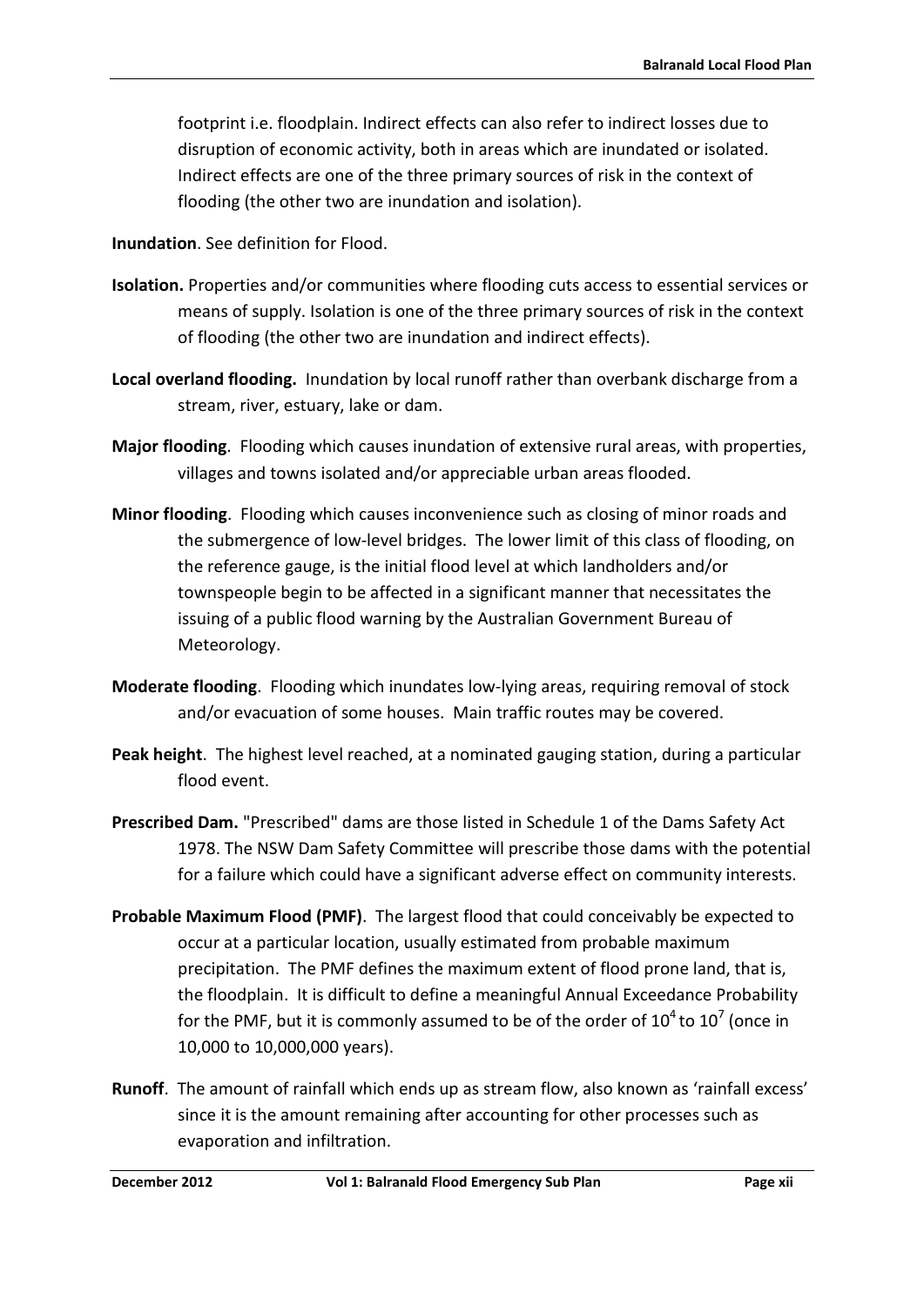footprint i.e. floodplain. Indirect effects can also refer to indirect losses due to disruption of economic activity, both in areas which are inundated or isolated. Indirect effects are one of the three primary sources of risk in the context of flooding (the other two are inundation and isolation).

**Inundation**. See definition for Flood.

**Isolation.** Properties and/or communities where flooding cuts access to essential services or means of supply. Isolation is one of the three primary sources of risk in the context of flooding (the other two are inundation and indirect effects).

**Local overland flooding.** Inundation by local runoff rather than overbank discharge from a stream, river, estuary, lake or dam.

**Major flooding**. Flooding which causes inundation of extensive rural areas, with properties, villages and towns isolated and/or appreciable urban areas flooded.

**Minor flooding**. Flooding which causes inconvenience such as closing of minor roads and the submergence of low-level bridges. The lower limit of this class of flooding, on the reference gauge, is the initial flood level at which landholders and/or townspeople begin to be affected in a significant manner that necessitates the issuing of a public flood warning by the Australian Government Bureau of Meteorology.

**Moderate flooding**. Flooding which inundates low-lying areas, requiring removal of stock and/or evacuation of some houses. Main traffic routes may be covered.

**Peak height**. The highest level reached, at a nominated gauging station, during a particular flood event.

**Prescribed Dam.** "Prescribed" dams are those listed in Schedule 1 of the Dams Safety Act 1978. The NSW Dam Safety Committee will prescribe those dams with the potential for a failure which could have a significant adverse effect on community interests.

**Probable Maximum Flood (PMF)**. The largest flood that could conceivably be expected to occur at a particular location, usually estimated from probable maximum precipitation. The PMF defines the maximum extent of flood prone land, that is, the floodplain. It is difficult to define a meaningful Annual Exceedance Probability for the PMF, but it is commonly assumed to be of the order of $10^4$ to $10^7$ (once in 10,000 to 10,000,000 years).

**Runoff**. The amount of rainfall which ends up as stream flow, also known as 'rainfall excess' since it is the amount remaining after accounting for other processes such as evaporation and infiltration.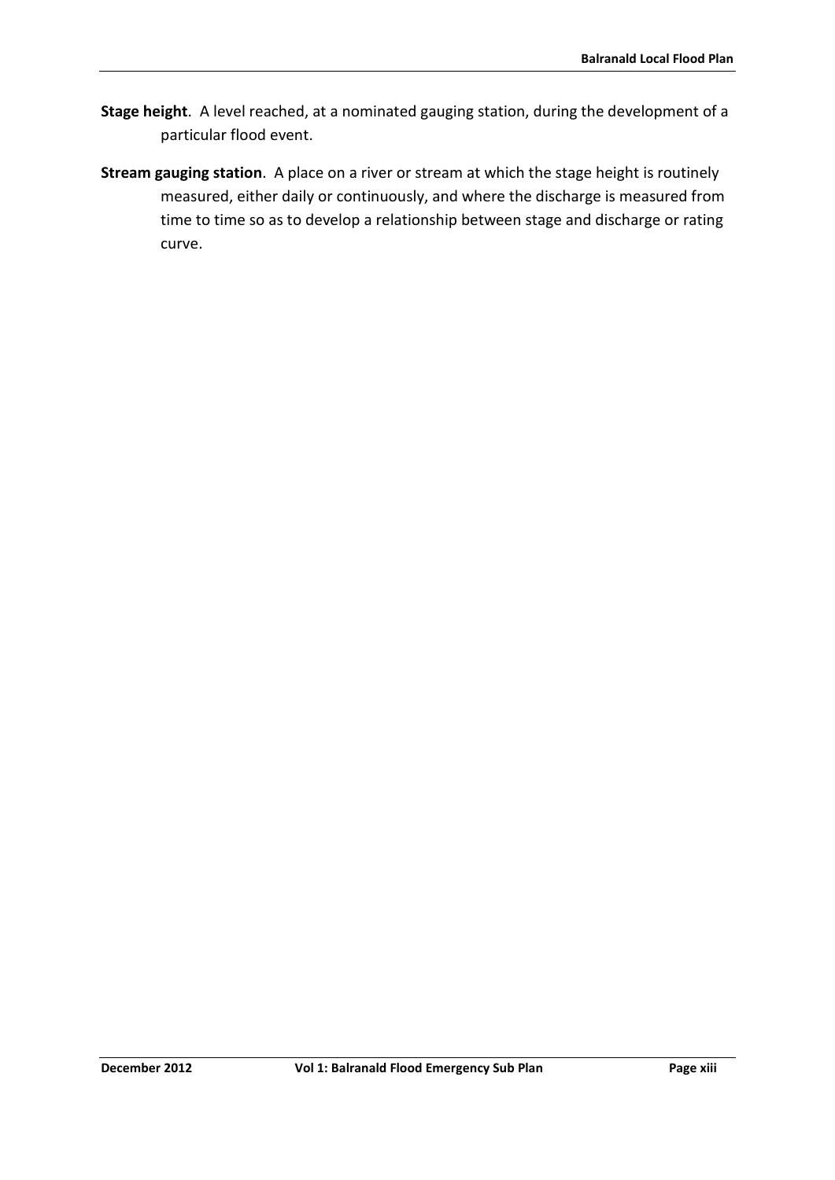**Stage height**. A level reached, at a nominated gauging station, during the development of a particular flood event.

**Stream gauging station**. A place on a river or stream at which the stage height is routinely measured, either daily or continuously, and where the discharge is measured from time to time so as to develop a relationship between stage and discharge or rating curve.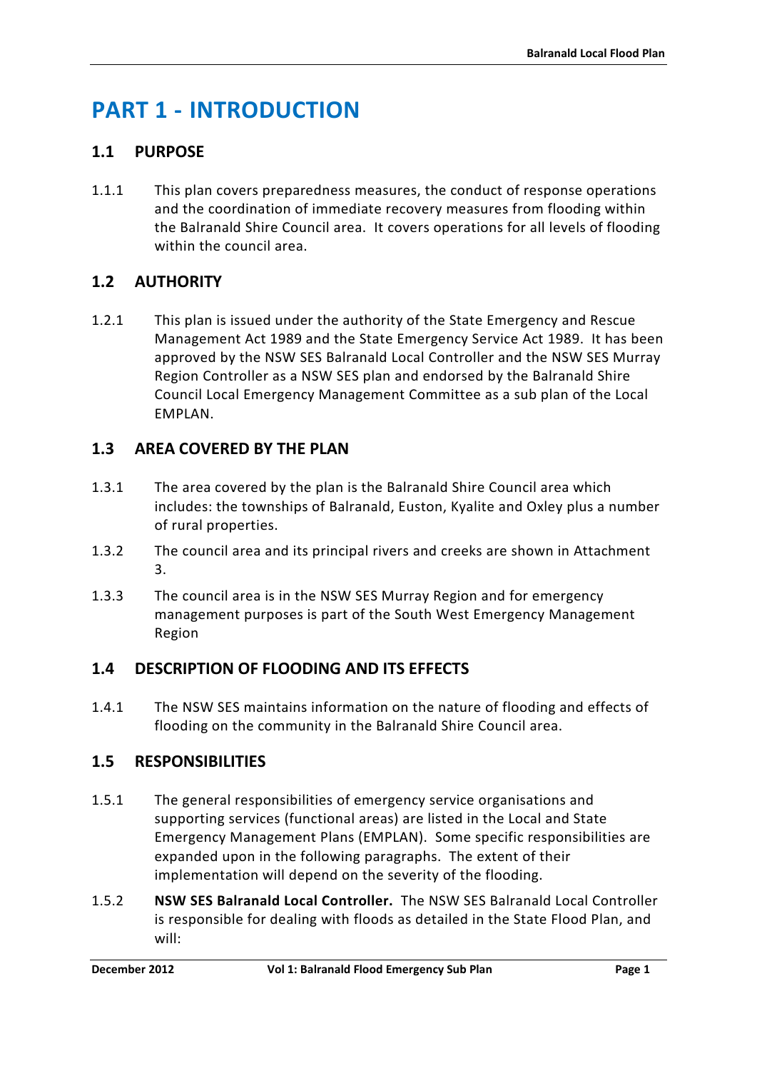# PART 1 - INTRODUCTION

## 1.1 PURPOSE

1.1.1 This plan covers preparedness measures, the conduct of response operations and the coordination of immediate recovery measures from flooding within the Balranald Shire Council area. It covers operations for all levels of flooding within the council area.

## 1.2 AUTHORITY

1.2.1 This plan is issued under the authority of the State Emergency and Rescue Management Act 1989 and the State Emergency Service Act 1989. It has been approved by the NSW SES Balranald Local Controller and the NSW SES Murray Region Controller as a NSW SES plan and endorsed by the Balranald Shire Council Local Emergency Management Committee as a sub plan of the Local EMPLAN.

## 1.3 AREA COVERED BY THE PLAN

1.3.1 The area covered by the plan is the Balranald Shire Council area which includes: the townships of Balranald, Euston, Kyalite and Oxley plus a number of rural properties.

1.3.2 The council area and its principal rivers and creeks are shown in Attachment 3.

1.3.3 The council area is in the NSW SES Murray Region and for emergency management purposes is part of the South West Emergency Management Region

## 1.4 DESCRIPTION OF FLOODING AND ITS EFFECTS

1.4.1 The NSW SES maintains information on the nature of flooding and effects of flooding on the community in the Balranald Shire Council area.

## 1.5 RESPONSIBILITIES

1.5.1 The general responsibilities of emergency service organisations and supporting services (functional areas) are listed in the Local and State Emergency Management Plans (EMPLAN). Some specific responsibilities are expanded upon in the following paragraphs. The extent of their implementation will depend on the severity of the flooding.

1.5.2 **NSW SES Balranald Local Controller.** The NSW SES Balranald Local Controller is responsible for dealing with floods as detailed in the State Flood Plan, and will: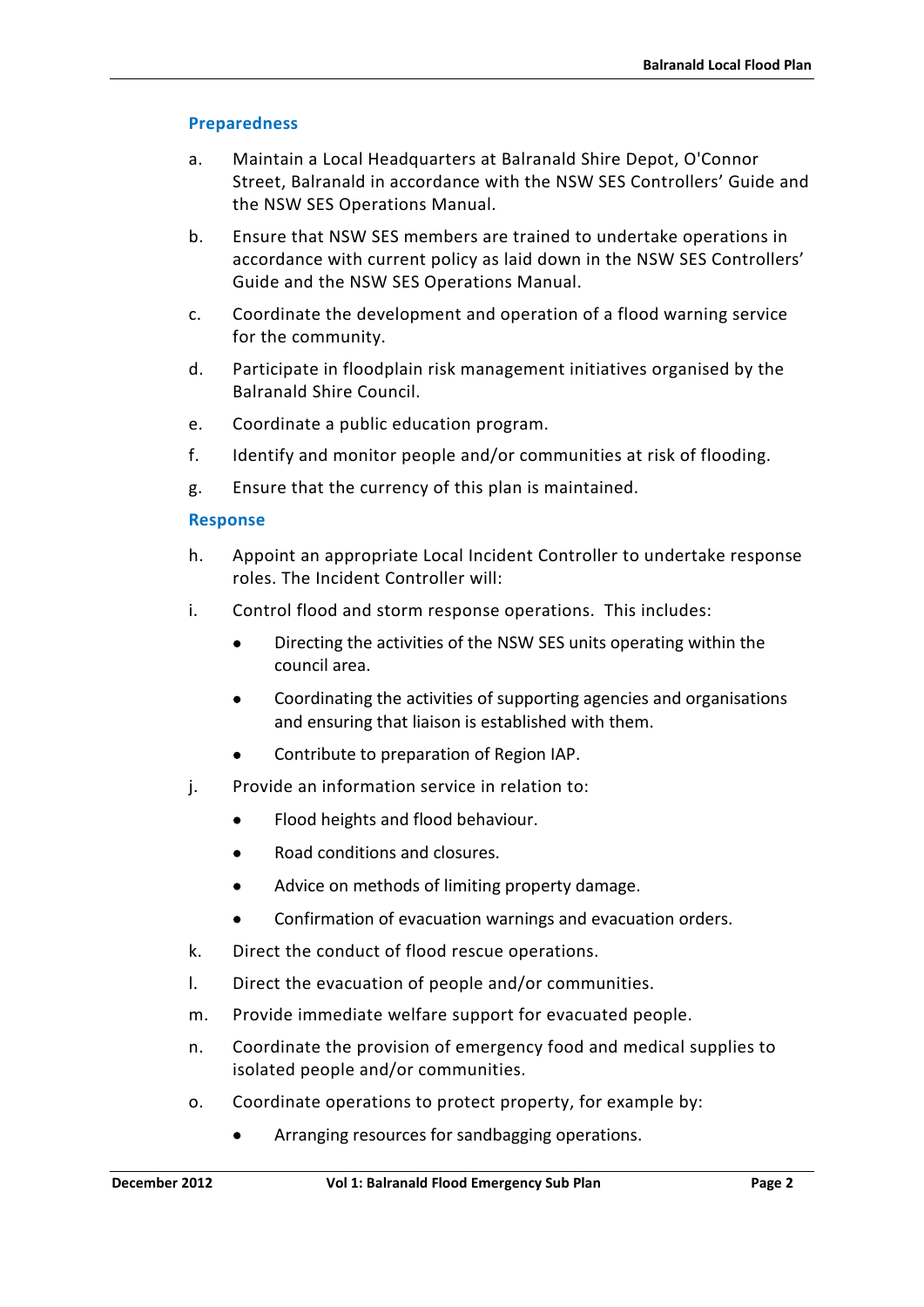### Preparedness

a. Maintain a Local Headquarters at Balranald Shire Depot, O'Connor Street, Balranald in accordance with the NSW SES Controllers' Guide and the NSW SES Operations Manual.

b. Ensure that NSW SES members are trained to undertake operations in accordance with current policy as laid down in the NSW SES Controllers' Guide and the NSW SES Operations Manual.

c. Coordinate the development and operation of a flood warning service for the community.

d. Participate in floodplain risk management initiatives organised by the Balranald Shire Council.

e. Coordinate a public education program.

f. Identify and monitor people and/or communities at risk of flooding.

g. Ensure that the currency of this plan is maintained.

### Response

h. Appoint an appropriate Local Incident Controller to undertake response roles. The Incident Controller will:

i. Control flood and storm response operations. This includes:

   - Directing the activities of the NSW SES units operating within the council area.
   - Coordinating the activities of supporting agencies and organisations and ensuring that liaison is established with them.
   - Contribute to preparation of Region IAP.

j. Provide an information service in relation to:

   - Flood heights and flood behaviour.
   - Road conditions and closures.
   - Advice on methods of limiting property damage.
   - Confirmation of evacuation warnings and evacuation orders.

k. Direct the conduct of flood rescue operations.

l. Direct the evacuation of people and/or communities.

m. Provide immediate welfare support for evacuated people.

n. Coordinate the provision of emergency food and medical supplies to isolated people and/or communities.

o. Coordinate operations to protect property, for example by:

   - Arranging resources for sandbagging operations.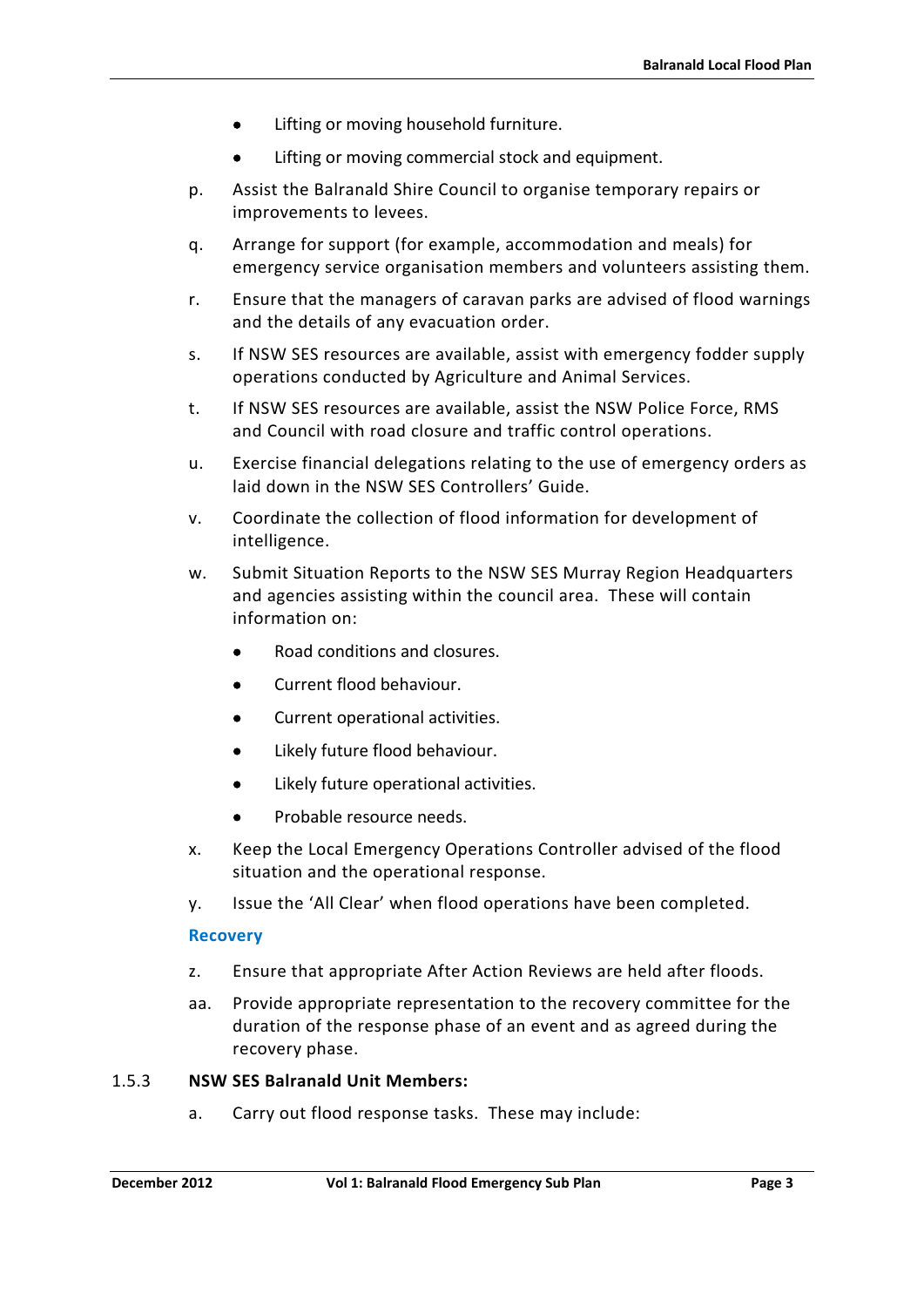- Lifting or moving household furniture.
- Lifting or moving commercial stock and equipment.

p. Assist the Balranald Shire Council to organise temporary repairs or improvements to levees.

q. Arrange for support (for example, accommodation and meals) for emergency service organisation members and volunteers assisting them.

r. Ensure that the managers of caravan parks are advised of flood warnings and the details of any evacuation order.

s. If NSW SES resources are available, assist with emergency fodder supply operations conducted by Agriculture and Animal Services.

t. If NSW SES resources are available, assist the NSW Police Force, RMS and Council with road closure and traffic control operations.

u. Exercise financial delegations relating to the use of emergency orders as laid down in the NSW SES Controllers' Guide.

v. Coordinate the collection of flood information for development of intelligence.

w. Submit Situation Reports to the NSW SES Murray Region Headquarters and agencies assisting within the council area. These will contain information on:

- Road conditions and closures.
- Current flood behaviour.
- Current operational activities.
- Likely future flood behaviour.
- Likely future operational activities.
- Probable resource needs.

x. Keep the Local Emergency Operations Controller advised of the flood situation and the operational response.

y. Issue the 'All Clear' when flood operations have been completed.

**Recovery**

z. Ensure that appropriate After Action Reviews are held after floods.

aa. Provide appropriate representation to the recovery committee for the duration of the response phase of an event and as agreed during the recovery phase.

1.5.3 **NSW SES Balranald Unit Members:**

a. Carry out flood response tasks. These may include: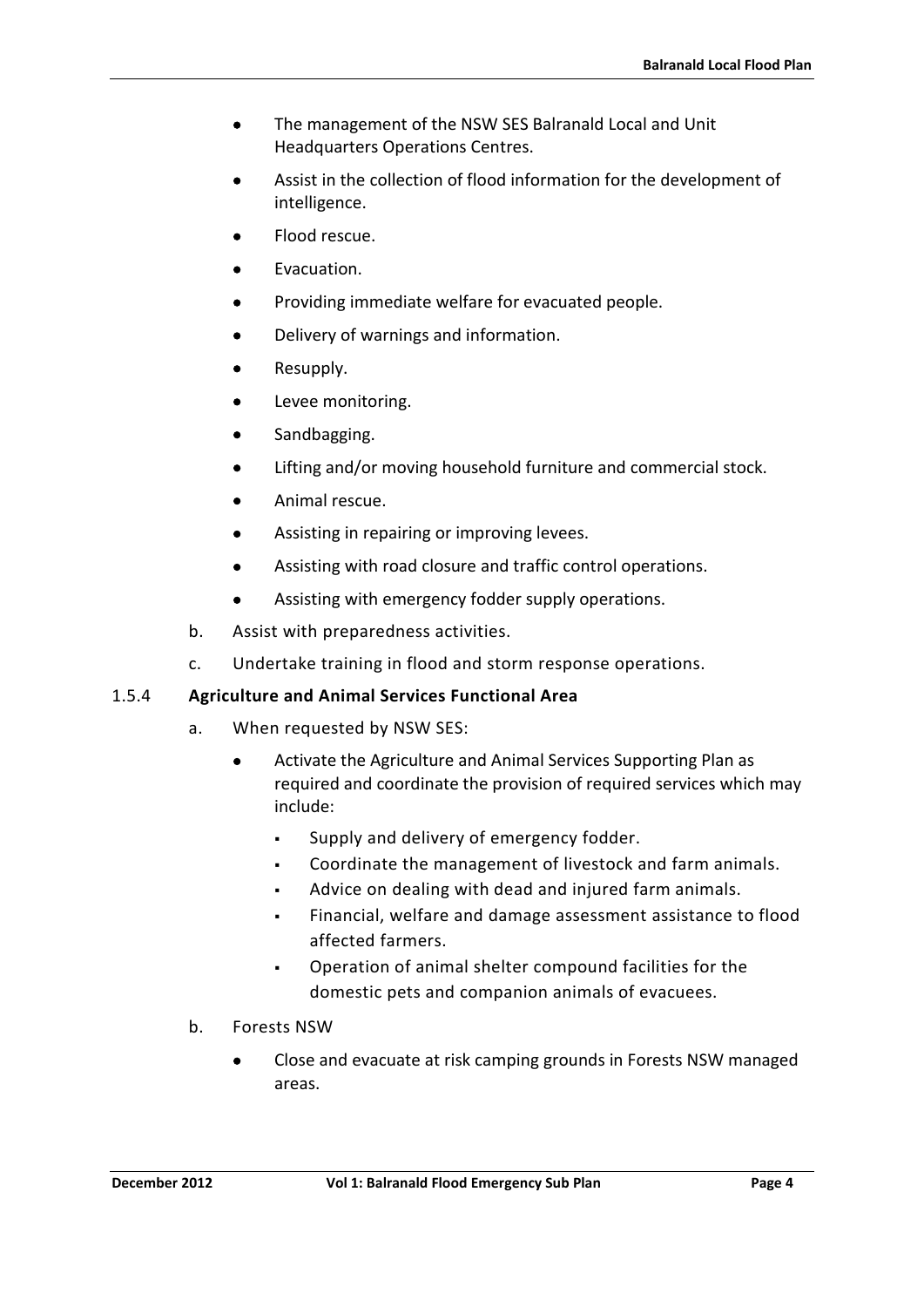- The management of the NSW SES Balranald Local and Unit Headquarters Operations Centres.
- Assist in the collection of flood information for the development of intelligence.
- Flood rescue.
- Evacuation.
- Providing immediate welfare for evacuated people.
- Delivery of warnings and information.
- Resupply.
- Levee monitoring.
- Sandbagging.
- Lifting and/or moving household furniture and commercial stock.
- Animal rescue.
- Assisting in repairing or improving levees.
- Assisting with road closure and traffic control operations.
- Assisting with emergency fodder supply operations.

b. Assist with preparedness activities.

c. Undertake training in flood and storm response operations.

#### 1.5.4 **Agriculture and Animal Services Functional Area**

a. When requested by NSW SES:

- Activate the Agriculture and Animal Services Supporting Plan as required and coordinate the provision of required services which may include:
  - Supply and delivery of emergency fodder.
  - Coordinate the management of livestock and farm animals.
  - Advice on dealing with dead and injured farm animals.
  - Financial, welfare and damage assessment assistance to flood affected farmers.
  - Operation of animal shelter compound facilities for the domestic pets and companion animals of evacuees.

b. Forests NSW

- Close and evacuate at risk camping grounds in Forests NSW managed areas.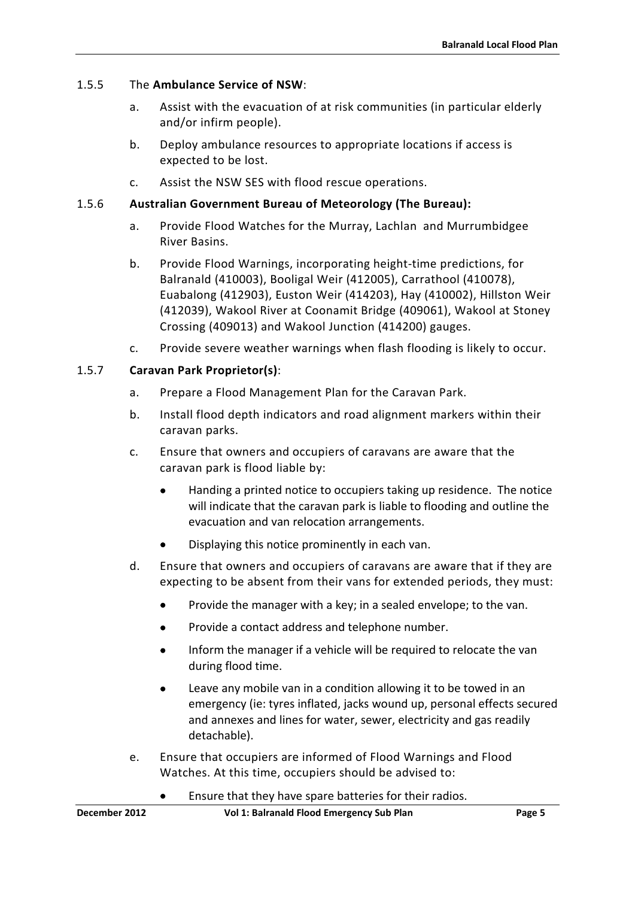1.5.5 The **Ambulance Service of NSW**:

a. Assist with the evacuation of at risk communities (in particular elderly and/or infirm people).

b. Deploy ambulance resources to appropriate locations if access is expected to be lost.

c. Assist the NSW SES with flood rescue operations.

1.5.6 **Australian Government Bureau of Meteorology (The Bureau):**

a. Provide Flood Watches for the Murray, Lachlan and Murrumbidgee River Basins.

b. Provide Flood Warnings, incorporating height-time predictions, for Balranald (410003), Booligal Weir (412005), Carrathool (410078), Euabalong (412903), Euston Weir (414203), Hay (410002), Hillston Weir (412039), Wakool River at Coonamit Bridge (409061), Wakool at Stoney Crossing (409013) and Wakool Junction (414200) gauges.

c. Provide severe weather warnings when flash flooding is likely to occur.

1.5.7 **Caravan Park Proprietor(s)**:

a. Prepare a Flood Management Plan for the Caravan Park.

b. Install flood depth indicators and road alignment markers within their caravan parks.

c. Ensure that owners and occupiers of caravans are aware that the caravan park is flood liable by:

- Handing a printed notice to occupiers taking up residence. The notice will indicate that the caravan park is liable to flooding and outline the evacuation and van relocation arrangements.
- Displaying this notice prominently in each van.

d. Ensure that owners and occupiers of caravans are aware that if they are expecting to be absent from their vans for extended periods, they must:

- Provide the manager with a key; in a sealed envelope; to the van.
- Provide a contact address and telephone number.
- Inform the manager if a vehicle will be required to relocate the van during flood time.
- Leave any mobile van in a condition allowing it to be towed in an emergency (ie: tyres inflated, jacks wound up, personal effects secured and annexes and lines for water, sewer, electricity and gas readily detachable).

e. Ensure that occupiers are informed of Flood Warnings and Flood Watches. At this time, occupiers should be advised to:

- Ensure that they have spare batteries for their radios.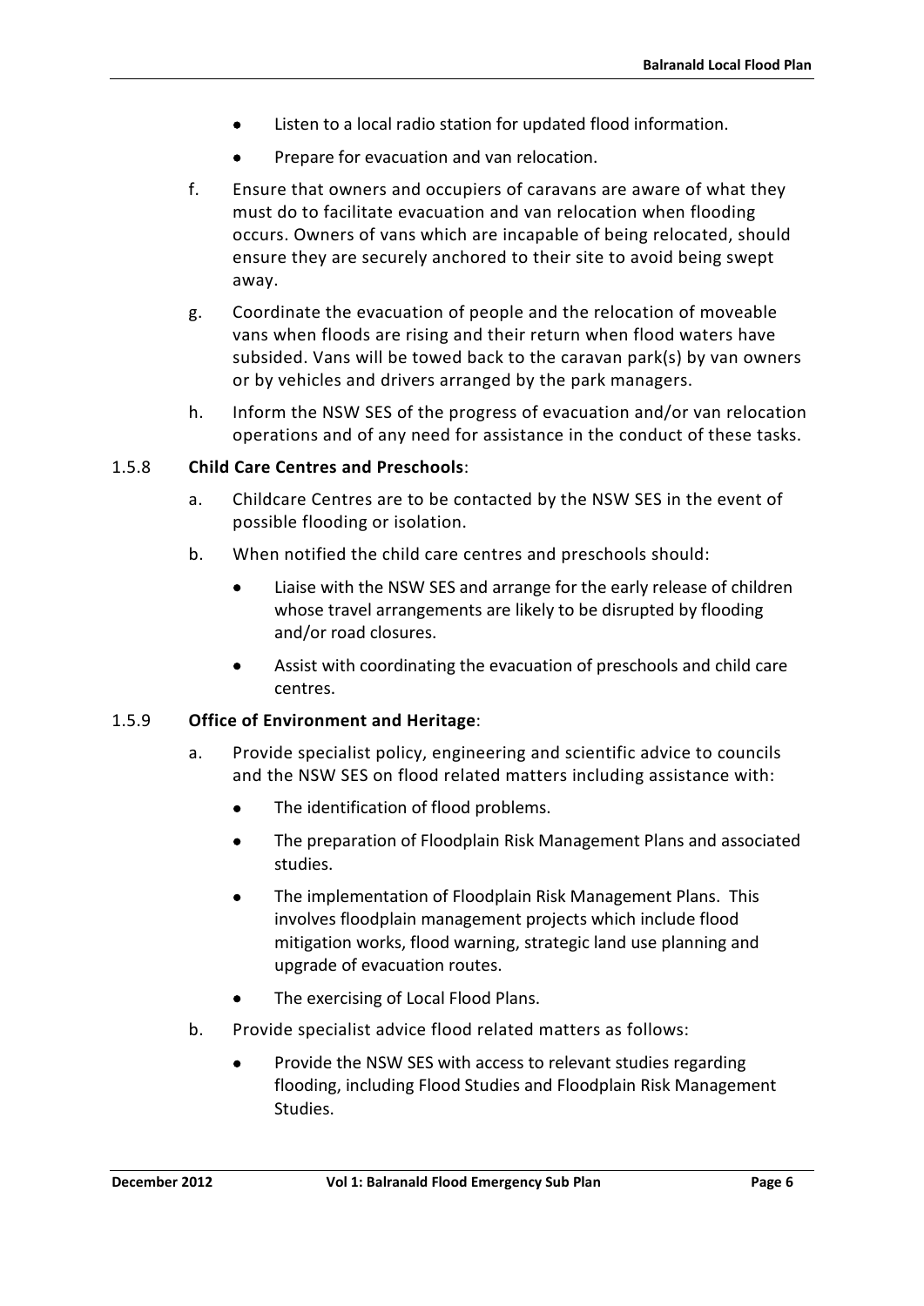- Listen to a local radio station for updated flood information.
- Prepare for evacuation and van relocation.

f. Ensure that owners and occupiers of caravans are aware of what they must do to facilitate evacuation and van relocation when flooding occurs. Owners of vans which are incapable of being relocated, should ensure they are securely anchored to their site to avoid being swept away.

g. Coordinate the evacuation of people and the relocation of moveable vans when floods are rising and their return when flood waters have subsided. Vans will be towed back to the caravan park(s) by van owners or by vehicles and drivers arranged by the park managers.

h. Inform the NSW SES of the progress of evacuation and/or van relocation operations and of any need for assistance in the conduct of these tasks.

1.5.8 **Child Care Centres and Preschools**:

a. Childcare Centres are to be contacted by the NSW SES in the event of possible flooding or isolation.

b. When notified the child care centres and preschools should:

- Liaise with the NSW SES and arrange for the early release of children whose travel arrangements are likely to be disrupted by flooding and/or road closures.
- Assist with coordinating the evacuation of preschools and child care centres.

1.5.9 **Office of Environment and Heritage**:

a. Provide specialist policy, engineering and scientific advice to councils and the NSW SES on flood related matters including assistance with:

- The identification of flood problems.
- The preparation of Floodplain Risk Management Plans and associated studies.
- The implementation of Floodplain Risk Management Plans. This involves floodplain management projects which include flood mitigation works, flood warning, strategic land use planning and upgrade of evacuation routes.
- The exercising of Local Flood Plans.

b. Provide specialist advice flood related matters as follows:

- Provide the NSW SES with access to relevant studies regarding flooding, including Flood Studies and Floodplain Risk Management Studies.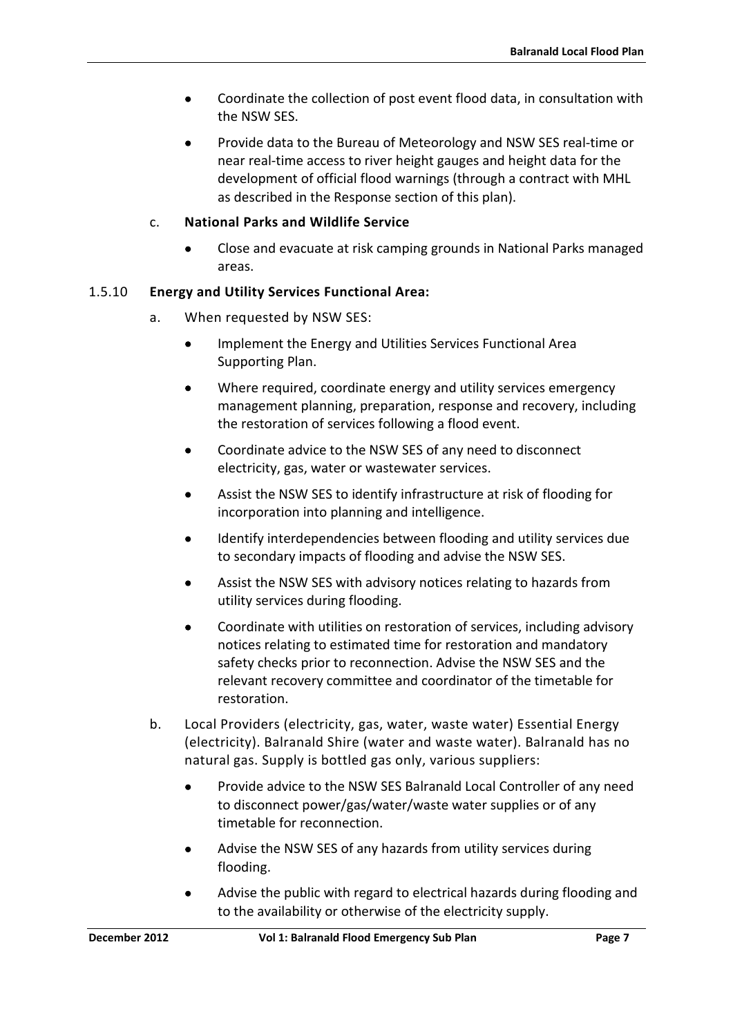- Coordinate the collection of post event flood data, in consultation with the NSW SES.
- Provide data to the Bureau of Meteorology and NSW SES real-time or near real-time access to river height gauges and height data for the development of official flood warnings (through a contract with MHL as described in the Response section of this plan).

c. **National Parks and Wildlife Service**

- Close and evacuate at risk camping grounds in National Parks managed areas.

1.5.10 **Energy and Utility Services Functional Area:**

a. When requested by NSW SES:

- Implement the Energy and Utilities Services Functional Area Supporting Plan.
- Where required, coordinate energy and utility services emergency management planning, preparation, response and recovery, including the restoration of services following a flood event.
- Coordinate advice to the NSW SES of any need to disconnect electricity, gas, water or wastewater services.
- Assist the NSW SES to identify infrastructure at risk of flooding for incorporation into planning and intelligence.
- Identify interdependencies between flooding and utility services due to secondary impacts of flooding and advise the NSW SES.
- Assist the NSW SES with advisory notices relating to hazards from utility services during flooding.
- Coordinate with utilities on restoration of services, including advisory notices relating to estimated time for restoration and mandatory safety checks prior to reconnection. Advise the NSW SES and the relevant recovery committee and coordinator of the timetable for restoration.

b. Local Providers (electricity, gas, water, waste water) Essential Energy (electricity). Balranald Shire (water and waste water). Balranald has no natural gas. Supply is bottled gas only, various suppliers:

- Provide advice to the NSW SES Balranald Local Controller of any need to disconnect power/gas/water/waste water supplies or of any timetable for reconnection.
- Advise the NSW SES of any hazards from utility services during flooding.
- Advise the public with regard to electrical hazards during flooding and to the availability or otherwise of the electricity supply.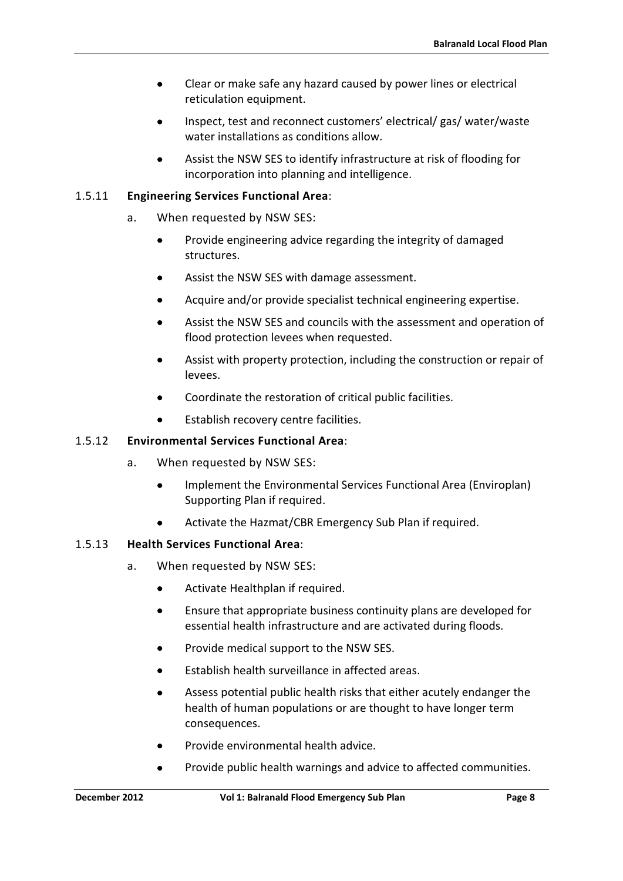- Clear or make safe any hazard caused by power lines or electrical reticulation equipment.
- Inspect, test and reconnect customers' electrical/ gas/ water/waste water installations as conditions allow.
- Assist the NSW SES to identify infrastructure at risk of flooding for incorporation into planning and intelligence.

1.5.11 **Engineering Services Functional Area**:

a. When requested by NSW SES:

- Provide engineering advice regarding the integrity of damaged structures.
- Assist the NSW SES with damage assessment.
- Acquire and/or provide specialist technical engineering expertise.
- Assist the NSW SES and councils with the assessment and operation of flood protection levees when requested.
- Assist with property protection, including the construction or repair of levees.
- Coordinate the restoration of critical public facilities.
- Establish recovery centre facilities.

1.5.12 **Environmental Services Functional Area**:

a. When requested by NSW SES:

- Implement the Environmental Services Functional Area (Enviroplan) Supporting Plan if required.
- Activate the Hazmat/CBR Emergency Sub Plan if required.

1.5.13 **Health Services Functional Area**:

a. When requested by NSW SES:

- Activate Healthplan if required.
- Ensure that appropriate business continuity plans are developed for essential health infrastructure and are activated during floods.
- Provide medical support to the NSW SES.
- Establish health surveillance in affected areas.
- Assess potential public health risks that either acutely endanger the health of human populations or are thought to have longer term consequences.
- Provide environmental health advice.
- Provide public health warnings and advice to affected communities.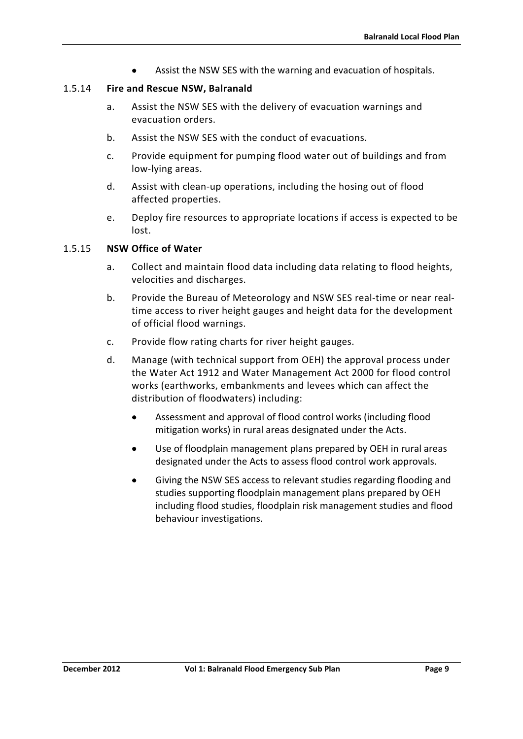- Assist the NSW SES with the warning and evacuation of hospitals.

### 1.5.14 **Fire and Rescue NSW, Balranald**

a. Assist the NSW SES with the delivery of evacuation warnings and evacuation orders.

b. Assist the NSW SES with the conduct of evacuations.

c. Provide equipment for pumping flood water out of buildings and from low-lying areas.

d. Assist with clean-up operations, including the hosing out of flood affected properties.

e. Deploy fire resources to appropriate locations if access is expected to be lost.

### 1.5.15 **NSW Office of Water**

a. Collect and maintain flood data including data relating to flood heights, velocities and discharges.

b. Provide the Bureau of Meteorology and NSW SES real-time or near real-time access to river height gauges and height data for the development of official flood warnings.

c. Provide flow rating charts for river height gauges.

d. Manage (with technical support from OEH) the approval process under the Water Act 1912 and Water Management Act 2000 for flood control works (earthworks, embankments and levees which can affect the distribution of floodwaters) including:

   - Assessment and approval of flood control works (including flood mitigation works) in rural areas designated under the Acts.
   - Use of floodplain management plans prepared by OEH in rural areas designated under the Acts to assess flood control work approvals.
   - Giving the NSW SES access to relevant studies regarding flooding and studies supporting floodplain management plans prepared by OEH including flood studies, floodplain risk management studies and flood behaviour investigations.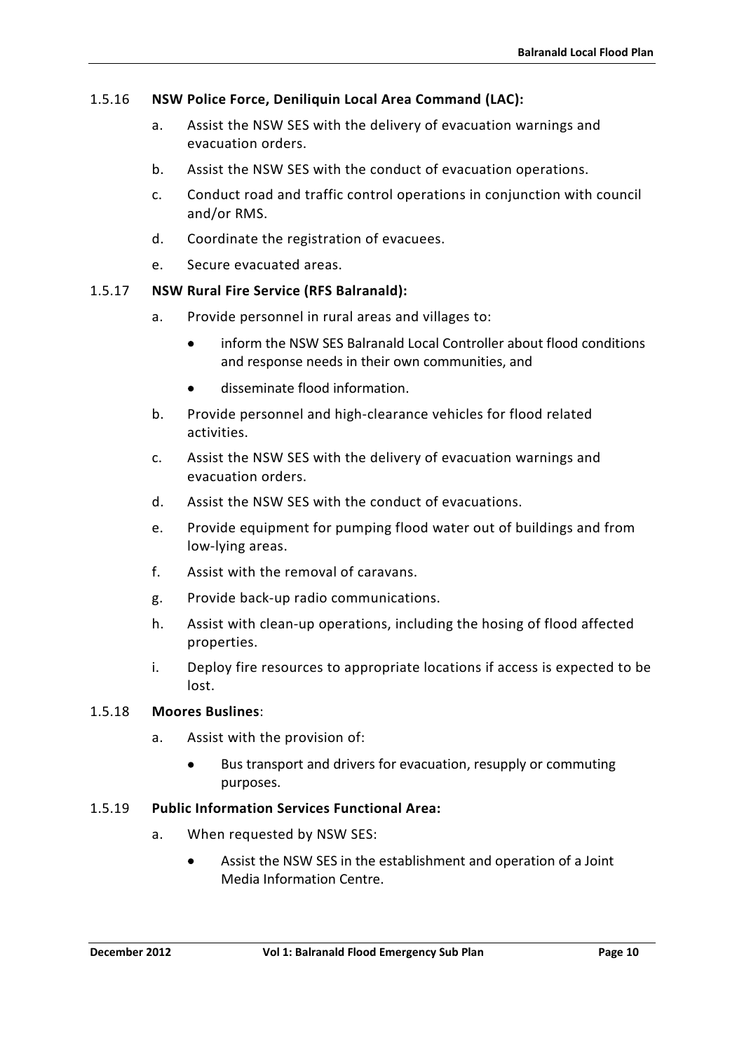1.5.16 **NSW Police Force, Deniliquin Local Area Command (LAC):**

a. Assist the NSW SES with the delivery of evacuation warnings and evacuation orders.

b. Assist the NSW SES with the conduct of evacuation operations.

c. Conduct road and traffic control operations in conjunction with council and/or RMS.

d. Coordinate the registration of evacuees.

e. Secure evacuated areas.

1.5.17 **NSW Rural Fire Service (RFS Balranald):**

a. Provide personnel in rural areas and villages to:

- inform the NSW SES Balranald Local Controller about flood conditions and response needs in their own communities, and
- disseminate flood information.

b. Provide personnel and high-clearance vehicles for flood related activities.

c. Assist the NSW SES with the delivery of evacuation warnings and evacuation orders.

d. Assist the NSW SES with the conduct of evacuations.

e. Provide equipment for pumping flood water out of buildings and from low-lying areas.

f. Assist with the removal of caravans.

g. Provide back-up radio communications.

h. Assist with clean-up operations, including the hosing of flood affected properties.

i. Deploy fire resources to appropriate locations if access is expected to be lost.

1.5.18 **Moores Buslines**:

a. Assist with the provision of:

- Bus transport and drivers for evacuation, resupply or commuting purposes.

1.5.19 **Public Information Services Functional Area:**

a. When requested by NSW SES:

- Assist the NSW SES in the establishment and operation of a Joint Media Information Centre.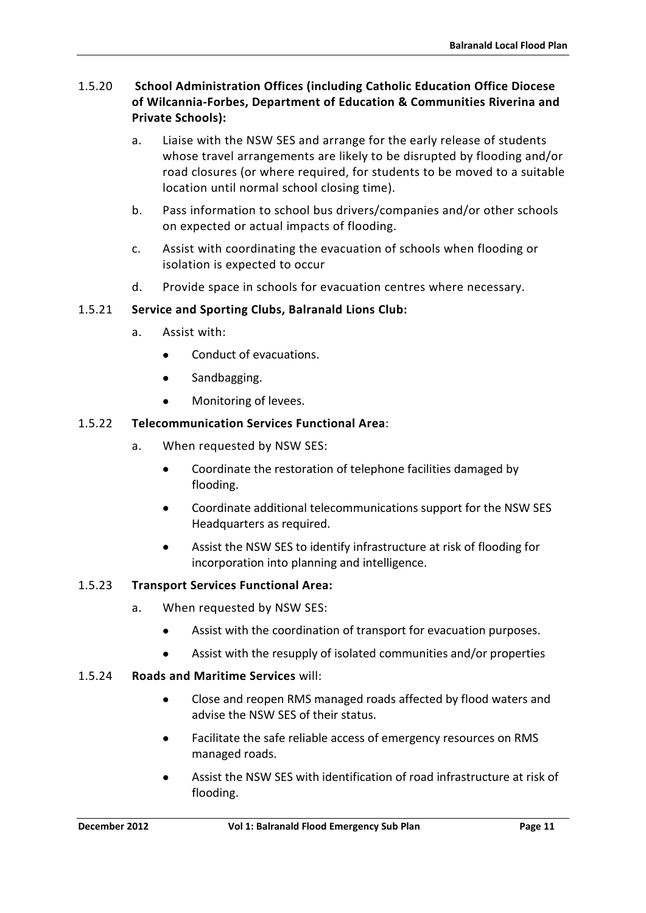1.5.20 **School Administration Offices (including Catholic Education Office Diocese of Wilcannia-Forbes, Department of Education & Communities Riverina and Private Schools):**

a. Liaise with the NSW SES and arrange for the early release of students whose travel arrangements are likely to be disrupted by flooding and/or road closures (or where required, for students to be moved to a suitable location until normal school closing time).

b. Pass information to school bus drivers/companies and/or other schools on expected or actual impacts of flooding.

c. Assist with coordinating the evacuation of schools when flooding or isolation is expected to occur

d. Provide space in schools for evacuation centres where necessary.

1.5.21 **Service and Sporting Clubs, Balranald Lions Club:**

a. Assist with:

- Conduct of evacuations.
- Sandbagging.
- Monitoring of levees.

1.5.22 **Telecommunication Services Functional Area**:

a. When requested by NSW SES:

- Coordinate the restoration of telephone facilities damaged by flooding.
- Coordinate additional telecommunications support for the NSW SES Headquarters as required.
- Assist the NSW SES to identify infrastructure at risk of flooding for incorporation into planning and intelligence.

1.5.23 **Transport Services Functional Area:**

a. When requested by NSW SES:

- Assist with the coordination of transport for evacuation purposes.
- Assist with the resupply of isolated communities and/or properties

1.5.24 **Roads and Maritime Services** will:

- Close and reopen RMS managed roads affected by flood waters and advise the NSW SES of their status.
- Facilitate the safe reliable access of emergency resources on RMS managed roads.
- Assist the NSW SES with identification of road infrastructure at risk of flooding.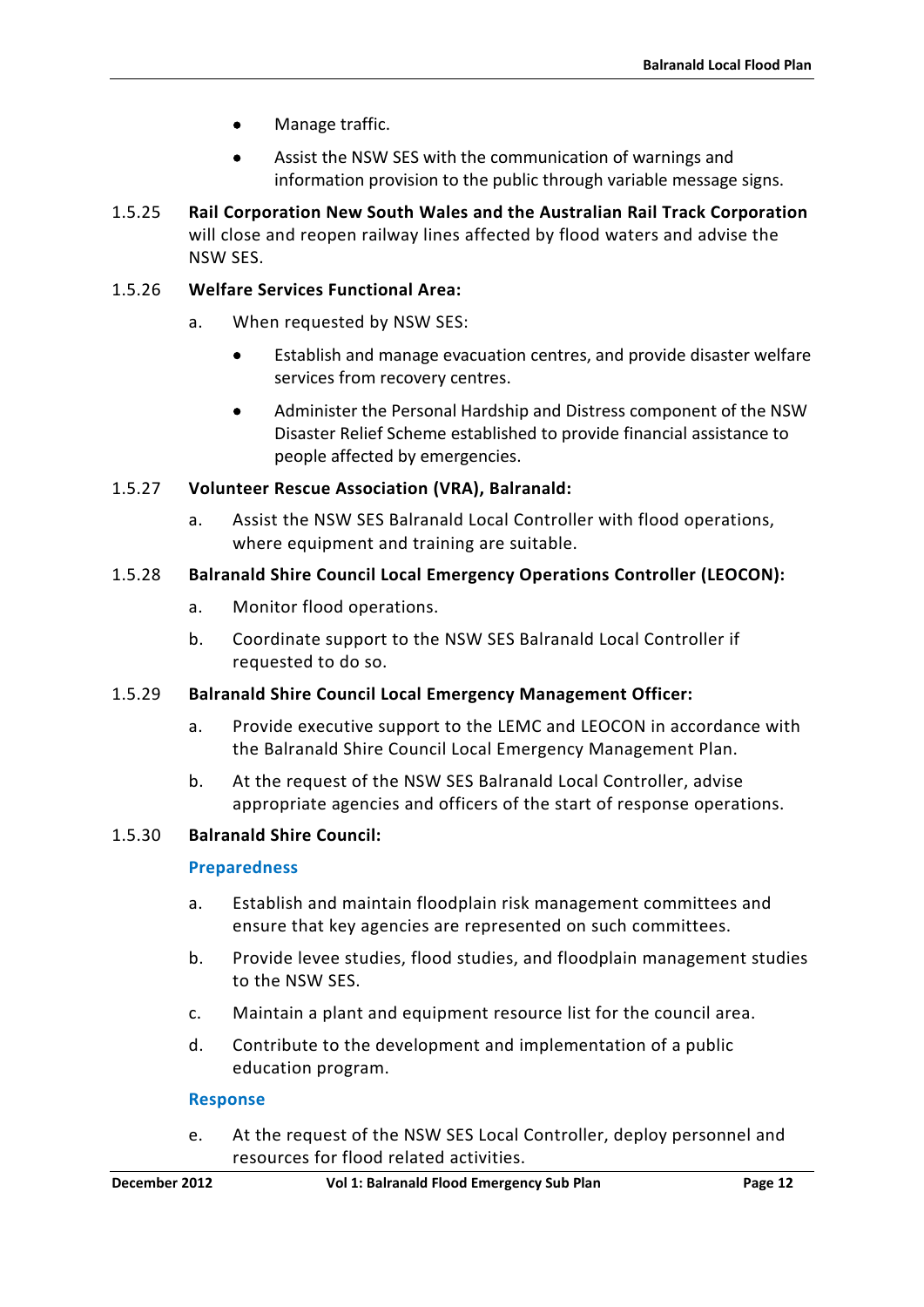- Manage traffic.
- Assist the NSW SES with the communication of warnings and information provision to the public through variable message signs.

1.5.25 **Rail Corporation New South Wales and the Australian Rail Track Corporation** will close and reopen railway lines affected by flood waters and advise the NSW SES.

1.5.26 **Welfare Services Functional Area:**

a. When requested by NSW SES:

- Establish and manage evacuation centres, and provide disaster welfare services from recovery centres.
- Administer the Personal Hardship and Distress component of the NSW Disaster Relief Scheme established to provide financial assistance to people affected by emergencies.

1.5.27 **Volunteer Rescue Association (VRA), Balranald:**

a. Assist the NSW SES Balranald Local Controller with flood operations, where equipment and training are suitable.

1.5.28 **Balranald Shire Council Local Emergency Operations Controller (LEOCON):**

a. Monitor flood operations.

b. Coordinate support to the NSW SES Balranald Local Controller if requested to do so.

1.5.29 **Balranald Shire Council Local Emergency Management Officer:**

a. Provide executive support to the LEMC and LEOCON in accordance with the Balranald Shire Council Local Emergency Management Plan.

b. At the request of the NSW SES Balranald Local Controller, advise appropriate agencies and officers of the start of response operations.

1.5.30 **Balranald Shire Council:**

**Preparedness**

a. Establish and maintain floodplain risk management committees and ensure that key agencies are represented on such committees.

b. Provide levee studies, flood studies, and floodplain management studies to the NSW SES.

c. Maintain a plant and equipment resource list for the council area.

d. Contribute to the development and implementation of a public education program.

**Response**

e. At the request of the NSW SES Local Controller, deploy personnel and resources for flood related activities.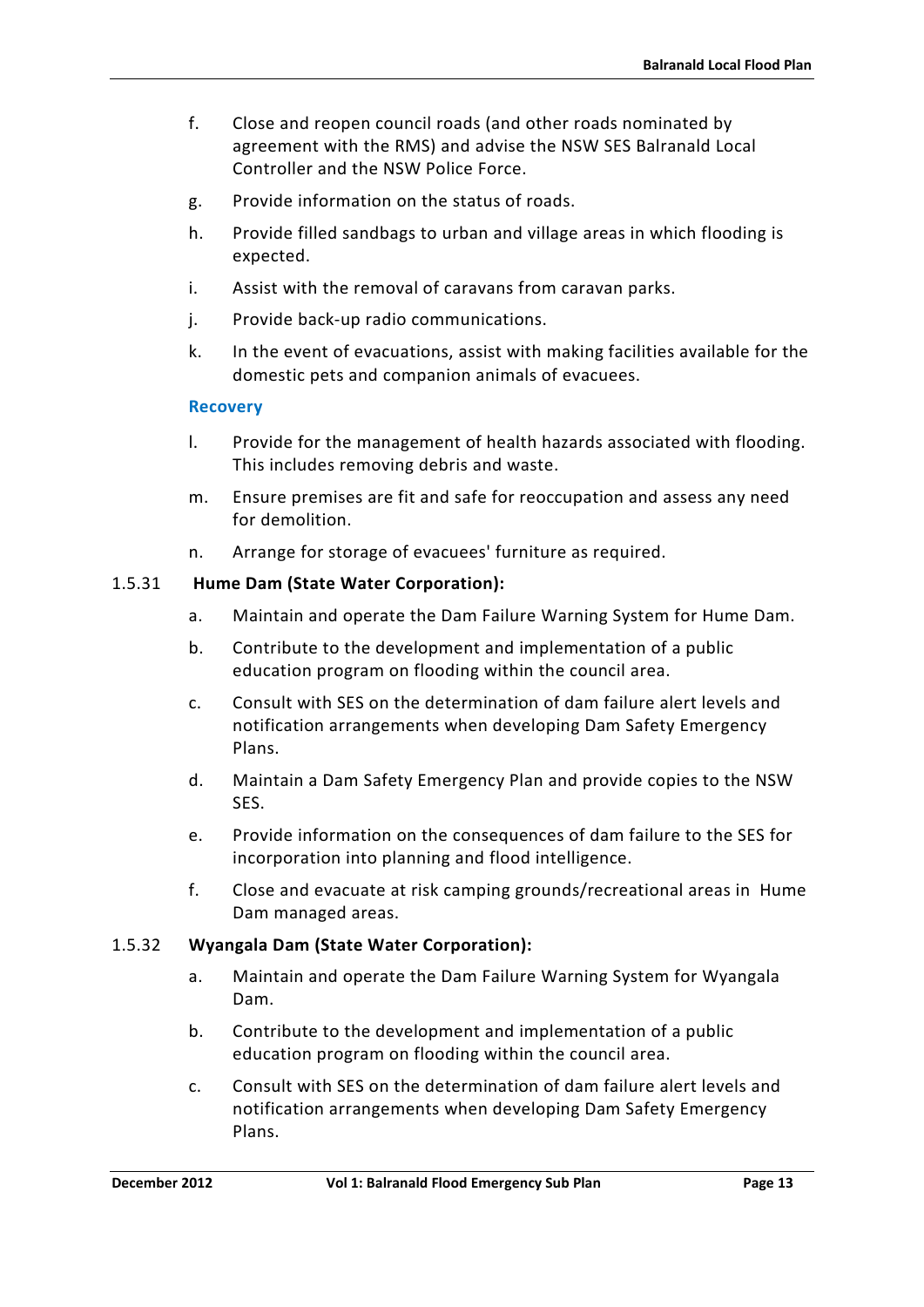f. Close and reopen council roads (and other roads nominated by agreement with the RMS) and advise the NSW SES Balranald Local Controller and the NSW Police Force.

g. Provide information on the status of roads.

h. Provide filled sandbags to urban and village areas in which flooding is expected.

i. Assist with the removal of caravans from caravan parks.

j. Provide back-up radio communications.

k. In the event of evacuations, assist with making facilities available for the domestic pets and companion animals of evacuees.

**Recovery**

l. Provide for the management of health hazards associated with flooding. This includes removing debris and waste.

m. Ensure premises are fit and safe for reoccupation and assess any need for demolition.

n. Arrange for storage of evacuees' furniture as required.

1.5.31 **Hume Dam (State Water Corporation):**

a. Maintain and operate the Dam Failure Warning System for Hume Dam.

b. Contribute to the development and implementation of a public education program on flooding within the council area.

c. Consult with SES on the determination of dam failure alert levels and notification arrangements when developing Dam Safety Emergency Plans.

d. Maintain a Dam Safety Emergency Plan and provide copies to the NSW SES.

e. Provide information on the consequences of dam failure to the SES for incorporation into planning and flood intelligence.

f. Close and evacuate at risk camping grounds/recreational areas in Hume Dam managed areas.

1.5.32 **Wyangala Dam (State Water Corporation):**

a. Maintain and operate the Dam Failure Warning System for Wyangala Dam.

b. Contribute to the development and implementation of a public education program on flooding within the council area.

c. Consult with SES on the determination of dam failure alert levels and notification arrangements when developing Dam Safety Emergency Plans.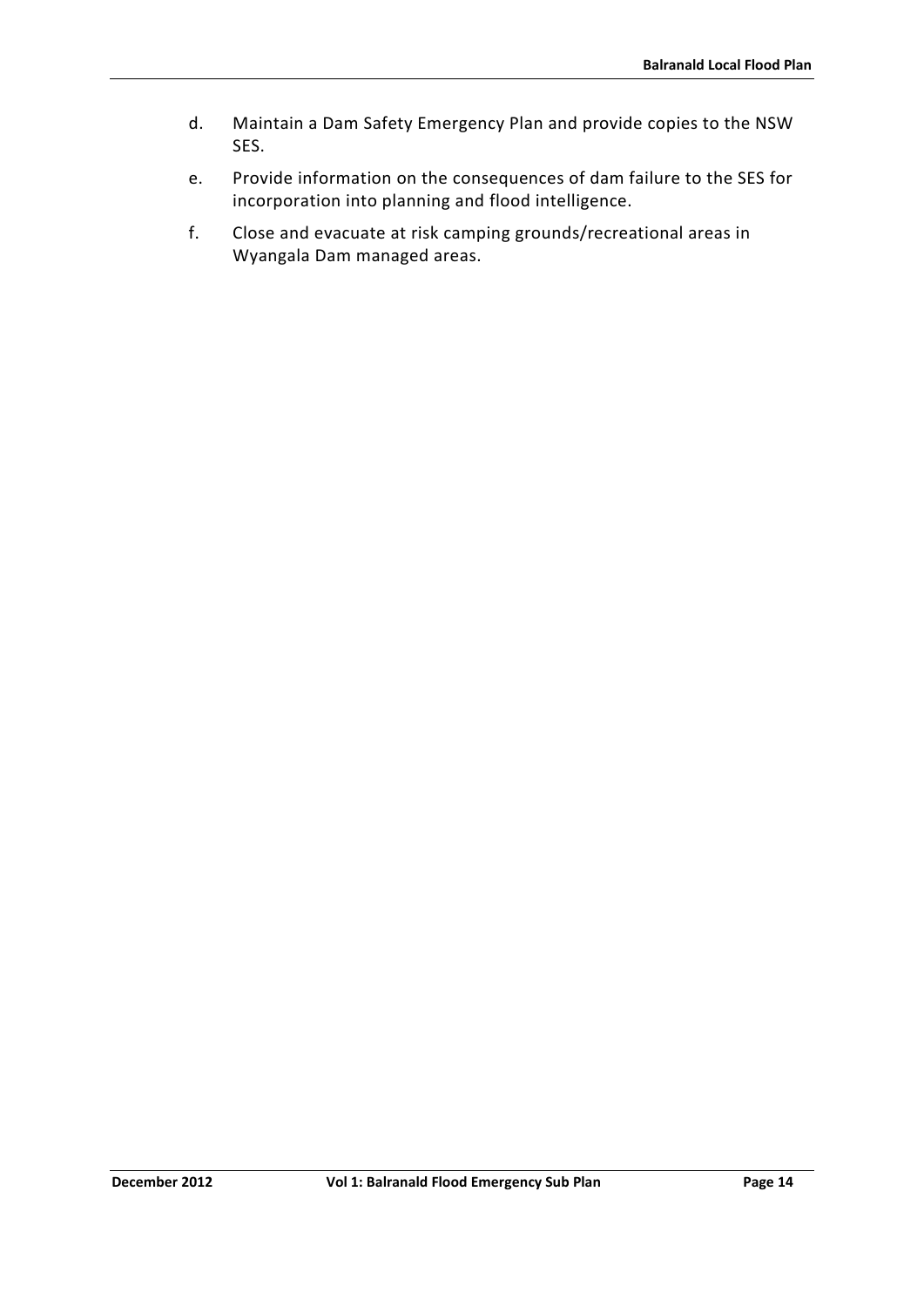d. Maintain a Dam Safety Emergency Plan and provide copies to the NSW SES.

e. Provide information on the consequences of dam failure to the SES for incorporation into planning and flood intelligence.

f. Close and evacuate at risk camping grounds/recreational areas in Wyangala Dam managed areas.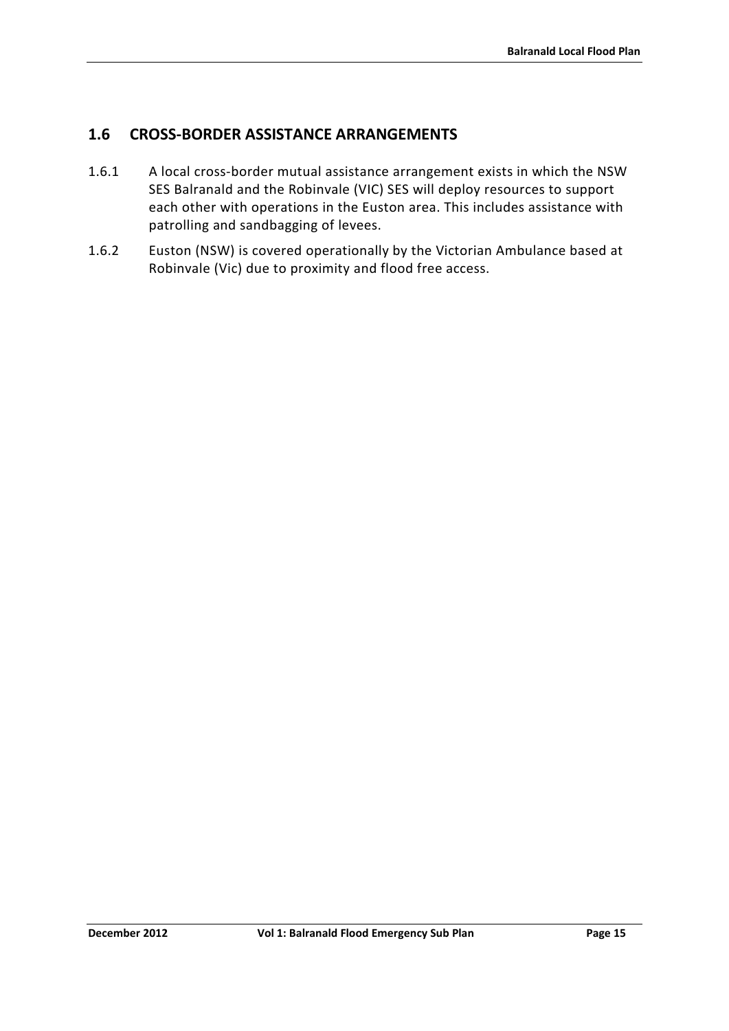## 1.6 CROSS-BORDER ASSISTANCE ARRANGEMENTS

1.6.1 A local cross-border mutual assistance arrangement exists in which the NSW SES Balranald and the Robinvale (VIC) SES will deploy resources to support each other with operations in the Euston area. This includes assistance with patrolling and sandbagging of levees.

1.6.2 Euston (NSW) is covered operationally by the Victorian Ambulance based at Robinvale (Vic) due to proximity and flood free access.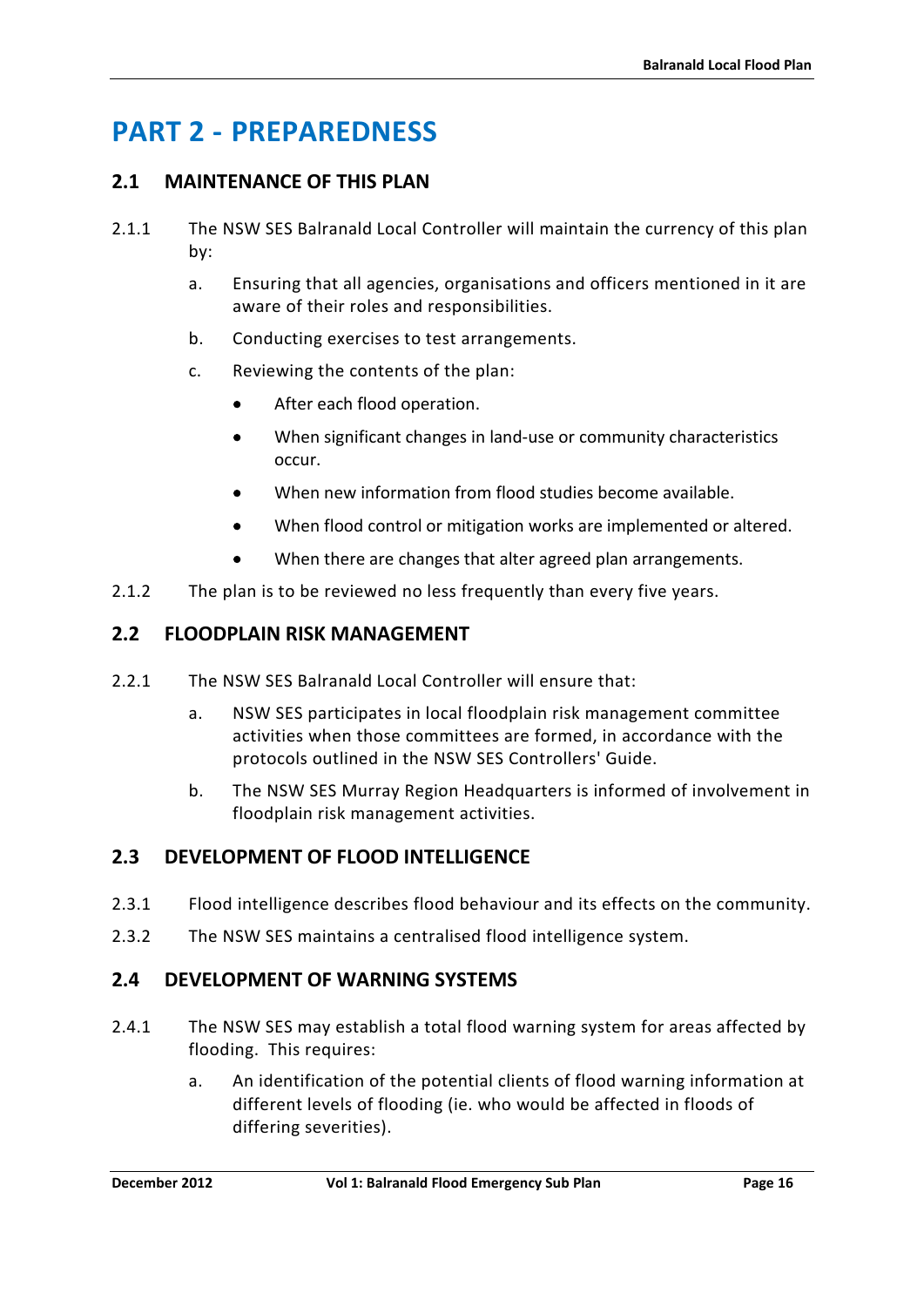# PART 2 - PREPAREDNESS

## 2.1 MAINTENANCE OF THIS PLAN

2.1.1 The NSW SES Balranald Local Controller will maintain the currency of this plan by:

a. Ensuring that all agencies, organisations and officers mentioned in it are aware of their roles and responsibilities.

b. Conducting exercises to test arrangements.

c. Reviewing the contents of the plan:

- After each flood operation.
- When significant changes in land-use or community characteristics occur.
- When new information from flood studies become available.
- When flood control or mitigation works are implemented or altered.
- When there are changes that alter agreed plan arrangements.

2.1.2 The plan is to be reviewed no less frequently than every five years.

## 2.2 FLOODPLAIN RISK MANAGEMENT

2.2.1 The NSW SES Balranald Local Controller will ensure that:

a. NSW SES participates in local floodplain risk management committee activities when those committees are formed, in accordance with the protocols outlined in the NSW SES Controllers' Guide.

b. The NSW SES Murray Region Headquarters is informed of involvement in floodplain risk management activities.

## 2.3 DEVELOPMENT OF FLOOD INTELLIGENCE

2.3.1 Flood intelligence describes flood behaviour and its effects on the community.

2.3.2 The NSW SES maintains a centralised flood intelligence system.

## 2.4 DEVELOPMENT OF WARNING SYSTEMS

2.4.1 The NSW SES may establish a total flood warning system for areas affected by flooding. This requires:

a. An identification of the potential clients of flood warning information at different levels of flooding (ie. who would be affected in floods of differing severities).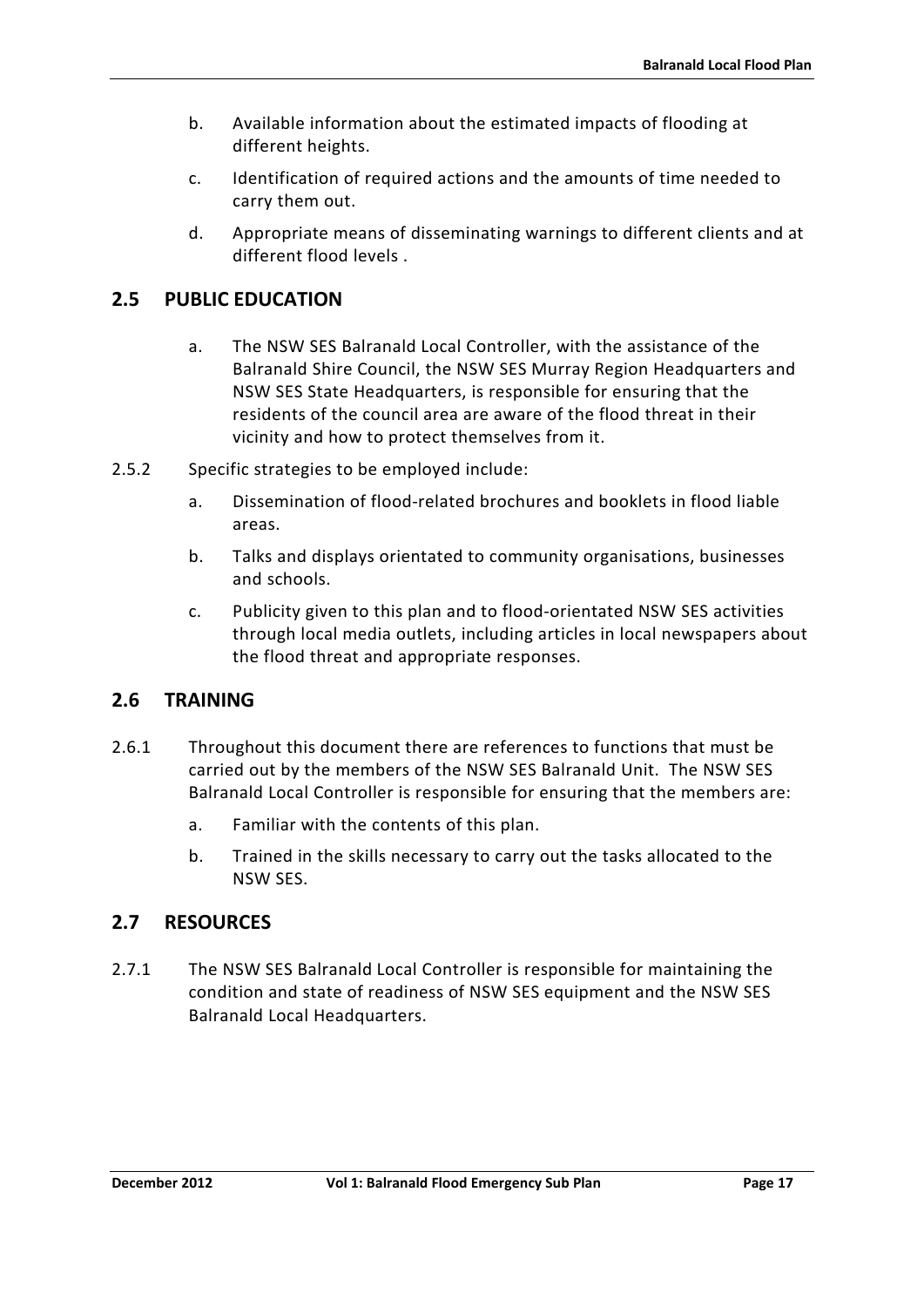b. Available information about the estimated impacts of flooding at different heights.

c. Identification of required actions and the amounts of time needed to carry them out.

d. Appropriate means of disseminating warnings to different clients and at different flood levels .

## 2.5 PUBLIC EDUCATION

a. The NSW SES Balranald Local Controller, with the assistance of the Balranald Shire Council, the NSW SES Murray Region Headquarters and NSW SES State Headquarters, is responsible for ensuring that the residents of the council area are aware of the flood threat in their vicinity and how to protect themselves from it.

2.5.2 Specific strategies to be employed include:

a. Dissemination of flood-related brochures and booklets in flood liable areas.

b. Talks and displays orientated to community organisations, businesses and schools.

c. Publicity given to this plan and to flood-orientated NSW SES activities through local media outlets, including articles in local newspapers about the flood threat and appropriate responses.

## 2.6 TRAINING

2.6.1 Throughout this document there are references to functions that must be carried out by the members of the NSW SES Balranald Unit. The NSW SES Balranald Local Controller is responsible for ensuring that the members are:

a. Familiar with the contents of this plan.

b. Trained in the skills necessary to carry out the tasks allocated to the NSW SES.

## 2.7 RESOURCES

2.7.1 The NSW SES Balranald Local Controller is responsible for maintaining the condition and state of readiness of NSW SES equipment and the NSW SES Balranald Local Headquarters.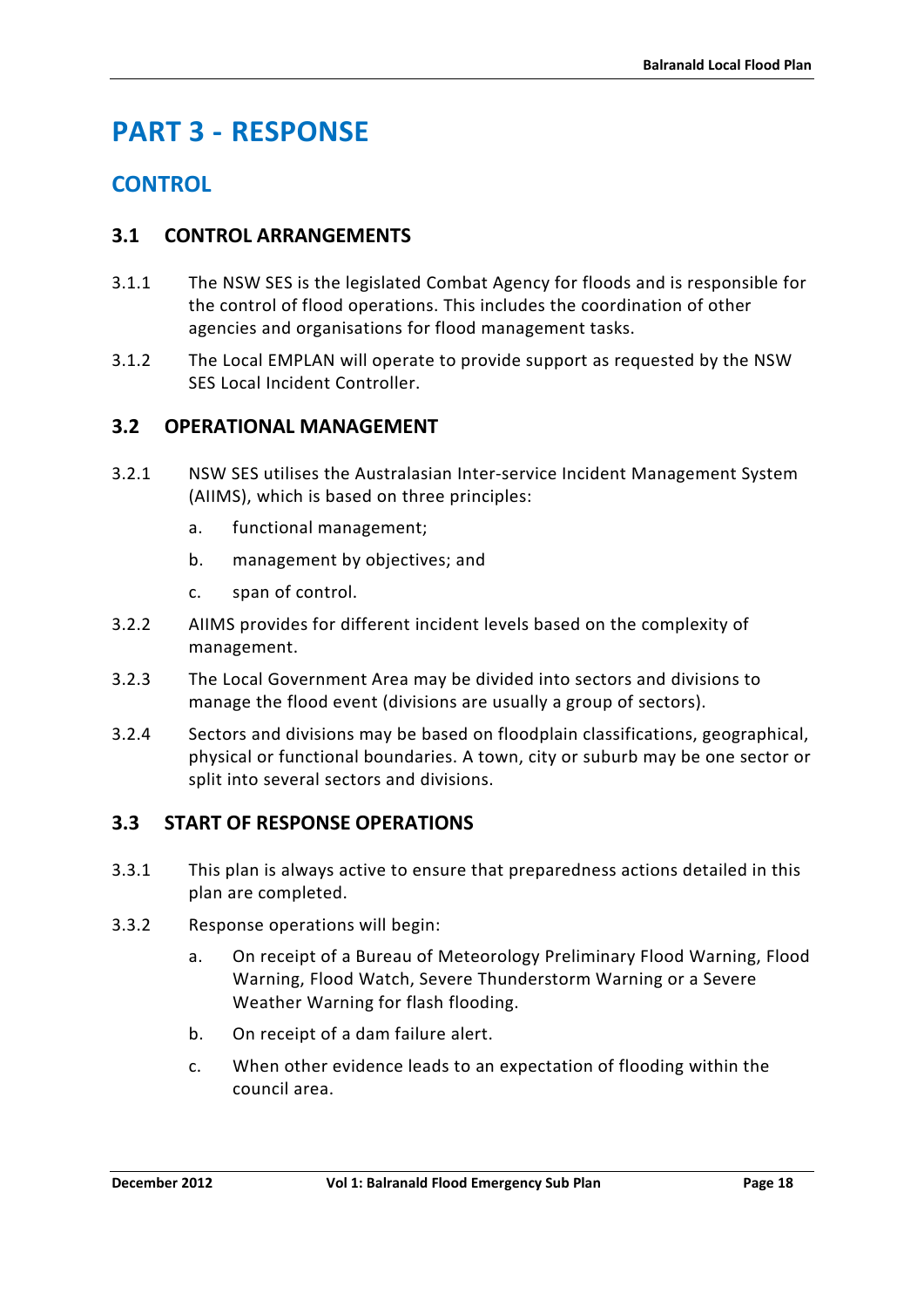# PART 3 - RESPONSE

## CONTROL

### 3.1 CONTROL ARRANGEMENTS

3.1.1 The NSW SES is the legislated Combat Agency for floods and is responsible for the control of flood operations. This includes the coordination of other agencies and organisations for flood management tasks.

3.1.2 The Local EMPLAN will operate to provide support as requested by the NSW SES Local Incident Controller.

### 3.2 OPERATIONAL MANAGEMENT

3.2.1 NSW SES utilises the Australasian Inter-service Incident Management System (AIIMS), which is based on three principles:

a. functional management;

b. management by objectives; and

c. span of control.

3.2.2 AIIMS provides for different incident levels based on the complexity of management.

3.2.3 The Local Government Area may be divided into sectors and divisions to manage the flood event (divisions are usually a group of sectors).

3.2.4 Sectors and divisions may be based on floodplain classifications, geographical, physical or functional boundaries. A town, city or suburb may be one sector or split into several sectors and divisions.

### 3.3 START OF RESPONSE OPERATIONS

3.3.1 This plan is always active to ensure that preparedness actions detailed in this plan are completed.

3.3.2 Response operations will begin:

a. On receipt of a Bureau of Meteorology Preliminary Flood Warning, Flood Warning, Flood Watch, Severe Thunderstorm Warning or a Severe Weather Warning for flash flooding.

b. On receipt of a dam failure alert.

c. When other evidence leads to an expectation of flooding within the council area.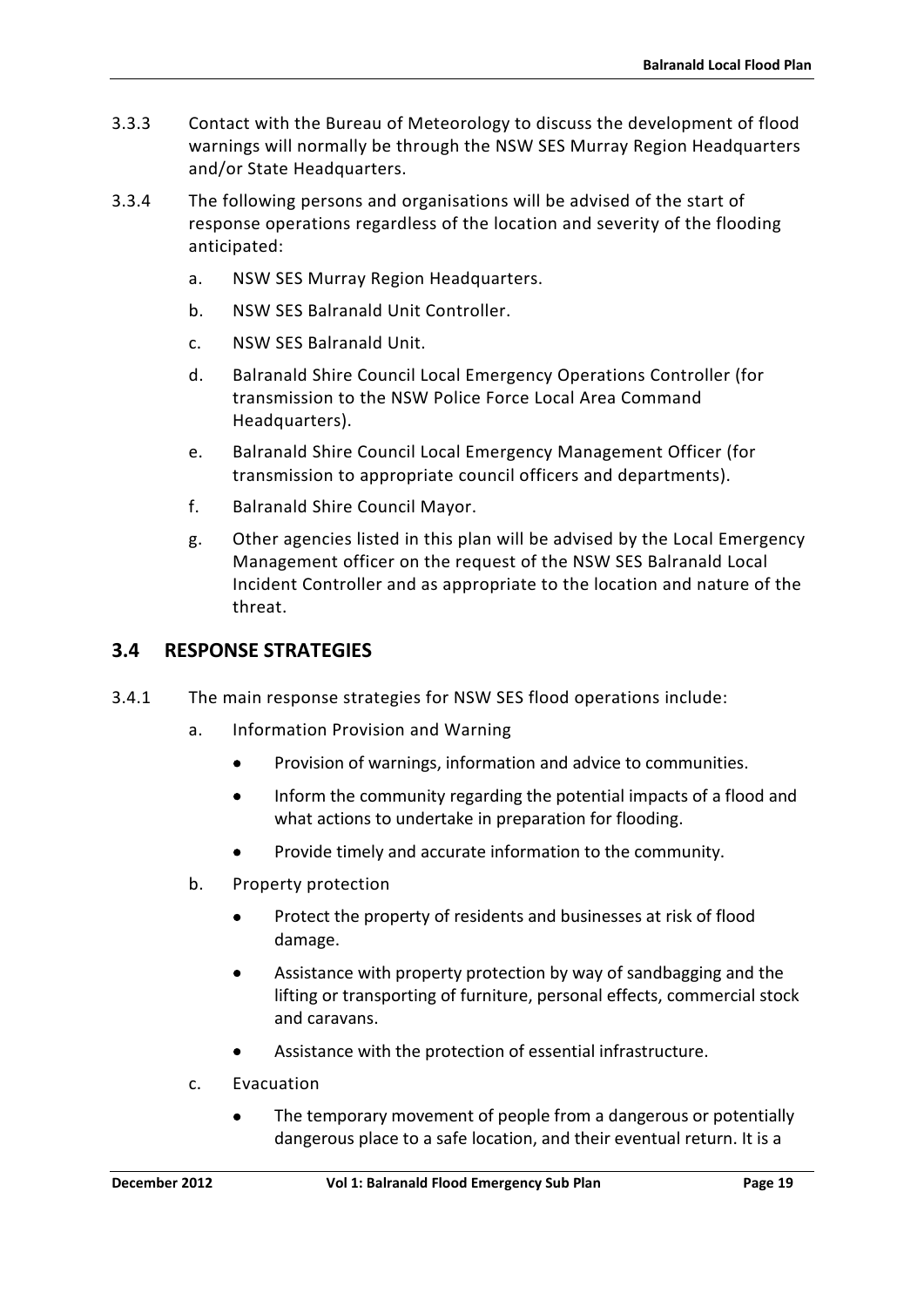3.3.3 Contact with the Bureau of Meteorology to discuss the development of flood warnings will normally be through the NSW SES Murray Region Headquarters and/or State Headquarters.

3.3.4 The following persons and organisations will be advised of the start of response operations regardless of the location and severity of the flooding anticipated:

a. NSW SES Murray Region Headquarters.

b. NSW SES Balranald Unit Controller.

c. NSW SES Balranald Unit.

d. Balranald Shire Council Local Emergency Operations Controller (for transmission to the NSW Police Force Local Area Command Headquarters).

e. Balranald Shire Council Local Emergency Management Officer (for transmission to appropriate council officers and departments).

f. Balranald Shire Council Mayor.

g. Other agencies listed in this plan will be advised by the Local Emergency Management officer on the request of the NSW SES Balranald Local Incident Controller and as appropriate to the location and nature of the threat.

## 3.4 RESPONSE STRATEGIES

3.4.1 The main response strategies for NSW SES flood operations include:

a. Information Provision and Warning

- Provision of warnings, information and advice to communities.
- Inform the community regarding the potential impacts of a flood and what actions to undertake in preparation for flooding.
- Provide timely and accurate information to the community.

b. Property protection

- Protect the property of residents and businesses at risk of flood damage.
- Assistance with property protection by way of sandbagging and the lifting or transporting of furniture, personal effects, commercial stock and caravans.
- Assistance with the protection of essential infrastructure.

c. Evacuation

- The temporary movement of people from a dangerous or potentially dangerous place to a safe location, and their eventual return. It is a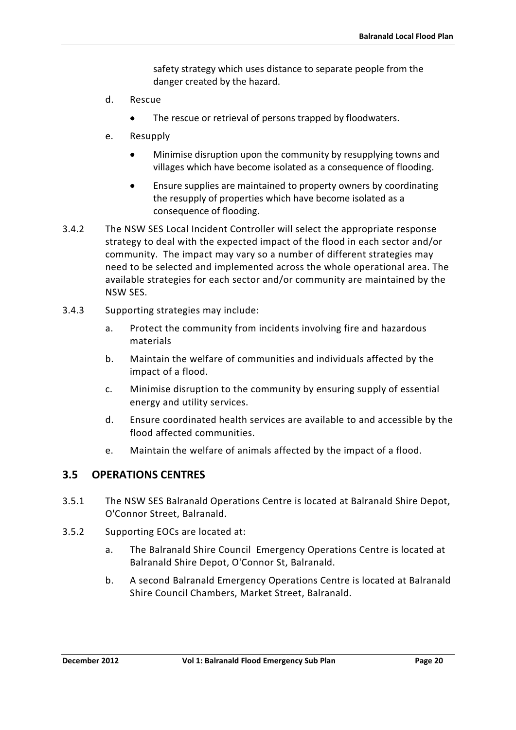safety strategy which uses distance to separate people from the danger created by the hazard.

d. Rescue

- The rescue or retrieval of persons trapped by floodwaters.

e. Resupply

- Minimise disruption upon the community by resupplying towns and villages which have become isolated as a consequence of flooding.
- Ensure supplies are maintained to property owners by coordinating the resupply of properties which have become isolated as a consequence of flooding.

3.4.2 The NSW SES Local Incident Controller will select the appropriate response strategy to deal with the expected impact of the flood in each sector and/or community. The impact may vary so a number of different strategies may need to be selected and implemented across the whole operational area. The available strategies for each sector and/or community are maintained by the NSW SES.

3.4.3 Supporting strategies may include:

a. Protect the community from incidents involving fire and hazardous materials

b. Maintain the welfare of communities and individuals affected by the impact of a flood.

c. Minimise disruption to the community by ensuring supply of essential energy and utility services.

d. Ensure coordinated health services are available to and accessible by the flood affected communities.

e. Maintain the welfare of animals affected by the impact of a flood.

## 3.5 OPERATIONS CENTRES

3.5.1 The NSW SES Balranald Operations Centre is located at Balranald Shire Depot, O'Connor Street, Balranald.

3.5.2 Supporting EOCs are located at:

a. The Balranald Shire Council Emergency Operations Centre is located at Balranald Shire Depot, O'Connor St, Balranald.

b. A second Balranald Emergency Operations Centre is located at Balranald Shire Council Chambers, Market Street, Balranald.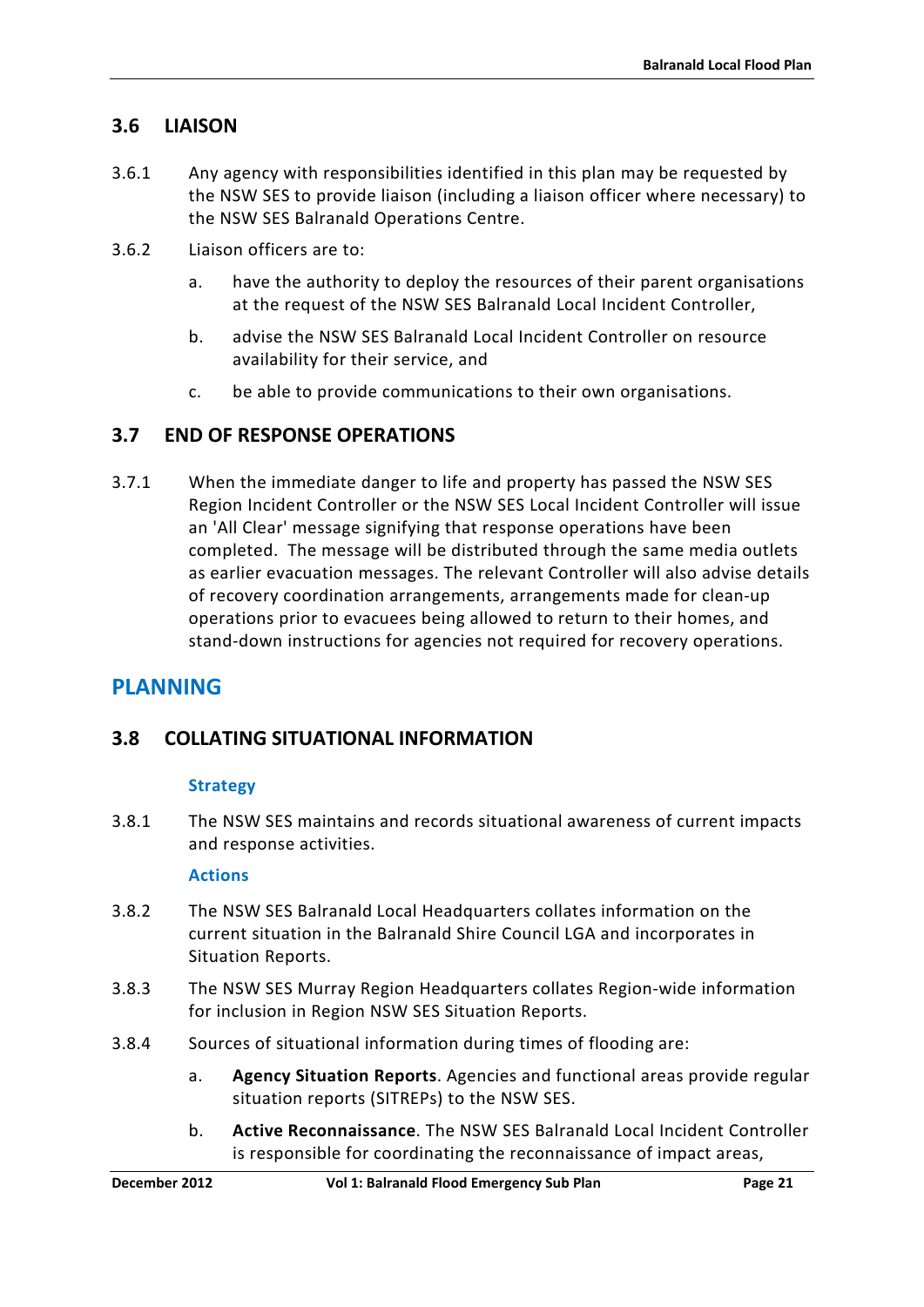## 3.6 LIAISON

3.6.1 Any agency with responsibilities identified in this plan may be requested by the NSW SES to provide liaison (including a liaison officer where necessary) to the NSW SES Balranald Operations Centre.

3.6.2 Liaison officers are to:

a. have the authority to deploy the resources of their parent organisations at the request of the NSW SES Balranald Local Incident Controller,

b. advise the NSW SES Balranald Local Incident Controller on resource availability for their service, and

c. be able to provide communications to their own organisations.

## 3.7 END OF RESPONSE OPERATIONS

3.7.1 When the immediate danger to life and property has passed the NSW SES Region Incident Controller or the NSW SES Local Incident Controller will issue an 'All Clear' message signifying that response operations have been completed. The message will be distributed through the same media outlets as earlier evacuation messages. The relevant Controller will also advise details of recovery coordination arrangements, arrangements made for clean-up operations prior to evacuees being allowed to return to their homes, and stand-down instructions for agencies not required for recovery operations.

# PLANNING

## 3.8 COLLATING SITUATIONAL INFORMATION

### Strategy

3.8.1 The NSW SES maintains and records situational awareness of current impacts and response activities.

### Actions

3.8.2 The NSW SES Balranald Local Headquarters collates information on the current situation in the Balranald Shire Council LGA and incorporates in Situation Reports.

3.8.3 The NSW SES Murray Region Headquarters collates Region-wide information for inclusion in Region NSW SES Situation Reports.

3.8.4 Sources of situational information during times of flooding are:

a. **Agency Situation Reports**. Agencies and functional areas provide regular situation reports (SITREPs) to the NSW SES.

b. **Active Reconnaissance**. The NSW SES Balranald Local Incident Controller is responsible for coordinating the reconnaissance of impact areas,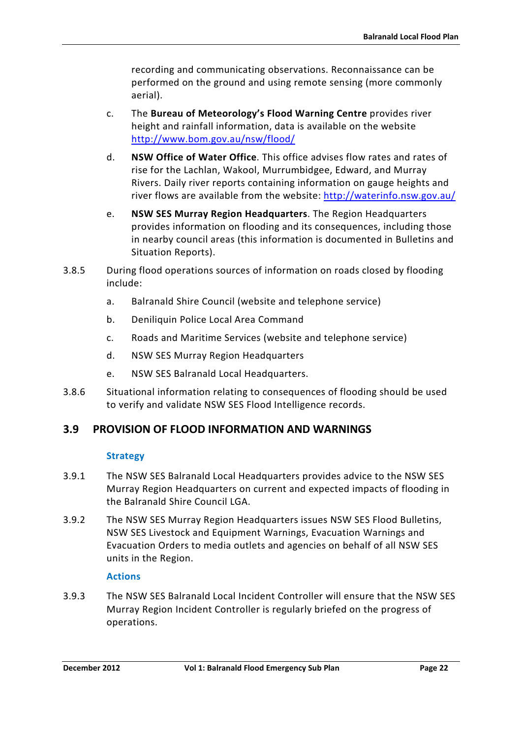recording and communicating observations. Reconnaissance can be performed on the ground and using remote sensing (more commonly aerial).

c. The **Bureau of Meteorology's Flood Warning Centre** provides river height and rainfall information, data is available on the website http://www.bom.gov.au/nsw/flood/

d. **NSW Office of Water Office**. This office advises flow rates and rates of rise for the Lachlan, Wakool, Murrumbidgee, Edward, and Murray Rivers. Daily river reports containing information on gauge heights and river flows are available from the website: http://waterinfo.nsw.gov.au/

e. **NSW SES Murray Region Headquarters**. The Region Headquarters provides information on flooding and its consequences, including those in nearby council areas (this information is documented in Bulletins and Situation Reports).

3.8.5 During flood operations sources of information on roads closed by flooding include:

a. Balranald Shire Council (website and telephone service)

b. Deniliquin Police Local Area Command

c. Roads and Maritime Services (website and telephone service)

d. NSW SES Murray Region Headquarters

e. NSW SES Balranald Local Headquarters.

3.8.6 Situational information relating to consequences of flooding should be used to verify and validate NSW SES Flood Intelligence records.

## 3.9 PROVISION OF FLOOD INFORMATION AND WARNINGS

### Strategy

3.9.1 The NSW SES Balranald Local Headquarters provides advice to the NSW SES Murray Region Headquarters on current and expected impacts of flooding in the Balranald Shire Council LGA.

3.9.2 The NSW SES Murray Region Headquarters issues NSW SES Flood Bulletins, NSW SES Livestock and Equipment Warnings, Evacuation Warnings and Evacuation Orders to media outlets and agencies on behalf of all NSW SES units in the Region.

### Actions

3.9.3 The NSW SES Balranald Local Incident Controller will ensure that the NSW SES Murray Region Incident Controller is regularly briefed on the progress of operations.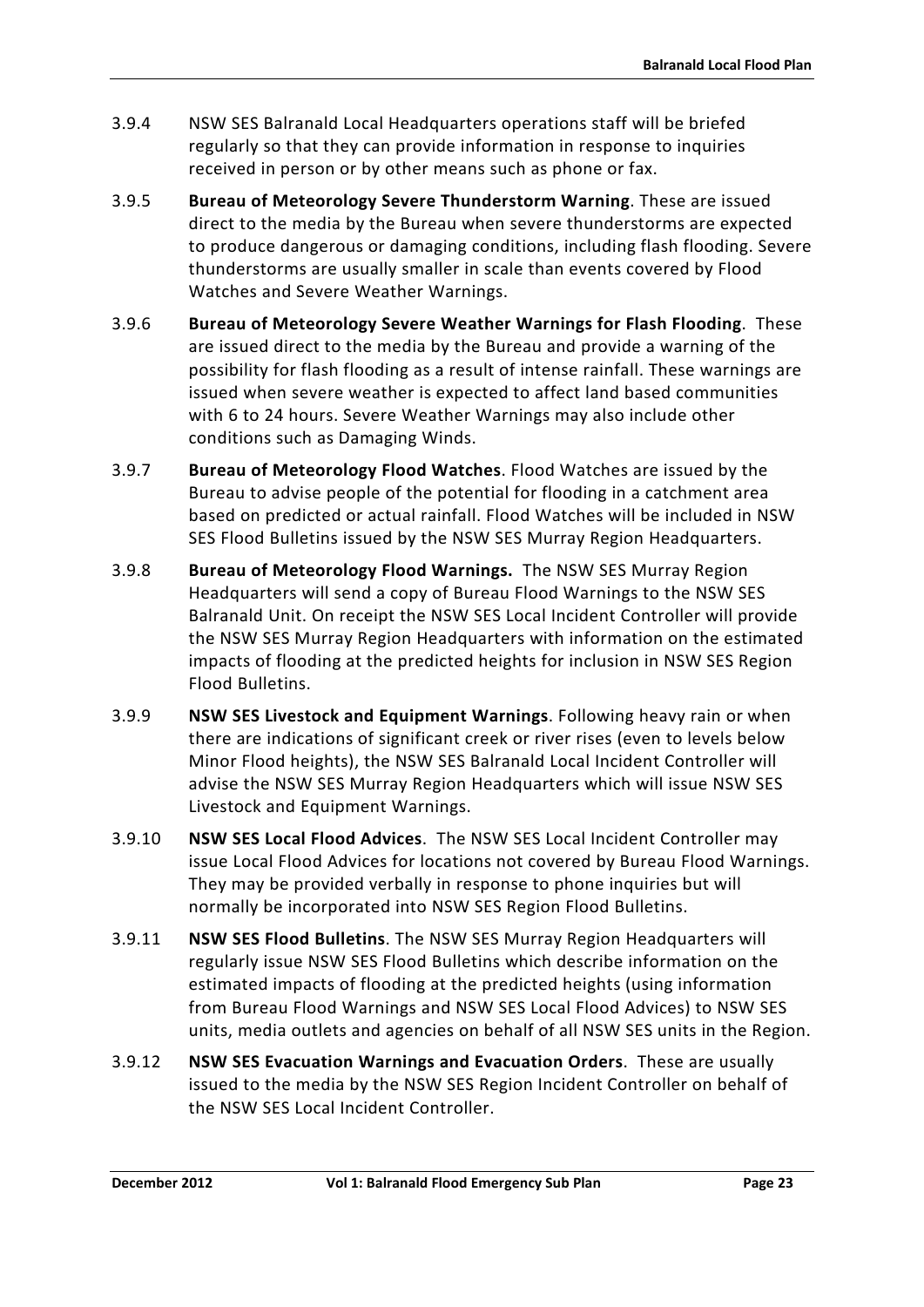3.9.4 NSW SES Balranald Local Headquarters operations staff will be briefed regularly so that they can provide information in response to inquiries received in person or by other means such as phone or fax.

3.9.5 **Bureau of Meteorology Severe Thunderstorm Warning**. These are issued direct to the media by the Bureau when severe thunderstorms are expected to produce dangerous or damaging conditions, including flash flooding. Severe thunderstorms are usually smaller in scale than events covered by Flood Watches and Severe Weather Warnings.

3.9.6 **Bureau of Meteorology Severe Weather Warnings for Flash Flooding**. These are issued direct to the media by the Bureau and provide a warning of the possibility for flash flooding as a result of intense rainfall. These warnings are issued when severe weather is expected to affect land based communities with 6 to 24 hours. Severe Weather Warnings may also include other conditions such as Damaging Winds.

3.9.7 **Bureau of Meteorology Flood Watches**. Flood Watches are issued by the Bureau to advise people of the potential for flooding in a catchment area based on predicted or actual rainfall. Flood Watches will be included in NSW SES Flood Bulletins issued by the NSW SES Murray Region Headquarters.

3.9.8 **Bureau of Meteorology Flood Warnings.** The NSW SES Murray Region Headquarters will send a copy of Bureau Flood Warnings to the NSW SES Balranald Unit. On receipt the NSW SES Local Incident Controller will provide the NSW SES Murray Region Headquarters with information on the estimated impacts of flooding at the predicted heights for inclusion in NSW SES Region Flood Bulletins.

3.9.9 **NSW SES Livestock and Equipment Warnings**. Following heavy rain or when there are indications of significant creek or river rises (even to levels below Minor Flood heights), the NSW SES Balranald Local Incident Controller will advise the NSW SES Murray Region Headquarters which will issue NSW SES Livestock and Equipment Warnings.

3.9.10 **NSW SES Local Flood Advices**. The NSW SES Local Incident Controller may issue Local Flood Advices for locations not covered by Bureau Flood Warnings. They may be provided verbally in response to phone inquiries but will normally be incorporated into NSW SES Region Flood Bulletins.

3.9.11 **NSW SES Flood Bulletins**. The NSW SES Murray Region Headquarters will regularly issue NSW SES Flood Bulletins which describe information on the estimated impacts of flooding at the predicted heights (using information from Bureau Flood Warnings and NSW SES Local Flood Advices) to NSW SES units, media outlets and agencies on behalf of all NSW SES units in the Region.

3.9.12 **NSW SES Evacuation Warnings and Evacuation Orders**. These are usually issued to the media by the NSW SES Region Incident Controller on behalf of the NSW SES Local Incident Controller.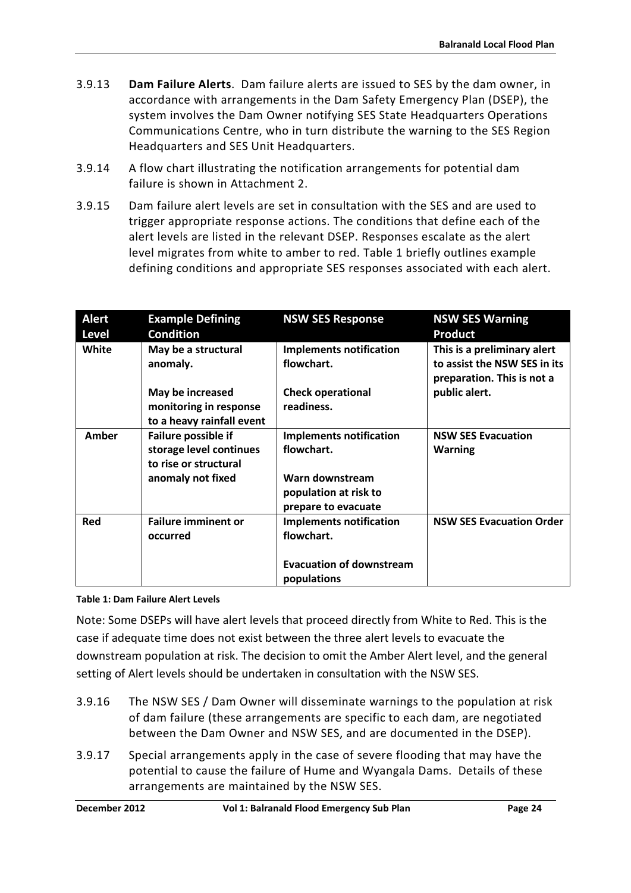3.9.13 **Dam Failure Alerts**. Dam failure alerts are issued to SES by the dam owner, in accordance with arrangements in the Dam Safety Emergency Plan (DSEP), the system involves the Dam Owner notifying SES State Headquarters Operations Communications Centre, who in turn distribute the warning to the SES Region Headquarters and SES Unit Headquarters.

3.9.14 A flow chart illustrating the notification arrangements for potential dam failure is shown in Attachment 2.

3.9.15 Dam failure alert levels are set in consultation with the SES and are used to trigger appropriate response actions. The conditions that define each of the alert levels are listed in the relevant DSEP. Responses escalate as the alert level migrates from white to amber to red. Table 1 briefly outlines example defining conditions and appropriate SES responses associated with each alert.

| Alert Level | Example Defining Condition | NSW SES Response | NSW SES Warning Product |
|---|---|---|---|
| **White** | **May be a structural anomaly.**<br><br>**May be increased monitoring in response to a heavy rainfall event** | **Implements notification flowchart.**<br><br>**Check operational readiness.** | **This is a preliminary alert to assist the NSW SES in its preparation. This is not a public alert.** |
| **Amber** | **Failure possible if storage level continues to rise or structural anomaly not fixed** | **Implements notification flowchart.**<br><br>**Warn downstream population at risk to prepare to evacuate** | **NSW SES Evacuation Warning** |
| **Red** | **Failure imminent or occurred** | **Implements notification flowchart.**<br><br>**Evacuation of downstream populations** | **NSW SES Evacuation Order** |

**Table 1: Dam Failure Alert Levels**

Note: Some DSEPs will have alert levels that proceed directly from White to Red. This is the case if adequate time does not exist between the three alert levels to evacuate the downstream population at risk. The decision to omit the Amber Alert level, and the general setting of Alert levels should be undertaken in consultation with the NSW SES.

3.9.16 The NSW SES / Dam Owner will disseminate warnings to the population at risk of dam failure (these arrangements are specific to each dam, are negotiated between the Dam Owner and NSW SES, and are documented in the DSEP).

3.9.17 Special arrangements apply in the case of severe flooding that may have the potential to cause the failure of Hume and Wyangala Dams. Details of these arrangements are maintained by the NSW SES.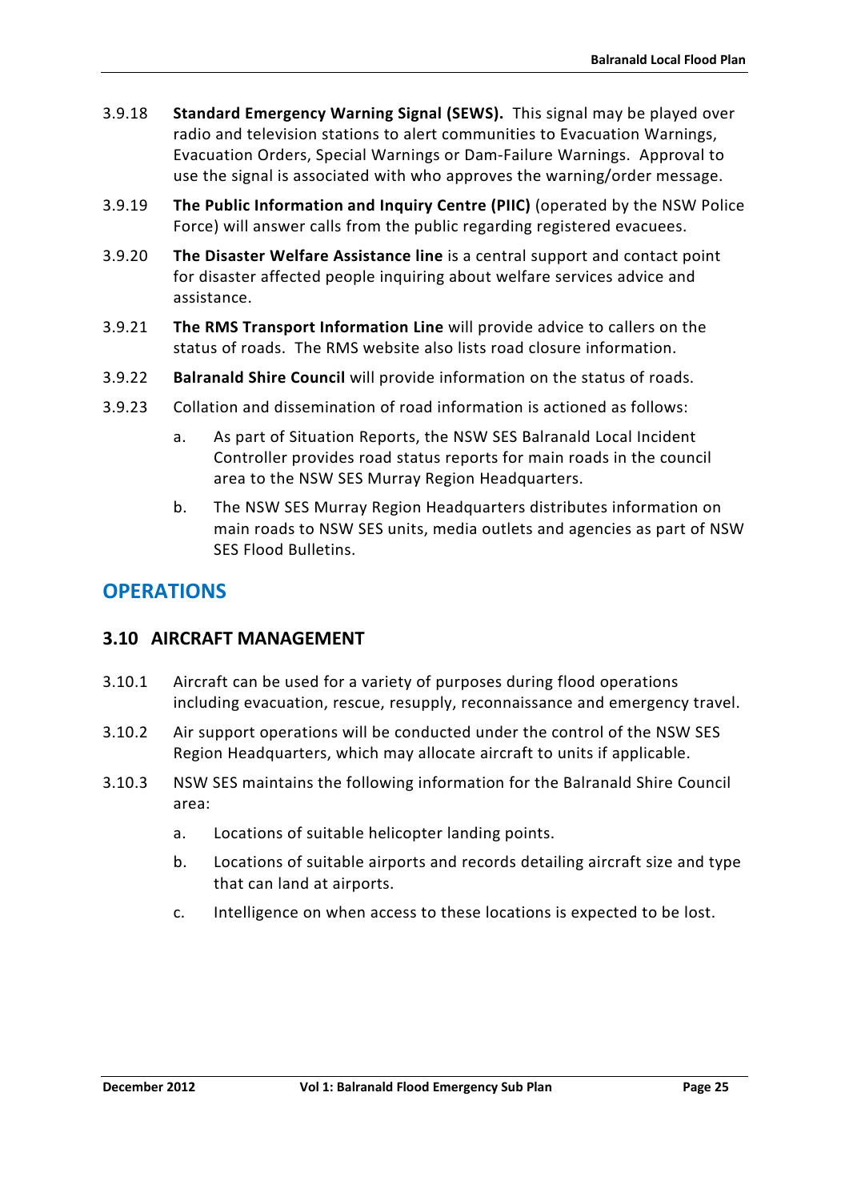3.9.18 **Standard Emergency Warning Signal (SEWS).** This signal may be played over radio and television stations to alert communities to Evacuation Warnings, Evacuation Orders, Special Warnings or Dam-Failure Warnings. Approval to use the signal is associated with who approves the warning/order message.

3.9.19 **The Public Information and Inquiry Centre (PIIC)** (operated by the NSW Police Force) will answer calls from the public regarding registered evacuees.

3.9.20 **The Disaster Welfare Assistance line** is a central support and contact point for disaster affected people inquiring about welfare services advice and assistance.

3.9.21 **The RMS Transport Information Line** will provide advice to callers on the status of roads. The RMS website also lists road closure information.

3.9.22 **Balranald Shire Council** will provide information on the status of roads.

3.9.23 Collation and dissemination of road information is actioned as follows:

a. As part of Situation Reports, the NSW SES Balranald Local Incident Controller provides road status reports for main roads in the council area to the NSW SES Murray Region Headquarters.

b. The NSW SES Murray Region Headquarters distributes information on main roads to NSW SES units, media outlets and agencies as part of NSW SES Flood Bulletins.

## OPERATIONS

### 3.10 AIRCRAFT MANAGEMENT

3.10.1 Aircraft can be used for a variety of purposes during flood operations including evacuation, rescue, resupply, reconnaissance and emergency travel.

3.10.2 Air support operations will be conducted under the control of the NSW SES Region Headquarters, which may allocate aircraft to units if applicable.

3.10.3 NSW SES maintains the following information for the Balranald Shire Council area:

a. Locations of suitable helicopter landing points.

b. Locations of suitable airports and records detailing aircraft size and type that can land at airports.

c. Intelligence on when access to these locations is expected to be lost.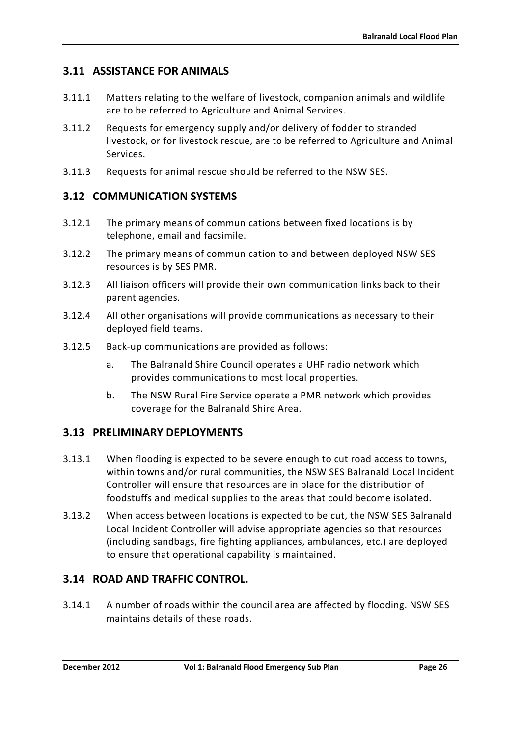## 3.11 ASSISTANCE FOR ANIMALS

3.11.1 Matters relating to the welfare of livestock, companion animals and wildlife are to be referred to Agriculture and Animal Services.

3.11.2 Requests for emergency supply and/or delivery of fodder to stranded livestock, or for livestock rescue, are to be referred to Agriculture and Animal Services.

3.11.3 Requests for animal rescue should be referred to the NSW SES.

## 3.12 COMMUNICATION SYSTEMS

3.12.1 The primary means of communications between fixed locations is by telephone, email and facsimile.

3.12.2 The primary means of communication to and between deployed NSW SES resources is by SES PMR.

3.12.3 All liaison officers will provide their own communication links back to their parent agencies.

3.12.4 All other organisations will provide communications as necessary to their deployed field teams.

3.12.5 Back-up communications are provided as follows:

a. The Balranald Shire Council operates a UHF radio network which provides communications to most local properties.

b. The NSW Rural Fire Service operate a PMR network which provides coverage for the Balranald Shire Area.

## 3.13 PRELIMINARY DEPLOYMENTS

3.13.1 When flooding is expected to be severe enough to cut road access to towns, within towns and/or rural communities, the NSW SES Balranald Local Incident Controller will ensure that resources are in place for the distribution of foodstuffs and medical supplies to the areas that could become isolated.

3.13.2 When access between locations is expected to be cut, the NSW SES Balranald Local Incident Controller will advise appropriate agencies so that resources (including sandbags, fire fighting appliances, ambulances, etc.) are deployed to ensure that operational capability is maintained.

## 3.14 ROAD AND TRAFFIC CONTROL.

3.14.1 A number of roads within the council area are affected by flooding. NSW SES maintains details of these roads.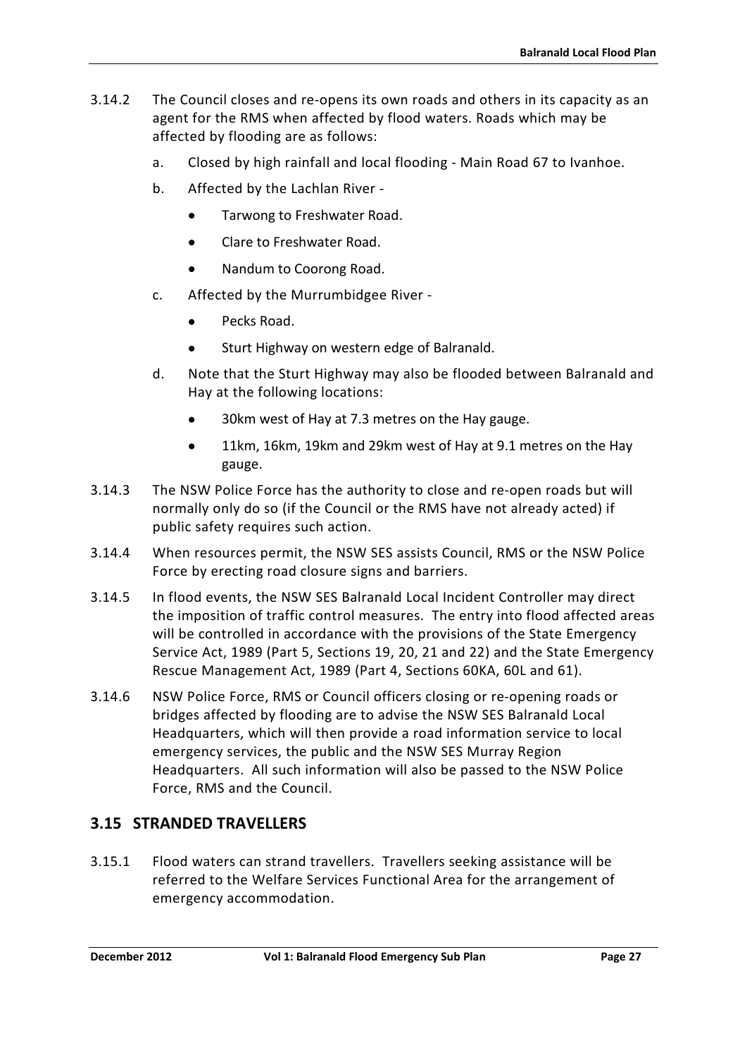3.14.2 The Council closes and re-opens its own roads and others in its capacity as an agent for the RMS when affected by flood waters. Roads which may be affected by flooding are as follows:

a. Closed by high rainfall and local flooding - Main Road 67 to Ivanhoe.

b. Affected by the Lachlan River -

- Tarwong to Freshwater Road.
- Clare to Freshwater Road.
- Nandum to Coorong Road.

c. Affected by the Murrumbidgee River -

- Pecks Road.
- Sturt Highway on western edge of Balranald.

d. Note that the Sturt Highway may also be flooded between Balranald and Hay at the following locations:

- 30km west of Hay at 7.3 metres on the Hay gauge.
- 11km, 16km, 19km and 29km west of Hay at 9.1 metres on the Hay gauge.

3.14.3 The NSW Police Force has the authority to close and re-open roads but will normally only do so (if the Council or the RMS have not already acted) if public safety requires such action.

3.14.4 When resources permit, the NSW SES assists Council, RMS or the NSW Police Force by erecting road closure signs and barriers.

3.14.5 In flood events, the NSW SES Balranald Local Incident Controller may direct the imposition of traffic control measures. The entry into flood affected areas will be controlled in accordance with the provisions of the State Emergency Service Act, 1989 (Part 5, Sections 19, 20, 21 and 22) and the State Emergency Rescue Management Act, 1989 (Part 4, Sections 60KA, 60L and 61).

3.14.6 NSW Police Force, RMS or Council officers closing or re-opening roads or bridges affected by flooding are to advise the NSW SES Balranald Local Headquarters, which will then provide a road information service to local emergency services, the public and the NSW SES Murray Region Headquarters. All such information will also be passed to the NSW Police Force, RMS and the Council.

## 3.15 STRANDED TRAVELLERS

3.15.1 Flood waters can strand travellers. Travellers seeking assistance will be referred to the Welfare Services Functional Area for the arrangement of emergency accommodation.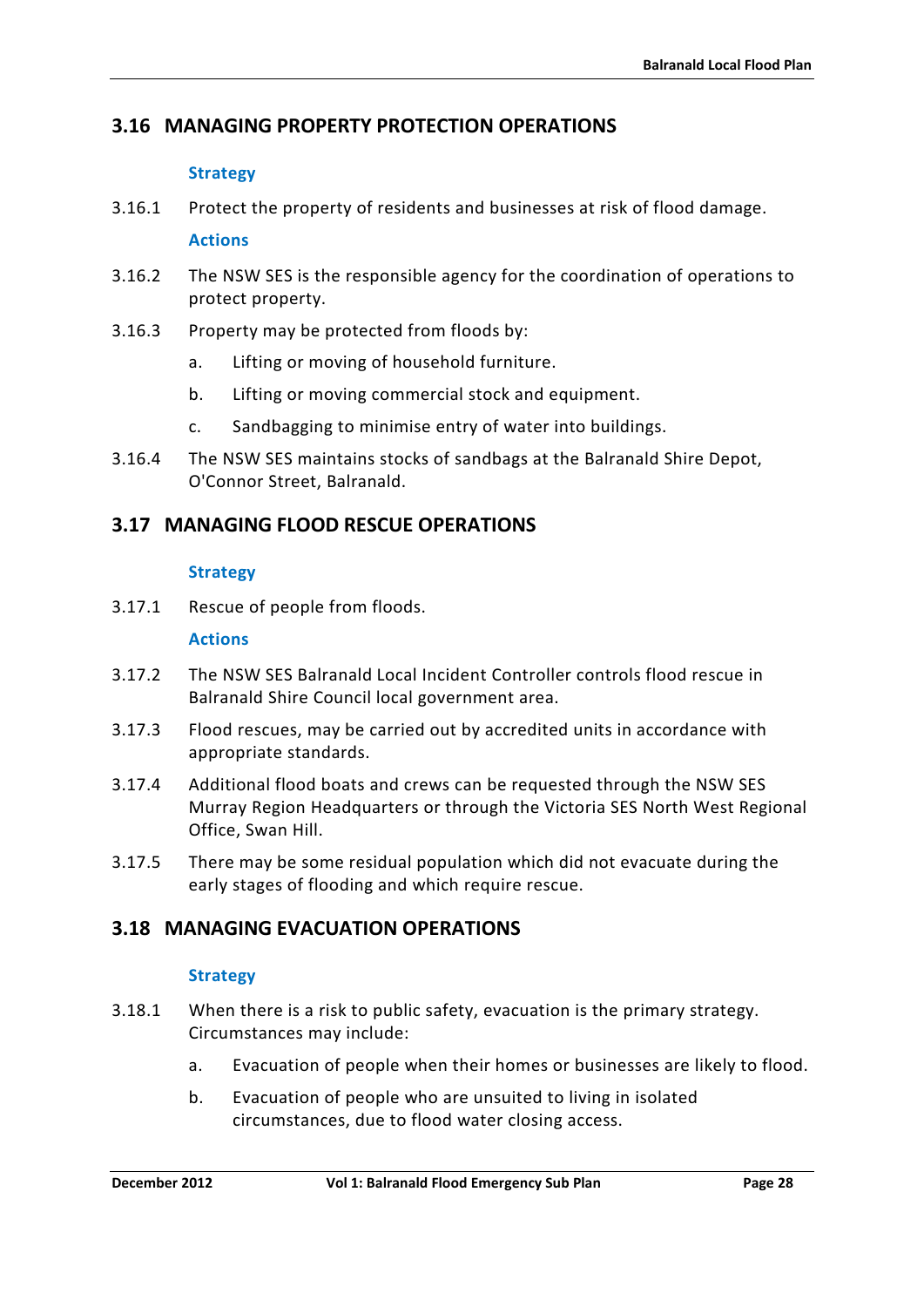## 3.16 MANAGING PROPERTY PROTECTION OPERATIONS

**Strategy**

3.16.1 Protect the property of residents and businesses at risk of flood damage.

**Actions**

3.16.2 The NSW SES is the responsible agency for the coordination of operations to protect property.

3.16.3 Property may be protected from floods by:

a. Lifting or moving of household furniture.

b. Lifting or moving commercial stock and equipment.

c. Sandbagging to minimise entry of water into buildings.

3.16.4 The NSW SES maintains stocks of sandbags at the Balranald Shire Depot, O'Connor Street, Balranald.

## 3.17 MANAGING FLOOD RESCUE OPERATIONS

**Strategy**

3.17.1 Rescue of people from floods.

**Actions**

3.17.2 The NSW SES Balranald Local Incident Controller controls flood rescue in Balranald Shire Council local government area.

3.17.3 Flood rescues, may be carried out by accredited units in accordance with appropriate standards.

3.17.4 Additional flood boats and crews can be requested through the NSW SES Murray Region Headquarters or through the Victoria SES North West Regional Office, Swan Hill.

3.17.5 There may be some residual population which did not evacuate during the early stages of flooding and which require rescue.

## 3.18 MANAGING EVACUATION OPERATIONS

**Strategy**

3.18.1 When there is a risk to public safety, evacuation is the primary strategy. Circumstances may include:

a. Evacuation of people when their homes or businesses are likely to flood.

b. Evacuation of people who are unsuited to living in isolated circumstances, due to flood water closing access.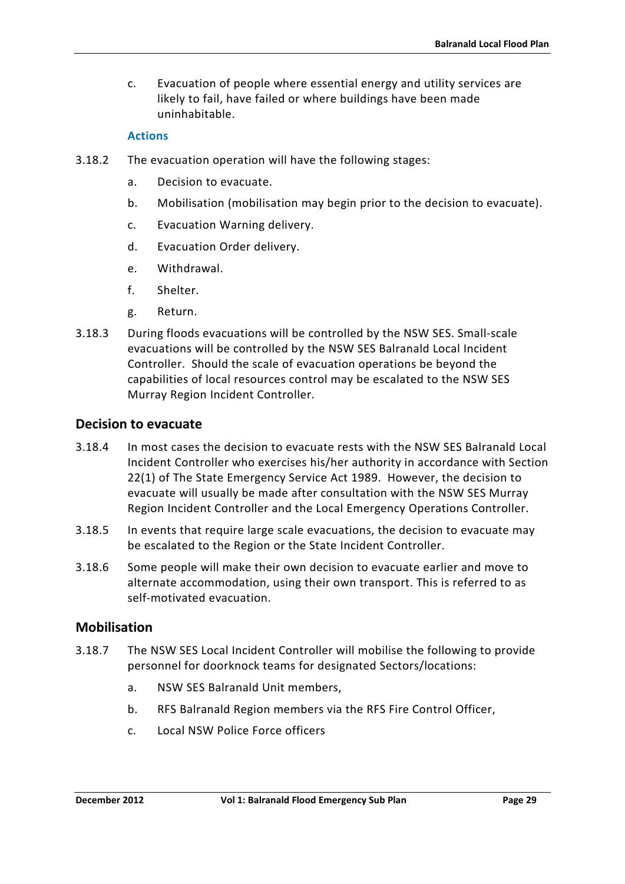c. Evacuation of people where essential energy and utility services are likely to fail, have failed or where buildings have been made uninhabitable.

**Actions**

3.18.2 The evacuation operation will have the following stages:

a. Decision to evacuate.

b. Mobilisation (mobilisation may begin prior to the decision to evacuate).

c. Evacuation Warning delivery.

d. Evacuation Order delivery.

e. Withdrawal.

f. Shelter.

g. Return.

3.18.3 During floods evacuations will be controlled by the NSW SES. Small-scale evacuations will be controlled by the NSW SES Balranald Local Incident Controller. Should the scale of evacuation operations be beyond the capabilities of local resources control may be escalated to the NSW SES Murray Region Incident Controller.

## Decision to evacuate

3.18.4 In most cases the decision to evacuate rests with the NSW SES Balranald Local Incident Controller who exercises his/her authority in accordance with Section 22(1) of The State Emergency Service Act 1989. However, the decision to evacuate will usually be made after consultation with the NSW SES Murray Region Incident Controller and the Local Emergency Operations Controller.

3.18.5 In events that require large scale evacuations, the decision to evacuate may be escalated to the Region or the State Incident Controller.

3.18.6 Some people will make their own decision to evacuate earlier and move to alternate accommodation, using their own transport. This is referred to as self-motivated evacuation.

## Mobilisation

3.18.7 The NSW SES Local Incident Controller will mobilise the following to provide personnel for doorknock teams for designated Sectors/locations:

a. NSW SES Balranald Unit members,

b. RFS Balranald Region members via the RFS Fire Control Officer,

c. Local NSW Police Force officers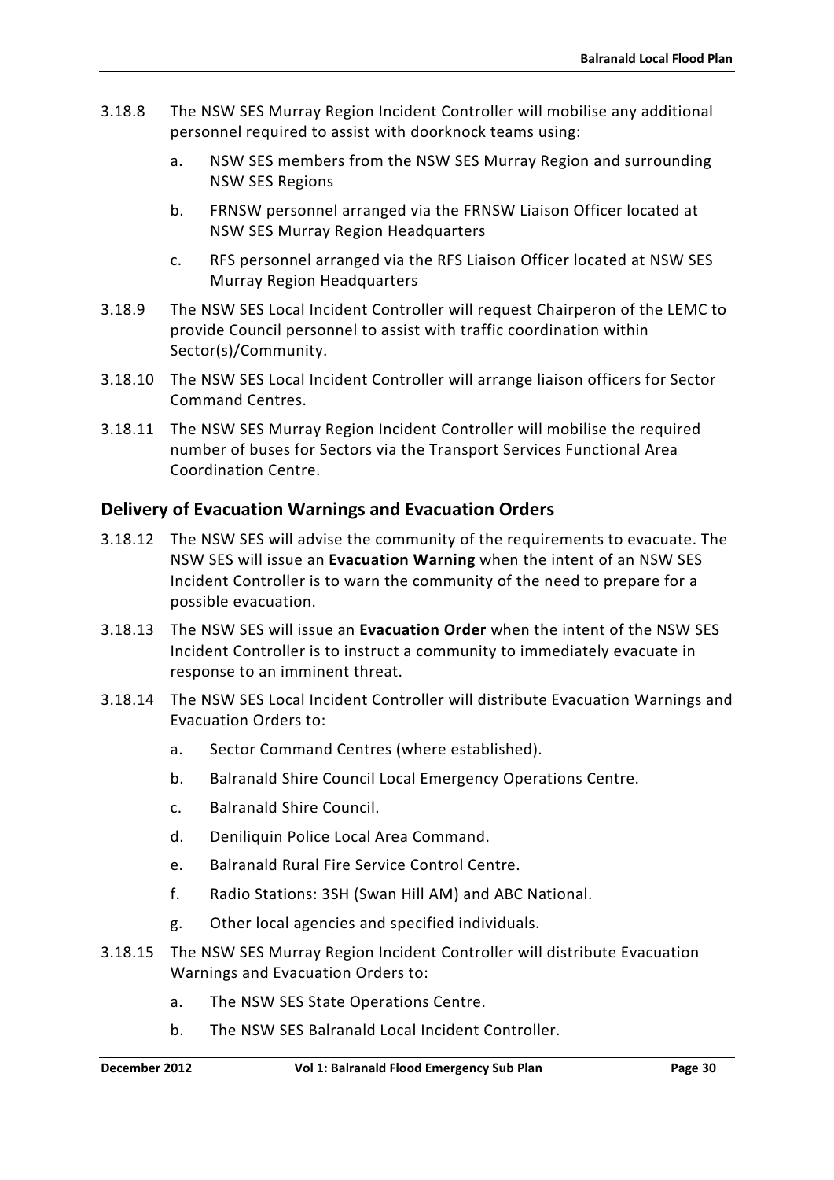3.18.8 The NSW SES Murray Region Incident Controller will mobilise any additional personnel required to assist with doorknock teams using:

   a. NSW SES members from the NSW SES Murray Region and surrounding NSW SES Regions

   b. FRNSW personnel arranged via the FRNSW Liaison Officer located at NSW SES Murray Region Headquarters

   c. RFS personnel arranged via the RFS Liaison Officer located at NSW SES Murray Region Headquarters

3.18.9 The NSW SES Local Incident Controller will request Chairperon of the LEMC to provide Council personnel to assist with traffic coordination within Sector(s)/Community.

3.18.10 The NSW SES Local Incident Controller will arrange liaison officers for Sector Command Centres.

3.18.11 The NSW SES Murray Region Incident Controller will mobilise the required number of buses for Sectors via the Transport Services Functional Area Coordination Centre.

## Delivery of Evacuation Warnings and Evacuation Orders

3.18.12 The NSW SES will advise the community of the requirements to evacuate. The NSW SES will issue an **Evacuation Warning** when the intent of an NSW SES Incident Controller is to warn the community of the need to prepare for a possible evacuation.

3.18.13 The NSW SES will issue an **Evacuation Order** when the intent of the NSW SES Incident Controller is to instruct a community to immediately evacuate in response to an imminent threat.

3.18.14 The NSW SES Local Incident Controller will distribute Evacuation Warnings and Evacuation Orders to:

   a. Sector Command Centres (where established).

   b. Balranald Shire Council Local Emergency Operations Centre.

   c. Balranald Shire Council.

   d. Deniliquin Police Local Area Command.

   e. Balranald Rural Fire Service Control Centre.

   f. Radio Stations: 3SH (Swan Hill AM) and ABC National.

   g. Other local agencies and specified individuals.

3.18.15 The NSW SES Murray Region Incident Controller will distribute Evacuation Warnings and Evacuation Orders to:

   a. The NSW SES State Operations Centre.

   b. The NSW SES Balranald Local Incident Controller.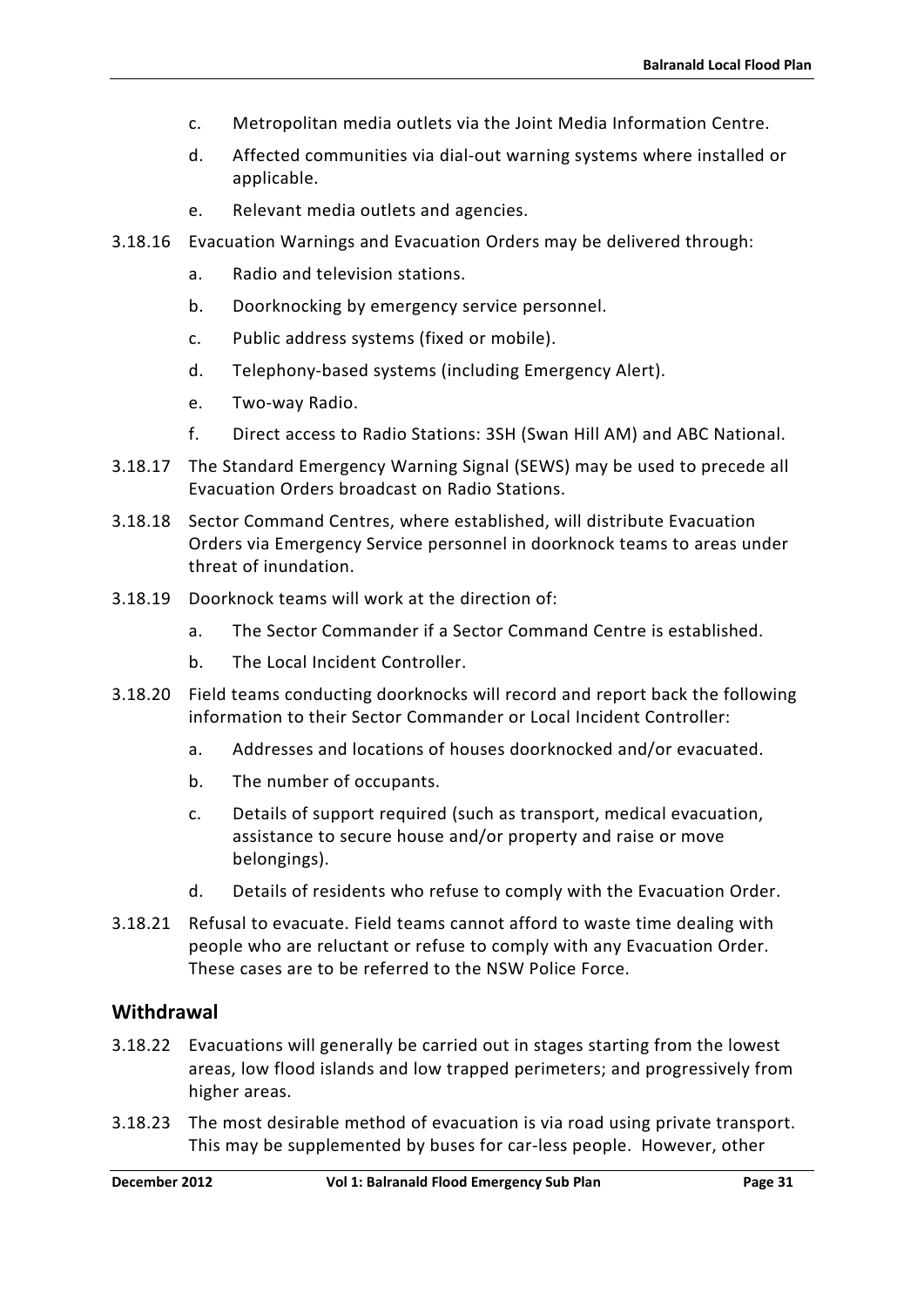c. Metropolitan media outlets via the Joint Media Information Centre.

d. Affected communities via dial-out warning systems where installed or applicable.

e. Relevant media outlets and agencies.

3.18.16 Evacuation Warnings and Evacuation Orders may be delivered through:

a. Radio and television stations.

b. Doorknocking by emergency service personnel.

c. Public address systems (fixed or mobile).

d. Telephony-based systems (including Emergency Alert).

e. Two-way Radio.

f. Direct access to Radio Stations: 3SH (Swan Hill AM) and ABC National.

3.18.17 The Standard Emergency Warning Signal (SEWS) may be used to precede all Evacuation Orders broadcast on Radio Stations.

3.18.18 Sector Command Centres, where established, will distribute Evacuation Orders via Emergency Service personnel in doorknock teams to areas under threat of inundation.

3.18.19 Doorknock teams will work at the direction of:

a. The Sector Commander if a Sector Command Centre is established.

b. The Local Incident Controller.

3.18.20 Field teams conducting doorknocks will record and report back the following information to their Sector Commander or Local Incident Controller:

a. Addresses and locations of houses doorknocked and/or evacuated.

b. The number of occupants.

c. Details of support required (such as transport, medical evacuation, assistance to secure house and/or property and raise or move belongings).

d. Details of residents who refuse to comply with the Evacuation Order.

3.18.21 Refusal to evacuate. Field teams cannot afford to waste time dealing with people who are reluctant or refuse to comply with any Evacuation Order. These cases are to be referred to the NSW Police Force.

## Withdrawal

3.18.22 Evacuations will generally be carried out in stages starting from the lowest areas, low flood islands and low trapped perimeters; and progressively from higher areas.

3.18.23 The most desirable method of evacuation is via road using private transport. This may be supplemented by buses for car-less people. However, other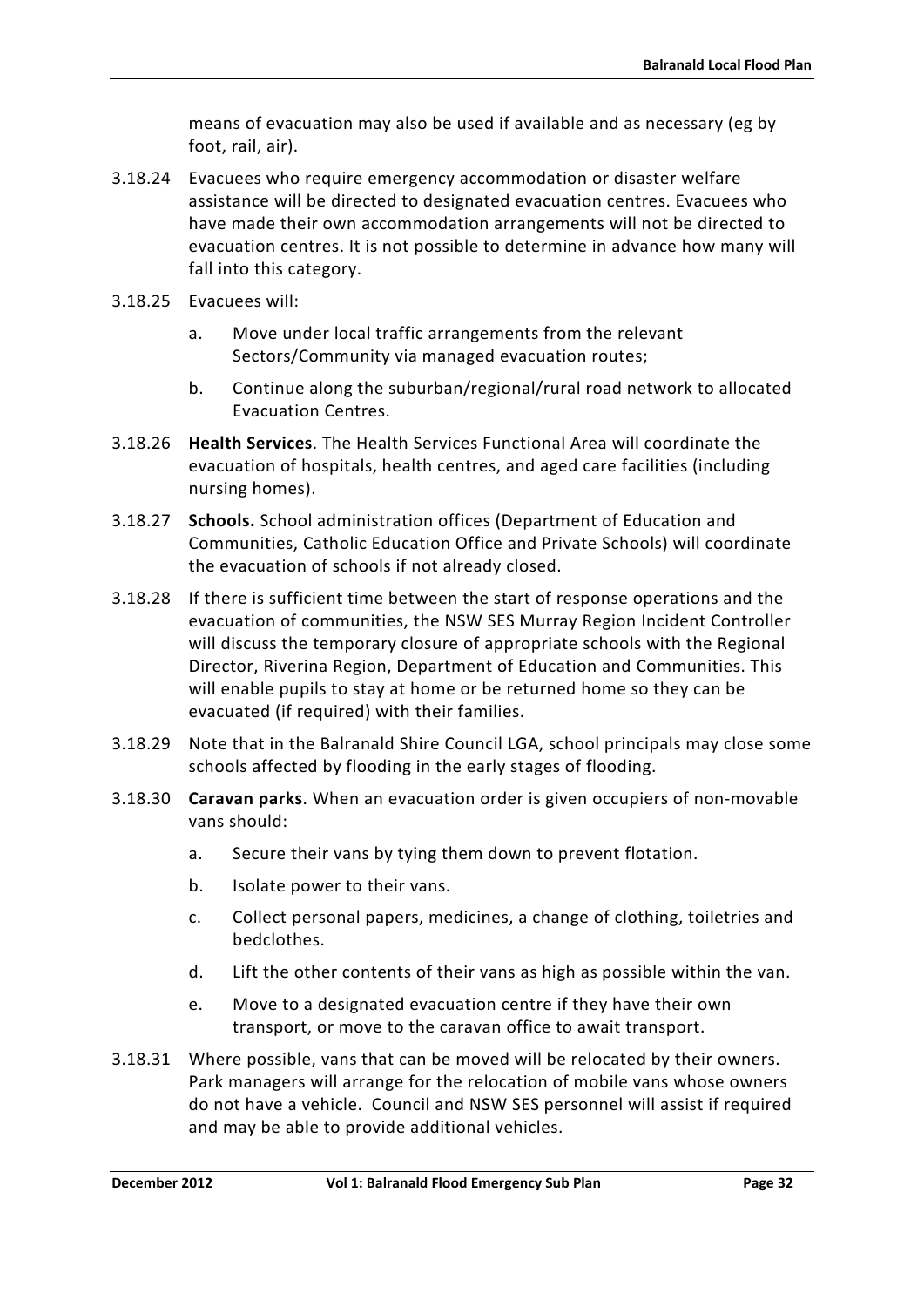means of evacuation may also be used if available and as necessary (eg by foot, rail, air).

3.18.24 Evacuees who require emergency accommodation or disaster welfare assistance will be directed to designated evacuation centres. Evacuees who have made their own accommodation arrangements will not be directed to evacuation centres. It is not possible to determine in advance how many will fall into this category.

3.18.25 Evacuees will:

a. Move under local traffic arrangements from the relevant Sectors/Community via managed evacuation routes;

b. Continue along the suburban/regional/rural road network to allocated Evacuation Centres.

3.18.26 **Health Services**. The Health Services Functional Area will coordinate the evacuation of hospitals, health centres, and aged care facilities (including nursing homes).

3.18.27 **Schools.** School administration offices (Department of Education and Communities, Catholic Education Office and Private Schools) will coordinate the evacuation of schools if not already closed.

3.18.28 If there is sufficient time between the start of response operations and the evacuation of communities, the NSW SES Murray Region Incident Controller will discuss the temporary closure of appropriate schools with the Regional Director, Riverina Region, Department of Education and Communities. This will enable pupils to stay at home or be returned home so they can be evacuated (if required) with their families.

3.18.29 Note that in the Balranald Shire Council LGA, school principals may close some schools affected by flooding in the early stages of flooding.

3.18.30 **Caravan parks**. When an evacuation order is given occupiers of non-movable vans should:

a. Secure their vans by tying them down to prevent flotation.

b. Isolate power to their vans.

c. Collect personal papers, medicines, a change of clothing, toiletries and bedclothes.

d. Lift the other contents of their vans as high as possible within the van.

e. Move to a designated evacuation centre if they have their own transport, or move to the caravan office to await transport.

3.18.31 Where possible, vans that can be moved will be relocated by their owners. Park managers will arrange for the relocation of mobile vans whose owners do not have a vehicle. Council and NSW SES personnel will assist if required and may be able to provide additional vehicles.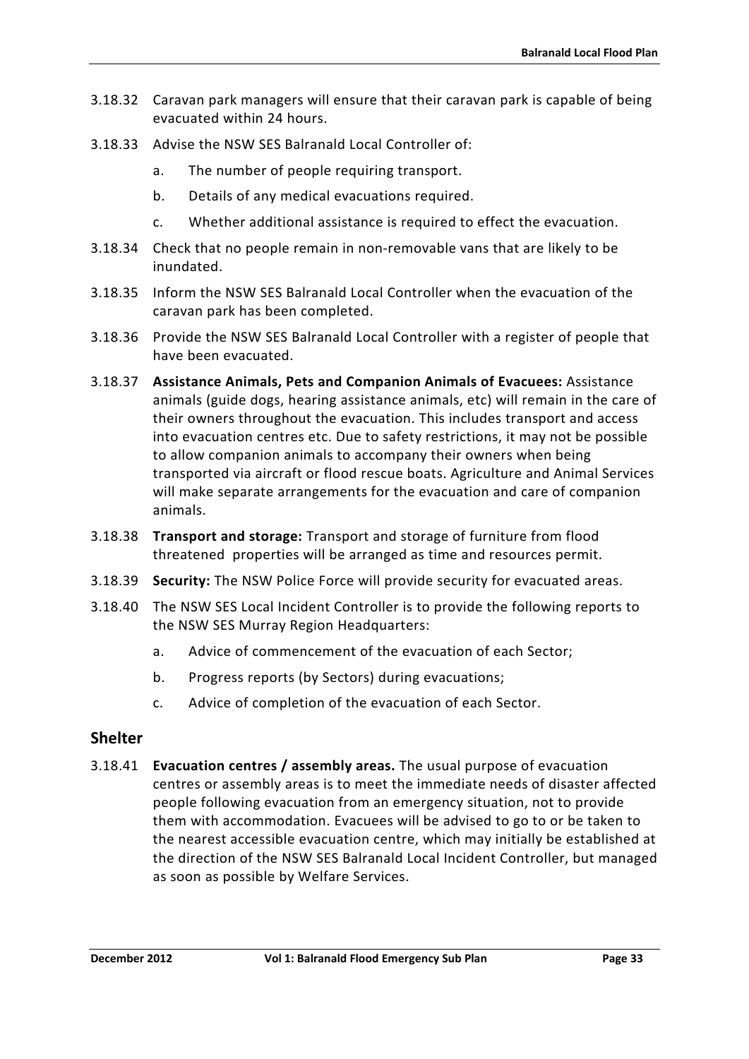3.18.32 Caravan park managers will ensure that their caravan park is capable of being evacuated within 24 hours.

3.18.33 Advise the NSW SES Balranald Local Controller of:

a. The number of people requiring transport.

b. Details of any medical evacuations required.

c. Whether additional assistance is required to effect the evacuation.

3.18.34 Check that no people remain in non-removable vans that are likely to be inundated.

3.18.35 Inform the NSW SES Balranald Local Controller when the evacuation of the caravan park has been completed.

3.18.36 Provide the NSW SES Balranald Local Controller with a register of people that have been evacuated.

3.18.37 **Assistance Animals, Pets and Companion Animals of Evacuees:** Assistance animals (guide dogs, hearing assistance animals, etc) will remain in the care of their owners throughout the evacuation. This includes transport and access into evacuation centres etc. Due to safety restrictions, it may not be possible to allow companion animals to accompany their owners when being transported via aircraft or flood rescue boats. Agriculture and Animal Services will make separate arrangements for the evacuation and care of companion animals.

3.18.38 **Transport and storage:** Transport and storage of furniture from flood threatened properties will be arranged as time and resources permit.

3.18.39 **Security:** The NSW Police Force will provide security for evacuated areas.

3.18.40 The NSW SES Local Incident Controller is to provide the following reports to the NSW SES Murray Region Headquarters:

a. Advice of commencement of the evacuation of each Sector;

b. Progress reports (by Sectors) during evacuations;

c. Advice of completion of the evacuation of each Sector.

## Shelter

3.18.41 **Evacuation centres / assembly areas.** The usual purpose of evacuation centres or assembly areas is to meet the immediate needs of disaster affected people following evacuation from an emergency situation, not to provide them with accommodation. Evacuees will be advised to go to or be taken to the nearest accessible evacuation centre, which may initially be established at the direction of the NSW SES Balranald Local Incident Controller, but managed as soon as possible by Welfare Services.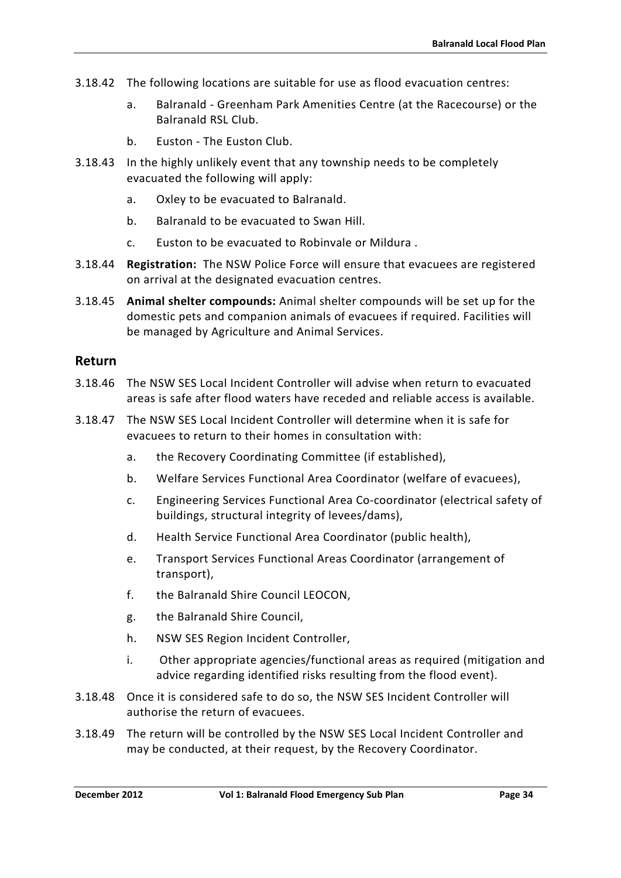3.18.42 The following locations are suitable for use as flood evacuation centres:

a. Balranald - Greenham Park Amenities Centre (at the Racecourse) or the Balranald RSL Club.

b. Euston - The Euston Club.

3.18.43 In the highly unlikely event that any township needs to be completely evacuated the following will apply:

a. Oxley to be evacuated to Balranald.

b. Balranald to be evacuated to Swan Hill.

c. Euston to be evacuated to Robinvale or Mildura .

3.18.44 **Registration:** The NSW Police Force will ensure that evacuees are registered on arrival at the designated evacuation centres.

3.18.45 **Animal shelter compounds:** Animal shelter compounds will be set up for the domestic pets and companion animals of evacuees if required. Facilities will be managed by Agriculture and Animal Services.

## Return

3.18.46 The NSW SES Local Incident Controller will advise when return to evacuated areas is safe after flood waters have receded and reliable access is available.

3.18.47 The NSW SES Local Incident Controller will determine when it is safe for evacuees to return to their homes in consultation with:

a. the Recovery Coordinating Committee (if established),

b. Welfare Services Functional Area Coordinator (welfare of evacuees),

c. Engineering Services Functional Area Co-coordinator (electrical safety of buildings, structural integrity of levees/dams),

d. Health Service Functional Area Coordinator (public health),

e. Transport Services Functional Areas Coordinator (arrangement of transport),

f. the Balranald Shire Council LEOCON,

g. the Balranald Shire Council,

h. NSW SES Region Incident Controller,

i. Other appropriate agencies/functional areas as required (mitigation and advice regarding identified risks resulting from the flood event).

3.18.48 Once it is considered safe to do so, the NSW SES Incident Controller will authorise the return of evacuees.

3.18.49 The return will be controlled by the NSW SES Local Incident Controller and may be conducted, at their request, by the Recovery Coordinator.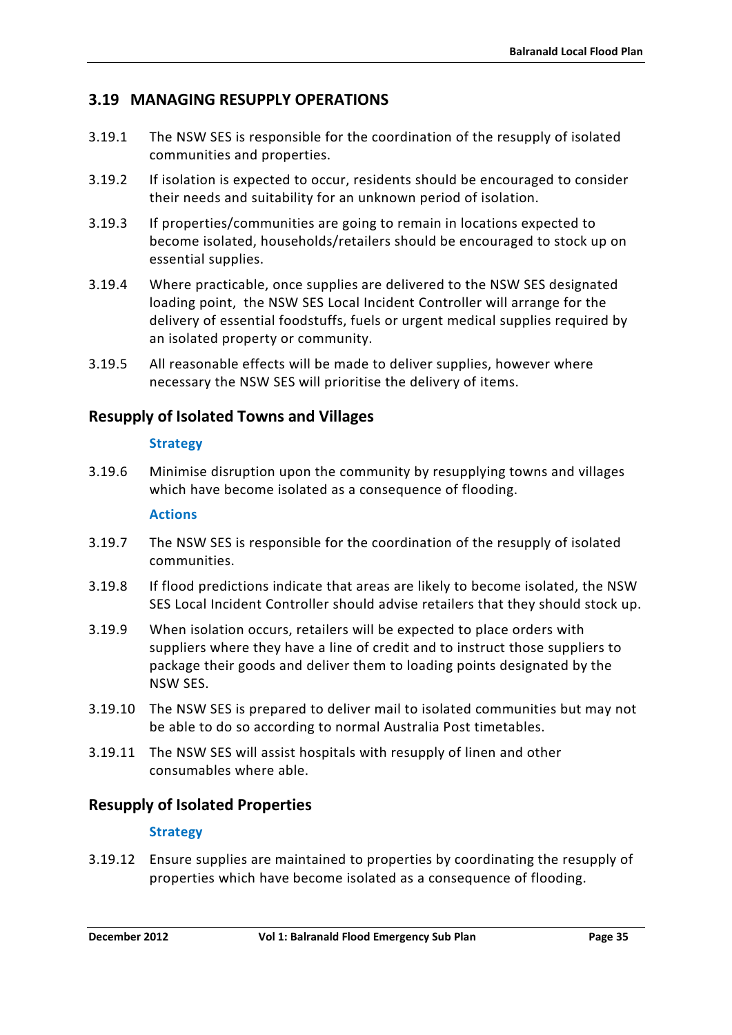## 3.19 MANAGING RESUPPLY OPERATIONS

3.19.1 The NSW SES is responsible for the coordination of the resupply of isolated communities and properties.

3.19.2 If isolation is expected to occur, residents should be encouraged to consider their needs and suitability for an unknown period of isolation.

3.19.3 If properties/communities are going to remain in locations expected to become isolated, households/retailers should be encouraged to stock up on essential supplies.

3.19.4 Where practicable, once supplies are delivered to the NSW SES designated loading point, the NSW SES Local Incident Controller will arrange for the delivery of essential foodstuffs, fuels or urgent medical supplies required by an isolated property or community.

3.19.5 All reasonable effects will be made to deliver supplies, however where necessary the NSW SES will prioritise the delivery of items.

### Resupply of Isolated Towns and Villages

**Strategy**

3.19.6 Minimise disruption upon the community by resupplying towns and villages which have become isolated as a consequence of flooding.

**Actions**

3.19.7 The NSW SES is responsible for the coordination of the resupply of isolated communities.

3.19.8 If flood predictions indicate that areas are likely to become isolated, the NSW SES Local Incident Controller should advise retailers that they should stock up.

3.19.9 When isolation occurs, retailers will be expected to place orders with suppliers where they have a line of credit and to instruct those suppliers to package their goods and deliver them to loading points designated by the NSW SES.

3.19.10 The NSW SES is prepared to deliver mail to isolated communities but may not be able to do so according to normal Australia Post timetables.

3.19.11 The NSW SES will assist hospitals with resupply of linen and other consumables where able.

### Resupply of Isolated Properties

**Strategy**

3.19.12 Ensure supplies are maintained to properties by coordinating the resupply of properties which have become isolated as a consequence of flooding.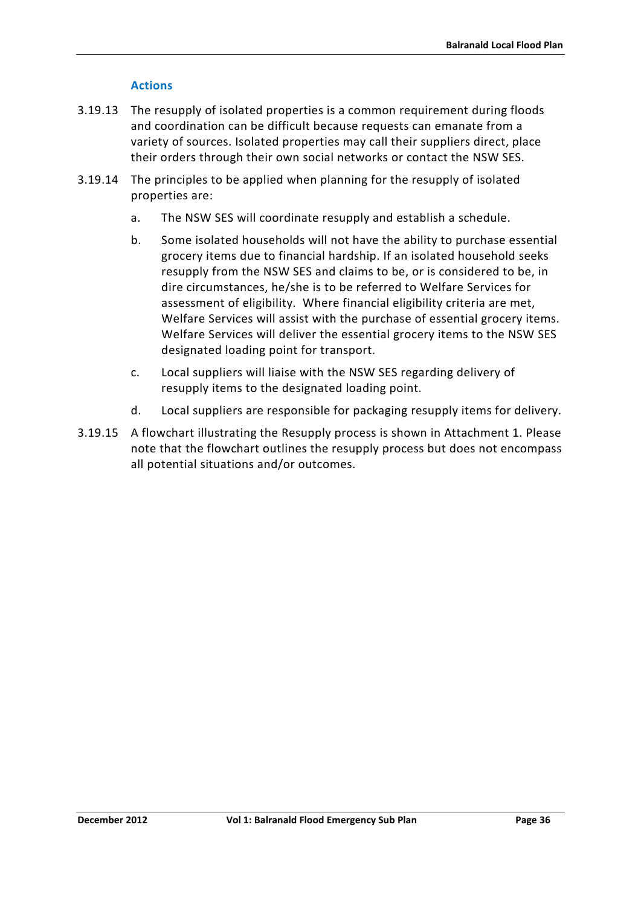### Actions

3.19.13 The resupply of isolated properties is a common requirement during floods and coordination can be difficult because requests can emanate from a variety of sources. Isolated properties may call their suppliers direct, place their orders through their own social networks or contact the NSW SES.

3.19.14 The principles to be applied when planning for the resupply of isolated properties are:

a. The NSW SES will coordinate resupply and establish a schedule.

b. Some isolated households will not have the ability to purchase essential grocery items due to financial hardship. If an isolated household seeks resupply from the NSW SES and claims to be, or is considered to be, in dire circumstances, he/she is to be referred to Welfare Services for assessment of eligibility. Where financial eligibility criteria are met, Welfare Services will assist with the purchase of essential grocery items. Welfare Services will deliver the essential grocery items to the NSW SES designated loading point for transport.

c. Local suppliers will liaise with the NSW SES regarding delivery of resupply items to the designated loading point.

d. Local suppliers are responsible for packaging resupply items for delivery.

3.19.15 A flowchart illustrating the Resupply process is shown in Attachment 1. Please note that the flowchart outlines the resupply process but does not encompass all potential situations and/or outcomes.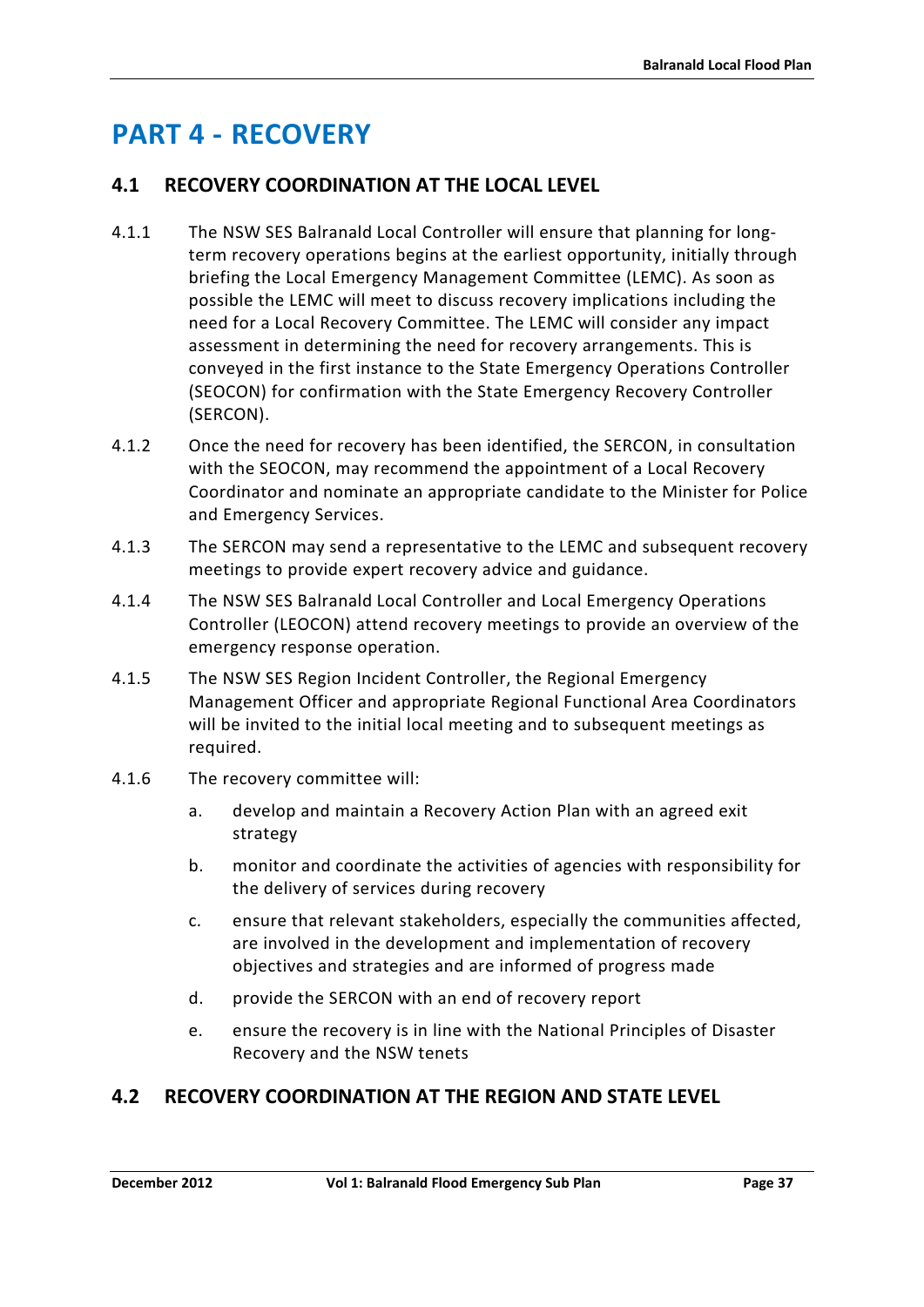# PART 4 - RECOVERY

## 4.1 RECOVERY COORDINATION AT THE LOCAL LEVEL

4.1.1 The NSW SES Balranald Local Controller will ensure that planning for long-term recovery operations begins at the earliest opportunity, initially through briefing the Local Emergency Management Committee (LEMC). As soon as possible the LEMC will meet to discuss recovery implications including the need for a Local Recovery Committee. The LEMC will consider any impact assessment in determining the need for recovery arrangements. This is conveyed in the first instance to the State Emergency Operations Controller (SEOCON) for confirmation with the State Emergency Recovery Controller (SERCON).

4.1.2 Once the need for recovery has been identified, the SERCON, in consultation with the SEOCON, may recommend the appointment of a Local Recovery Coordinator and nominate an appropriate candidate to the Minister for Police and Emergency Services.

4.1.3 The SERCON may send a representative to the LEMC and subsequent recovery meetings to provide expert recovery advice and guidance.

4.1.4 The NSW SES Balranald Local Controller and Local Emergency Operations Controller (LEOCON) attend recovery meetings to provide an overview of the emergency response operation.

4.1.5 The NSW SES Region Incident Controller, the Regional Emergency Management Officer and appropriate Regional Functional Area Coordinators will be invited to the initial local meeting and to subsequent meetings as required.

4.1.6 The recovery committee will:

a. develop and maintain a Recovery Action Plan with an agreed exit strategy

b. monitor and coordinate the activities of agencies with responsibility for the delivery of services during recovery

c. ensure that relevant stakeholders, especially the communities affected, are involved in the development and implementation of recovery objectives and strategies and are informed of progress made

d. provide the SERCON with an end of recovery report

e. ensure the recovery is in line with the National Principles of Disaster Recovery and the NSW tenets

## 4.2 RECOVERY COORDINATION AT THE REGION AND STATE LEVEL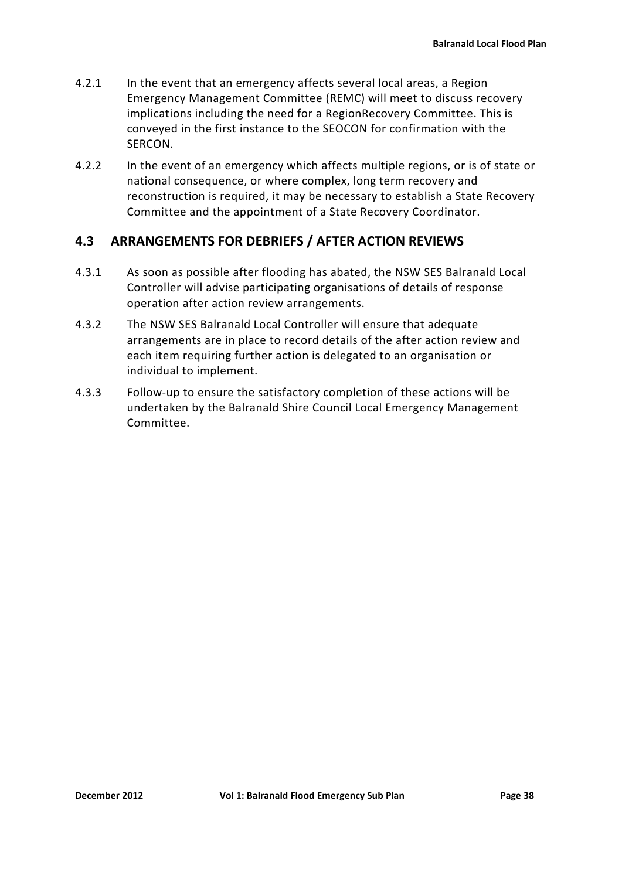4.2.1 In the event that an emergency affects several local areas, a Region Emergency Management Committee (REMC) will meet to discuss recovery implications including the need for a RegionRecovery Committee. This is conveyed in the first instance to the SEOCON for confirmation with the SERCON.

4.2.2 In the event of an emergency which affects multiple regions, or is of state or national consequence, or where complex, long term recovery and reconstruction is required, it may be necessary to establish a State Recovery Committee and the appointment of a State Recovery Coordinator.

## 4.3 ARRANGEMENTS FOR DEBRIEFS / AFTER ACTION REVIEWS

4.3.1 As soon as possible after flooding has abated, the NSW SES Balranald Local Controller will advise participating organisations of details of response operation after action review arrangements.

4.3.2 The NSW SES Balranald Local Controller will ensure that adequate arrangements are in place to record details of the after action review and each item requiring further action is delegated to an organisation or individual to implement.

4.3.3 Follow-up to ensure the satisfactory completion of these actions will be undertaken by the Balranald Shire Council Local Emergency Management Committee.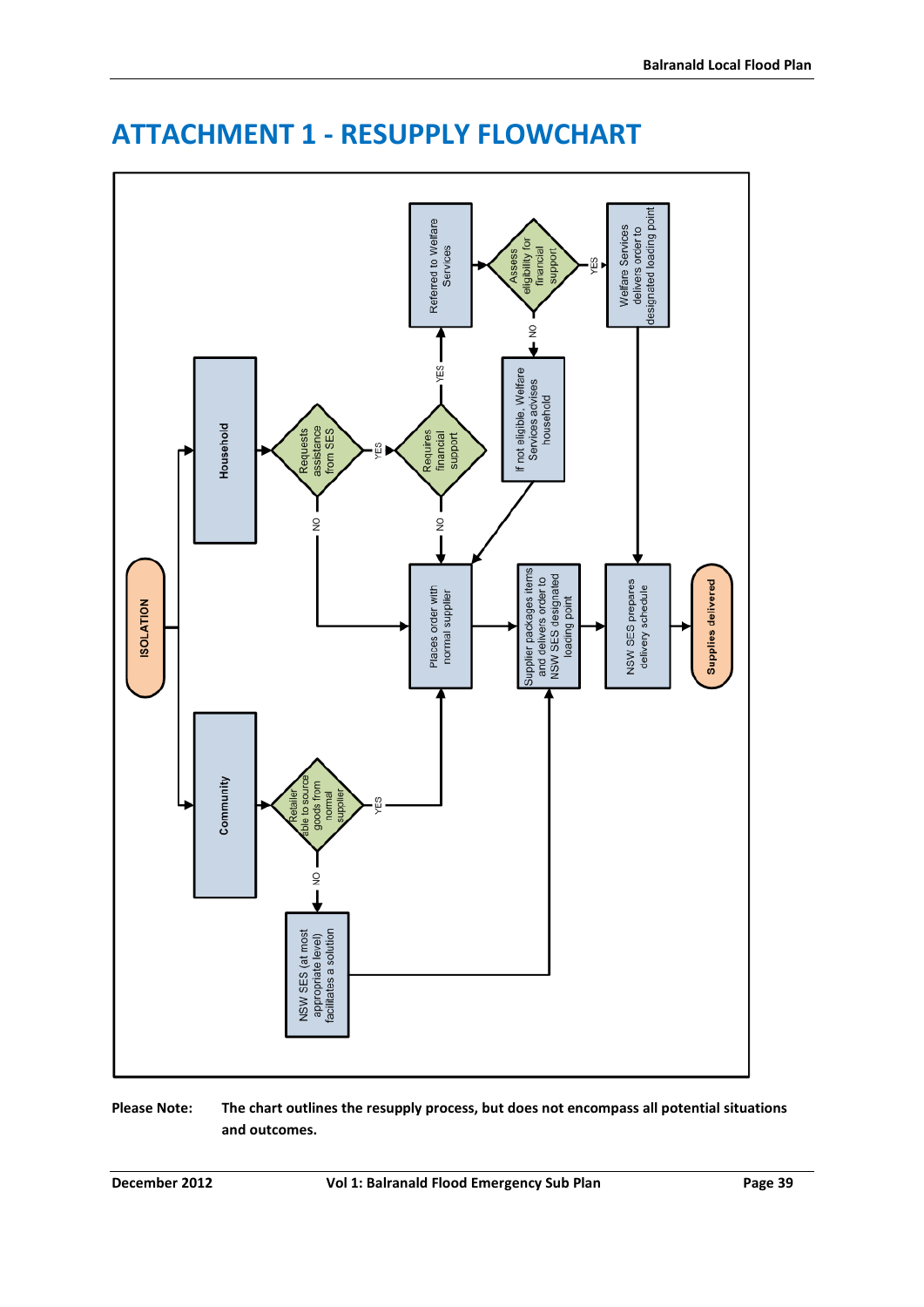# ATTACHMENT 1 - RESUPPLY FLOWCHART

ISOLATION

Household

Requests assistence from SES

YES

Requires financial support

YES

Referred to Welfare Services

Assess eligibility for financial support

YES

Welfare Services delivers order to designated loading point

NO

If not eligible, Welfare Services advises household

NO

NO

Places order with normal supplier

Supplier packages items and delivers order to NSW SES designated loading point

NSW SES prepares delivery schedule

Supplies delivered

Community

Retailer able to source goods from normal supplier

YES

NO

NSW SES (at most appropriate level) facilitates a solution

**Please Note:** **The chart outlines the resupply process, but does not encompass all potential situations and outcomes.**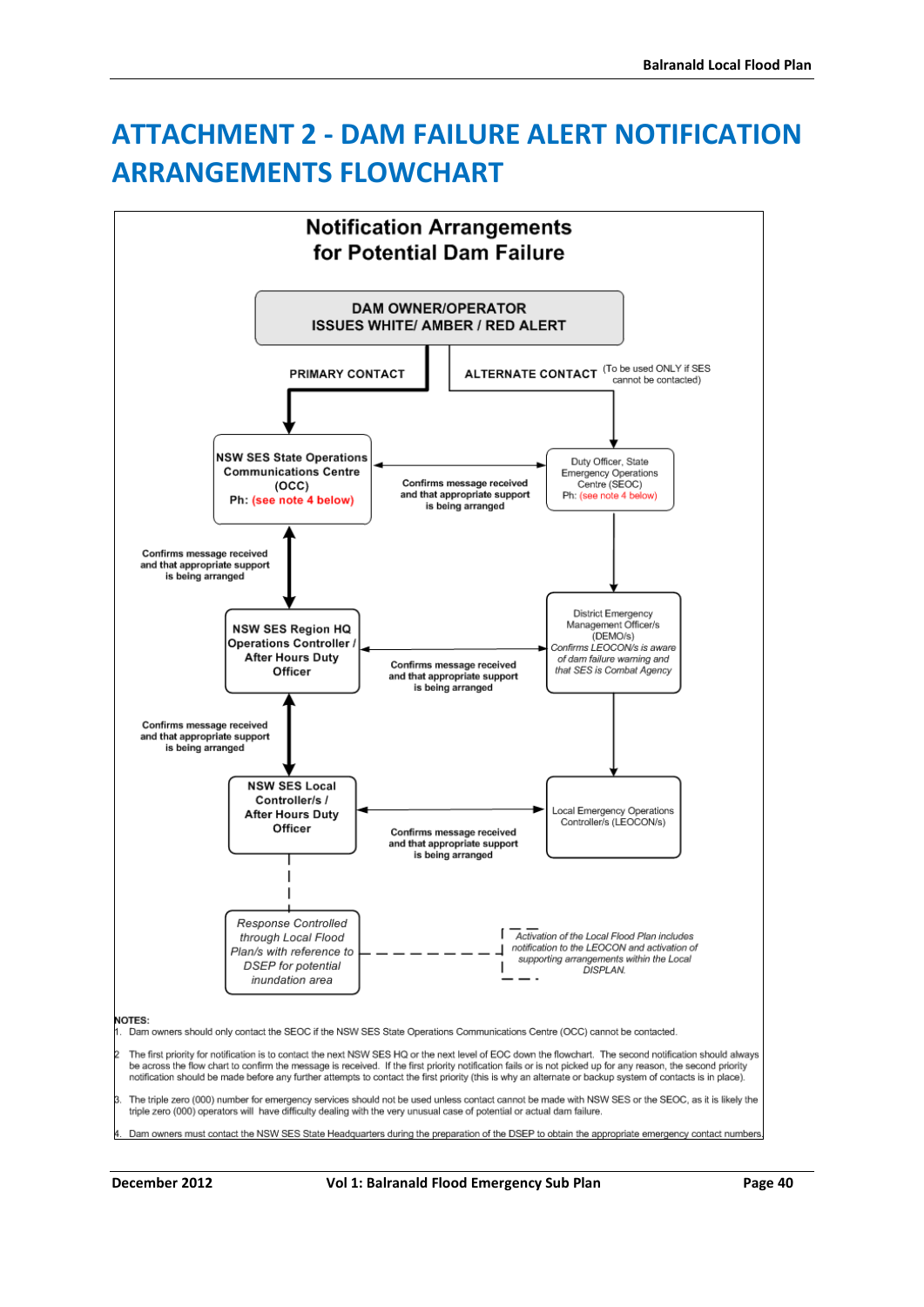# ATTACHMENT 2 - DAM FAILURE ALERT NOTIFICATION ARRANGEMENTS FLOWCHART

## Notification Arrangements for Potential Dam Failure

**DAM OWNER/OPERATOR ISSUES WHITE/ AMBER / RED ALERT**

**PRIMARY CONTACT**

**ALTERNATE CONTACT** (To be used ONLY if SES cannot be contacted)

**NSW SES State Operations Communications Centre (OCC)**
**Ph: (see note 4 below)**

Duty Officer, State Emergency Operations Centre (SEOC)
Ph: (see note 4 below)

**Confirms message received and that appropriate support is being arranged**

**NSW SES Region HQ Operations Controller / After Hours Duty Officer**

District Emergency Management Officer/s (DEMO/s)
*Confirms LEOCON/s is aware of dam failure warning and that SES is Combat Agency*

**NSW SES Local Controller/s / After Hours Duty Officer**

Local Emergency Operations Controller/s (LEOCON/s)

*Response Controlled through Local Flood Plan/s with reference to DSEP for potential inundation area*

*Activation of the Local Flood Plan includes notification to the LEOCON and activation of supporting arrangements within the Local DISPLAN.*

**NOTES:**

1. Dam owners should only contact the SEOC if the NSW SES State Operations Communications Centre (OCC) cannot be contacted.
2. The first priority for notification is to contact the next NSW SES HQ or the next level of EOC down the flowchart. The second notification should always be across the flow chart to confirm the message is received. If the first priority notification fails or is not picked up for any reason, the second priority notification should be made before any further attempts to contact the first priority (this is why an alternate or backup system of contacts is in place).
3. The triple zero (000) number for emergency services should not be used unless contact cannot be made with NSW SES or the SEOC, as it is likely the triple zero (000) operators will have difficulty dealing with the very unusual case of potential or actual dam failure.
4. Dam owners must contact the NSW SES State Headquarters during the preparation of the DSEP to obtain the appropriate emergency contact numbers.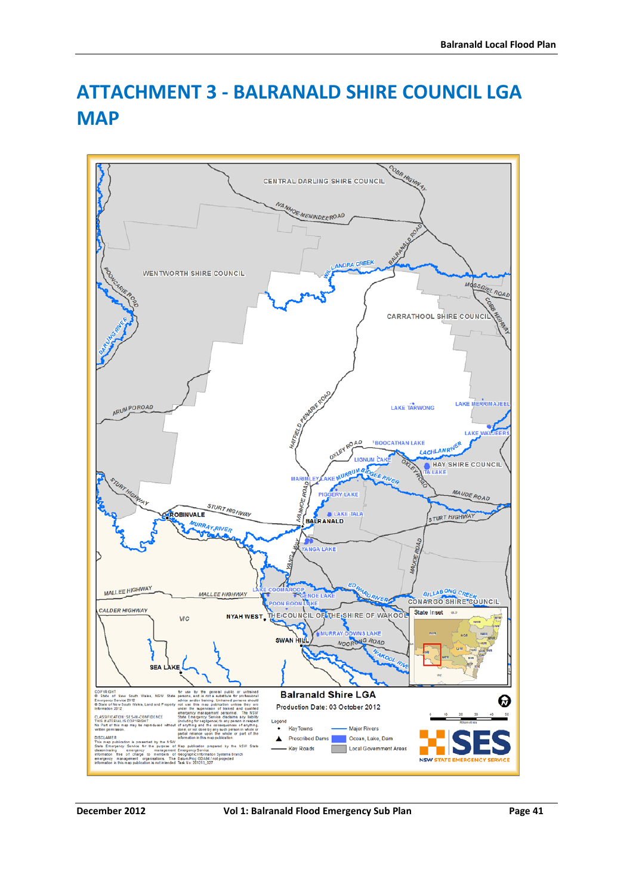# ATTACHMENT 3 - BALRANALD SHIRE COUNCIL LGA MAP

CENTRAL DARLING SHIRE COUNCIL

COBB HIGHWAY

IVANHOE-MENINDEE ROAD

BALRANALD ROAD

WILLANDRA CREEK

WENTWORTH SHIRE COUNCIL

POONCARIE ROAD

MOSSGIEL ROAD

COBB HIGHWAY

CARRATHOOL SHIRE COUNCIL

DARLING RIVER

ARUMPO ROAD

HATFIELD PENARIE ROAD

LAKE TARWONG

LAKE MERRIMAJEEL

LAKE WALJEERS

OXLEY ROAD

BOOCATHAN LAKE

LACHLAN RIVER

LIGNUM LAKE

OXLEY ROAD

HAY SHIRE COUNCIL

ITA LAKE

MARIMLEY LAKE

MURRUMBIDGEE RIVER

STURT HIGHWAY

IVANHOE ROAD

PIGGERY LAKE

MAUDE ROAD

STURT HIGHWAY

ROBINVALE

LAKE TALA

STURT HIGHWAY

BALRANALD

MURRAY RIVER

YANGA LAKE

YANGA WAY

MAUDE ROAD

MALLEE HIGHWAY

MALLEE HIGHWAY

LAKE COOMAROOP

EDWARD RIVER

BILLABONG CREEK

GENOE LAKE

POON BOON LAKE

CONARGO SHIRE COUNCIL

CALDER HIGHWAY

VIC

NYAH WEST

THE COUNCIL OF THE SHIRE OF WAKOOL

State Inset

SWAN HILL

MURRAY DOWNS LAKE

NOORONG ROAD

WAKOOL RIVER

SEA LAKE

COPYRIGHT
© State of New South Wales, NSW State Emergency Service 2012
© State of New South Wales, Land and Property Information 2012

CLASSIFICATION: SES-IN-CONFIDENCE
THIS MATERIAL IS COPYRIGHT
No Part of this map may be reproduced without written permission.

DISCLAIMER
This map publication is presented by the NSW State Emergency Service for the purpose of disseminating emergency management information free of charge to members of emergency management organisations. The information in this map publication is not intended for use by the general public or untrained persons, and is not a substitute for professional advice and/or training. Untrained persons should not use this map publication unless they are under the supervision of trained and qualified emergency management personnel. The NSW State Emergency Service disclaims any liability (including for negligence) to any person in respect of anything, and the consequences of anything, done, or not done by any such person in whole or partial reliance upon the whole or part of the information in this map publication.

Map publication prepared by the NSW State Emergency Service
Geographic Information Systems branch
Datum/Proj: GDA94 / not projected
Task No: 201213_037

**Balranald Shire LGA**

Production Date: 03 October 2012

Legend
- Key Towns
- Prescribed Dams
- Key Roads
- Major Rivers
- Ocean, Lake, Dam
- Local Government Areas

0 10 20 30 40 50
Kilometres

SES
NSW STATE EMERGENCY SERVICE